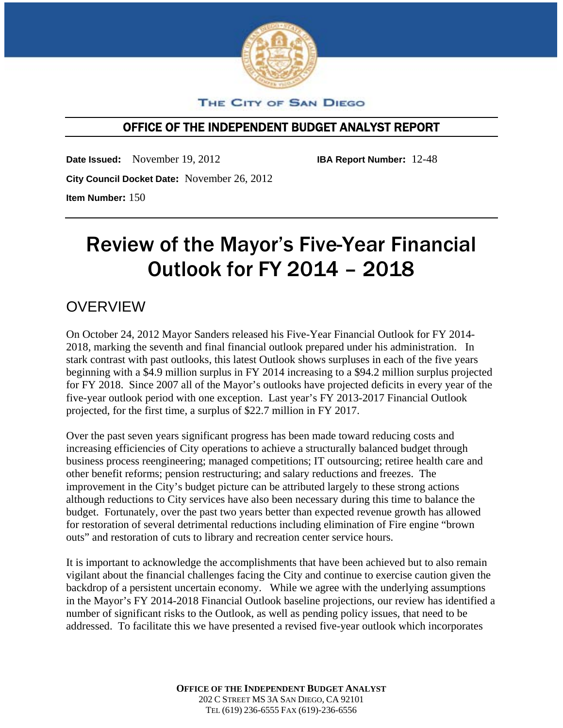THE CITY OF SAN DIEGO

## OFFICE OF THE INDEPENDENT BUDGET ANALYST REPORT

**Date Issued:** November 19, 2012 **IBA Report Number:** 12-48

**City Council Docket Date:** November 26, 2012

**Item Number:** 150

# Review of the Mayor's Five-Year Financial Outlook for FY 2014 – 2018

## OVERVIEW

On October 24, 2012 Mayor Sanders released his Five-Year Financial Outlook for FY 2014-2018, marking the seventh and final financial outlook prepared under his administration. In stark contrast with past outlooks, this latest Outlook shows surpluses in each of the five years beginning with a $4.9 million surplus in FY 2014 increasing to a $94.2 million surplus projected for FY 2018. Since 2007 all of the Mayor's outlooks have projected deficits in every year of the five-year outlook period with one exception. Last year's FY 2013-2017 Financial Outlook projected, for the first time, a surplus of $22.7 million in FY 2017.

Over the past seven years significant progress has been made toward reducing costs and increasing efficiencies of City operations to achieve a structurally balanced budget through business process reengineering; managed competitions; IT outsourcing; retiree health care and other benefit reforms; pension restructuring; and salary reductions and freezes. The improvement in the City's budget picture can be attributed largely to these strong actions although reductions to City services have also been necessary during this time to balance the budget. Fortunately, over the past two years better than expected revenue growth has allowed for restoration of several detrimental reductions including elimination of Fire engine "brown outs" and restoration of cuts to library and recreation center service hours.

It is important to acknowledge the accomplishments that have been achieved but to also remain vigilant about the financial challenges facing the City and continue to exercise caution given the backdrop of a persistent uncertain economy. While we agree with the underlying assumptions in the Mayor's FY 2014-2018 Financial Outlook baseline projections, our review has identified a number of significant risks to the Outlook, as well as pending policy issues, that need to be addressed. To facilitate this we have presented a revised five-year outlook which incorporates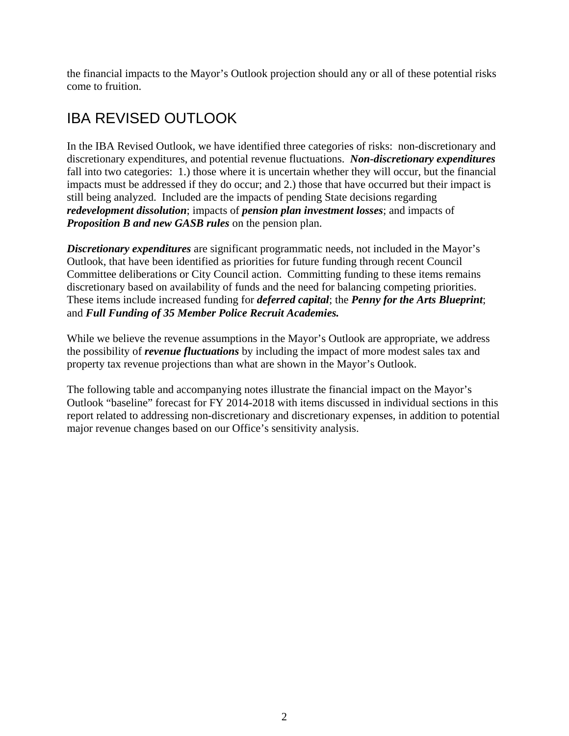the financial impacts to the Mayor's Outlook projection should any or all of these potential risks come to fruition.

## IBA REVISED OUTLOOK

In the IBA Revised Outlook, we have identified three categories of risks: non-discretionary and discretionary expenditures, and potential revenue fluctuations. ***Non-discretionary expenditures*** fall into two categories: 1.) those where it is uncertain whether they will occur, but the financial impacts must be addressed if they do occur; and 2.) those that have occurred but their impact is still being analyzed. Included are the impacts of pending State decisions regarding ***redevelopment dissolution***; impacts of ***pension plan investment losses***; and impacts of ***Proposition B and new GASB rules*** on the pension plan.

***Discretionary expenditures*** are significant programmatic needs, not included in the Mayor's Outlook, that have been identified as priorities for future funding through recent Council Committee deliberations or City Council action. Committing funding to these items remains discretionary based on availability of funds and the need for balancing competing priorities. These items include increased funding for ***deferred capital***; the ***Penny for the Arts Blueprint***; and ***Full Funding of 35 Member Police Recruit Academies.***

While we believe the revenue assumptions in the Mayor's Outlook are appropriate, we address the possibility of ***revenue fluctuations*** by including the impact of more modest sales tax and property tax revenue projections than what are shown in the Mayor's Outlook.

The following table and accompanying notes illustrate the financial impact on the Mayor's Outlook "baseline" forecast for FY 2014-2018 with items discussed in individual sections in this report related to addressing non-discretionary and discretionary expenses, in addition to potential major revenue changes based on our Office's sensitivity analysis.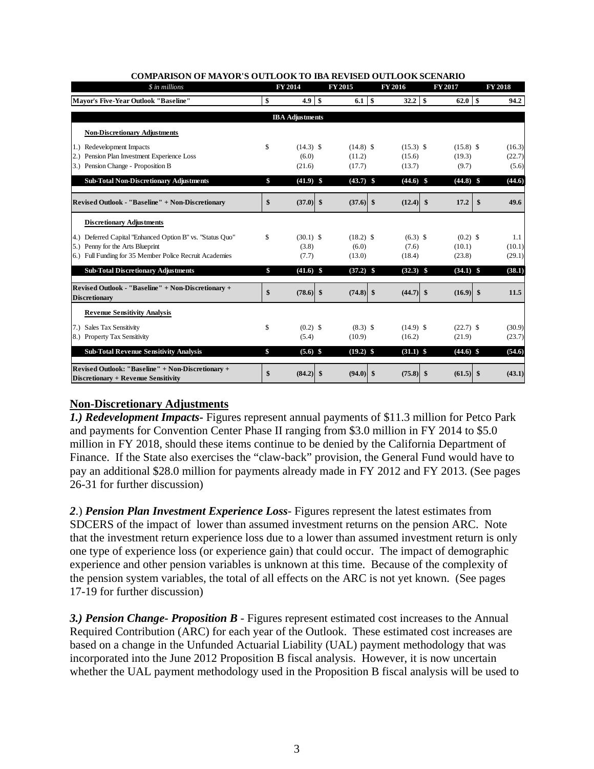**COMPARISON OF MAYOR'S OUTLOOK TO IBA REVISED OUTLOOK SCENARIO**

| *$ in millions* | FY 2014 | FY 2015 | FY 2016 | FY 2017 | FY 2018 |
|---|---|---|---|---|---|
| **Mayor's Five-Year Outlook "Baseline"** | **$ 4.9** | **$ 6.1** | **$ 32.2** | **$ 62.0** | **$ 94.2** |
| **IBA Adjustments** | | | | | |
| **Non-Discretionary Adjustments** | | | | | |
| 1.) Redevelopment Impacts | $ (14.3) | $ (14.8) | $ (15.3) | $ (15.8) | $ (16.3) |
| 2.) Pension Plan Investment Experience Loss | (6.0) | (11.2) | (15.6) | (19.3) | (22.7) |
| 3.) Pension Change - Proposition B | (21.6) | (17.7) | (13.7) | (9.7) | (5.6) |
| **Sub-Total Non-Discretionary Adjustments** | **$ (41.9)** | **$ (43.7)** | **$ (44.6)** | **$ (44.8)** | **$ (44.6)** |
| **Revised Outlook - "Baseline" + Non-Discretionary** | **$ (37.0)** | **$ (37.6)** | **$ (12.4)** | **$ 17.2** | **$ 49.6** |
| **Discretionary Adjustments** | | | | | |
| 4.) Deferred Capital "Enhanced Option B" vs. "Status Quo" | $ (30.1) | $ (18.2) | $ (6.3) | $ (0.2) | $ 1.1 |
| 5.) Penny for the Arts Blueprint | (3.8) | (6.0) | (7.6) | (10.1) | (10.1) |
| 6.) Full Funding for 35 Member Police Recruit Academies | (7.7) | (13.0) | (18.4) | (23.8) | (29.1) |
| **Sub-Total Discretionary Adjustments** | **$ (41.6)** | **$ (37.2)** | **$ (32.3)** | **$ (34.1)** | **$ (38.1)** |
| **Revised Outlook - "Baseline" + Non-Discretionary + Discretionary** | **$ (78.6)** | **$ (74.8)** | **$ (44.7)** | **$ (16.9)** | **$ 11.5** |
| **Revenue Sensitivity Analysis** | | | | | |
| 7.) Sales Tax Sensitivity | $ (0.2) | $ (8.3) | $ (14.9) | $ (22.7) | $ (30.9) |
| 8.) Property Tax Sensitivity | (5.4) | (10.9) | (16.2) | (21.9) | (23.7) |
| **Sub-Total Revenue Sensitivity Analysis** | **$ (5.6)** | **$ (19.2)** | **$ (31.1)** | **$ (44.6)** | **$ (54.6)** |
| **Revised Outlook: "Baseline" + Non-Discretionary + Discretionary + Revenue Sensitivity** | **$ (84.2)** | **$ (94.0)** | **$ (75.8)** | **$ (61.5)** | **$ (43.1)** |

## Non-Discretionary Adjustments

***1.) Redevelopment Impacts***- Figures represent annual payments of $11.3 million for Petco Park and payments for Convention Center Phase II ranging from $3.0 million in FY 2014 to $5.0 million in FY 2018, should these items continue to be denied by the California Department of Finance. If the State also exercises the "claw-back" provision, the General Fund would have to pay an additional $28.0 million for payments already made in FY 2012 and FY 2013. (See pages 26-31 for further discussion)

***2.) Pension Plan Investment Experience Loss***- Figures represent the latest estimates from SDCERS of the impact of lower than assumed investment returns on the pension ARC. Note that the investment return experience loss due to a lower than assumed investment return is only one type of experience loss (or experience gain) that could occur. The impact of demographic experience and other pension variables is unknown at this time. Because of the complexity of the pension system variables, the total of all effects on the ARC is not yet known. (See pages 17-19 for further discussion)

***3.) Pension Change- Proposition B*** - Figures represent estimated cost increases to the Annual Required Contribution (ARC) for each year of the Outlook. These estimated cost increases are based on a change in the Unfunded Actuarial Liability (UAL) payment methodology that was incorporated into the June 2012 Proposition B fiscal analysis. However, it is now uncertain whether the UAL payment methodology used in the Proposition B fiscal analysis will be used to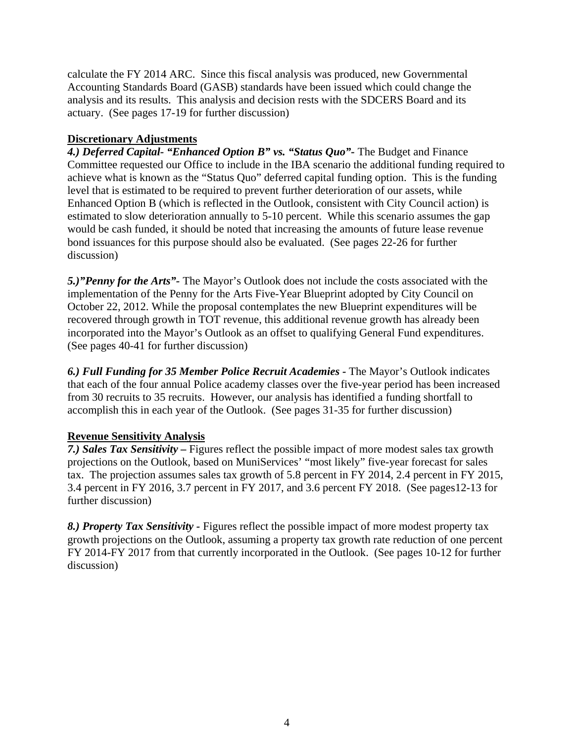calculate the FY 2014 ARC. Since this fiscal analysis was produced, new Governmental Accounting Standards Board (GASB) standards have been issued which could change the analysis and its results. This analysis and decision rests with the SDCERS Board and its actuary. (See pages 17-19 for further discussion)

**Discretionary Adjustments**

***4.) Deferred Capital- "Enhanced Option B" vs. "Status Quo"-*** The Budget and Finance Committee requested our Office to include in the IBA scenario the additional funding required to achieve what is known as the "Status Quo" deferred capital funding option. This is the funding level that is estimated to be required to prevent further deterioration of our assets, while Enhanced Option B (which is reflected in the Outlook, consistent with City Council action) is estimated to slow deterioration annually to 5-10 percent. While this scenario assumes the gap would be cash funded, it should be noted that increasing the amounts of future lease revenue bond issuances for this purpose should also be evaluated. (See pages 22-26 for further discussion)

***5.)"Penny for the Arts"-*** The Mayor's Outlook does not include the costs associated with the implementation of the Penny for the Arts Five-Year Blueprint adopted by City Council on October 22, 2012. While the proposal contemplates the new Blueprint expenditures will be recovered through growth in TOT revenue, this additional revenue growth has already been incorporated into the Mayor's Outlook as an offset to qualifying General Fund expenditures. (See pages 40-41 for further discussion)

***6.) Full Funding for 35 Member Police Recruit Academies -*** The Mayor's Outlook indicates that each of the four annual Police academy classes over the five-year period has been increased from 30 recruits to 35 recruits. However, our analysis has identified a funding shortfall to accomplish this in each year of the Outlook. (See pages 31-35 for further discussion)

**Revenue Sensitivity Analysis**

***7.) Sales Tax Sensitivity –*** Figures reflect the possible impact of more modest sales tax growth projections on the Outlook, based on MuniServices' "most likely" five-year forecast for sales tax. The projection assumes sales tax growth of 5.8 percent in FY 2014, 2.4 percent in FY 2015, 3.4 percent in FY 2016, 3.7 percent in FY 2017, and 3.6 percent FY 2018. (See pages12-13 for further discussion)

***8.) Property Tax Sensitivity -*** Figures reflect the possible impact of more modest property tax growth projections on the Outlook, assuming a property tax growth rate reduction of one percent FY 2014-FY 2017 from that currently incorporated in the Outlook. (See pages 10-12 for further discussion)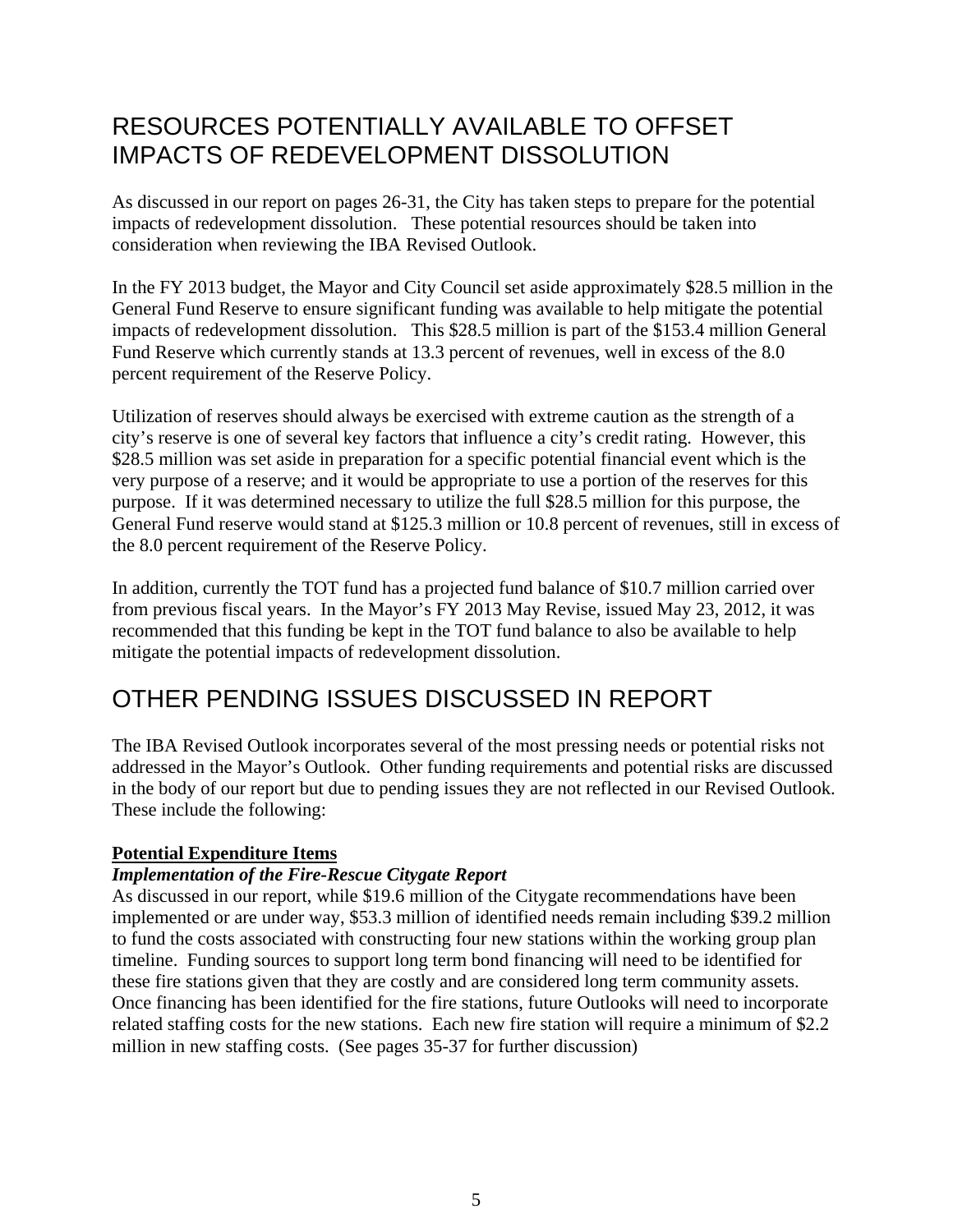## RESOURCES POTENTIALLY AVAILABLE TO OFFSET IMPACTS OF REDEVELOPMENT DISSOLUTION

As discussed in our report on pages 26-31, the City has taken steps to prepare for the potential impacts of redevelopment dissolution. These potential resources should be taken into consideration when reviewing the IBA Revised Outlook.

In the FY 2013 budget, the Mayor and City Council set aside approximately $28.5 million in the General Fund Reserve to ensure significant funding was available to help mitigate the potential impacts of redevelopment dissolution. This $28.5 million is part of the $153.4 million General Fund Reserve which currently stands at 13.3 percent of revenues, well in excess of the 8.0 percent requirement of the Reserve Policy.

Utilization of reserves should always be exercised with extreme caution as the strength of a city's reserve is one of several key factors that influence a city's credit rating. However, this $28.5 million was set aside in preparation for a specific potential financial event which is the very purpose of a reserve; and it would be appropriate to use a portion of the reserves for this purpose. If it was determined necessary to utilize the full $28.5 million for this purpose, the General Fund reserve would stand at $125.3 million or 10.8 percent of revenues, still in excess of the 8.0 percent requirement of the Reserve Policy.

In addition, currently the TOT fund has a projected fund balance of $10.7 million carried over from previous fiscal years. In the Mayor's FY 2013 May Revise, issued May 23, 2012, it was recommended that this funding be kept in the TOT fund balance to also be available to help mitigate the potential impacts of redevelopment dissolution.

## OTHER PENDING ISSUES DISCUSSED IN REPORT

The IBA Revised Outlook incorporates several of the most pressing needs or potential risks not addressed in the Mayor's Outlook. Other funding requirements and potential risks are discussed in the body of our report but due to pending issues they are not reflected in our Revised Outlook. These include the following:

**Potential Expenditure Items**

***Implementation of the Fire-Rescue Citygate Report***

As discussed in our report, while $19.6 million of the Citygate recommendations have been implemented or are under way, $53.3 million of identified needs remain including $39.2 million to fund the costs associated with constructing four new stations within the working group plan timeline. Funding sources to support long term bond financing will need to be identified for these fire stations given that they are costly and are considered long term community assets. Once financing has been identified for the fire stations, future Outlooks will need to incorporate related staffing costs for the new stations. Each new fire station will require a minimum of $2.2 million in new staffing costs. (See pages 35-37 for further discussion)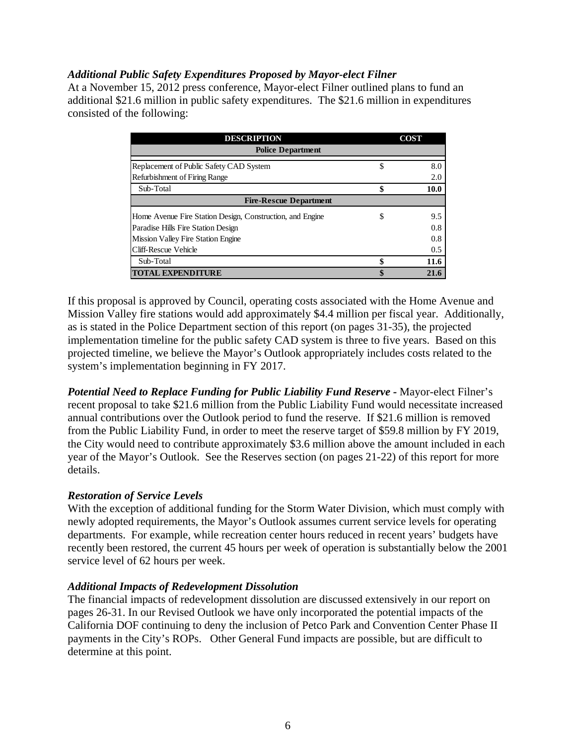***Additional Public Safety Expenditures Proposed by Mayor-elect Filner***

At a November 15, 2012 press conference, Mayor-elect Filner outlined plans to fund an additional \$21.6 million in public safety expenditures. The \$21.6 million in expenditures consisted of the following:

| DESCRIPTION | COST |
|---|---|
| **Police Department** | |
| Replacement of Public Safety CAD System | \$ 8.0 |
| Refurbishment of Firing Range | 2.0 |
| Sub-Total | **\$ 10.0** |
| **Fire-Rescue Department** | |
| Home Avenue Fire Station Design, Construction, and Engine | \$ 9.5 |
| Paradise Hills Fire Station Design | 0.8 |
| Mission Valley Fire Station Engine | 0.8 |
| Cliff-Rescue Vehicle | 0.5 |
| Sub-Total | **\$ 11.6** |
| **TOTAL EXPENDITURE** | **\$ 21.6** |

If this proposal is approved by Council, operating costs associated with the Home Avenue and Mission Valley fire stations would add approximately \$4.4 million per fiscal year. Additionally, as is stated in the Police Department section of this report (on pages 31-35), the projected implementation timeline for the public safety CAD system is three to five years. Based on this projected timeline, we believe the Mayor's Outlook appropriately includes costs related to the system's implementation beginning in FY 2017.

***Potential Need to Replace Funding for Public Liability Fund Reserve*** - Mayor-elect Filner's recent proposal to take \$21.6 million from the Public Liability Fund would necessitate increased annual contributions over the Outlook period to fund the reserve. If \$21.6 million is removed from the Public Liability Fund, in order to meet the reserve target of \$59.8 million by FY 2019, the City would need to contribute approximately \$3.6 million above the amount included in each year of the Mayor's Outlook. See the Reserves section (on pages 21-22) of this report for more details.

***Restoration of Service Levels***

With the exception of additional funding for the Storm Water Division, which must comply with newly adopted requirements, the Mayor's Outlook assumes current service levels for operating departments. For example, while recreation center hours reduced in recent years' budgets have recently been restored, the current 45 hours per week of operation is substantially below the 2001 service level of 62 hours per week.

***Additional Impacts of Redevelopment Dissolution***

The financial impacts of redevelopment dissolution are discussed extensively in our report on pages 26-31. In our Revised Outlook we have only incorporated the potential impacts of the California DOF continuing to deny the inclusion of Petco Park and Convention Center Phase II payments in the City's ROPs. Other General Fund impacts are possible, but are difficult to determine at this point.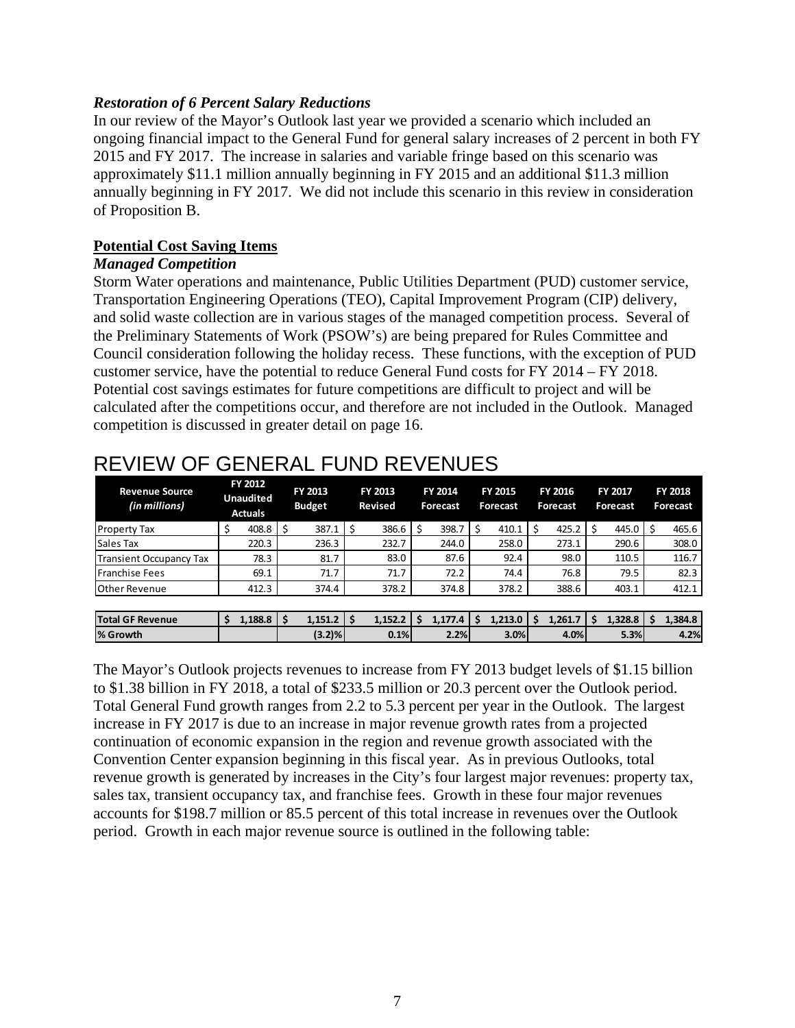***Restoration of 6 Percent Salary Reductions***

In our review of the Mayor's Outlook last year we provided a scenario which included an ongoing financial impact to the General Fund for general salary increases of 2 percent in both FY 2015 and FY 2017. The increase in salaries and variable fringe based on this scenario was approximately $11.1 million annually beginning in FY 2015 and an additional $11.3 million annually beginning in FY 2017. We did not include this scenario in this review in consideration of Proposition B.

**Potential Cost Saving Items**

***Managed Competition***

Storm Water operations and maintenance, Public Utilities Department (PUD) customer service, Transportation Engineering Operations (TEO), Capital Improvement Program (CIP) delivery, and solid waste collection are in various stages of the managed competition process. Several of the Preliminary Statements of Work (PSOW's) are being prepared for Rules Committee and Council consideration following the holiday recess. These functions, with the exception of PUD customer service, have the potential to reduce General Fund costs for FY 2014 – FY 2018. Potential cost savings estimates for future competitions are difficult to project and will be calculated after the competitions occur, and therefore are not included in the Outlook. Managed competition is discussed in greater detail on page 16.

# REVIEW OF GENERAL FUND REVENUES

| Revenue Source *(in millions)* | FY 2012 Unaudited Actuals | FY 2013 Budget | FY 2013 Revised | FY 2014 Forecast | FY 2015 Forecast | FY 2016 Forecast | FY 2017 Forecast | FY 2018 Forecast |
|---|---|---|---|---|---|---|---|---|
| Property Tax | $ 408.8 | $ 387.1 | $ 386.6 | $ 398.7 | $ 410.1 | $ 425.2 | $ 445.0 | $ 465.6 |
| Sales Tax | 220.3 | 236.3 | 232.7 | 244.0 | 258.0 | 273.1 | 290.6 | 308.0 |
| Transient Occupancy Tax | 78.3 | 81.7 | 83.0 | 87.6 | 92.4 | 98.0 | 110.5 | 116.7 |
| Franchise Fees | 69.1 | 71.7 | 71.7 | 72.2 | 74.4 | 76.8 | 79.5 | 82.3 |
| Other Revenue | 412.3 | 374.4 | 378.2 | 374.8 | 378.2 | 388.6 | 403.1 | 412.1 |
| **Total GF Revenue** | **$ 1,188.8** | **$ 1,151.2** | **$ 1,152.2** | **$ 1,177.4** | **$ 1,213.0** | **$ 1,261.7** | **$ 1,328.8** | **$ 1,384.8** |
| **% Growth** | | **(3.2)%** | **0.1%** | **2.2%** | **3.0%** | **4.0%** | **5.3%** | **4.2%** |

The Mayor's Outlook projects revenues to increase from FY 2013 budget levels of $1.15 billion to $1.38 billion in FY 2018, a total of $233.5 million or 20.3 percent over the Outlook period. Total General Fund growth ranges from 2.2 to 5.3 percent per year in the Outlook. The largest increase in FY 2017 is due to an increase in major revenue growth rates from a projected continuation of economic expansion in the region and revenue growth associated with the Convention Center expansion beginning in this fiscal year. As in previous Outlooks, total revenue growth is generated by increases in the City's four largest major revenues: property tax, sales tax, transient occupancy tax, and franchise fees. Growth in these four major revenues accounts for $198.7 million or 85.5 percent of this total increase in revenues over the Outlook period. Growth in each major revenue source is outlined in the following table: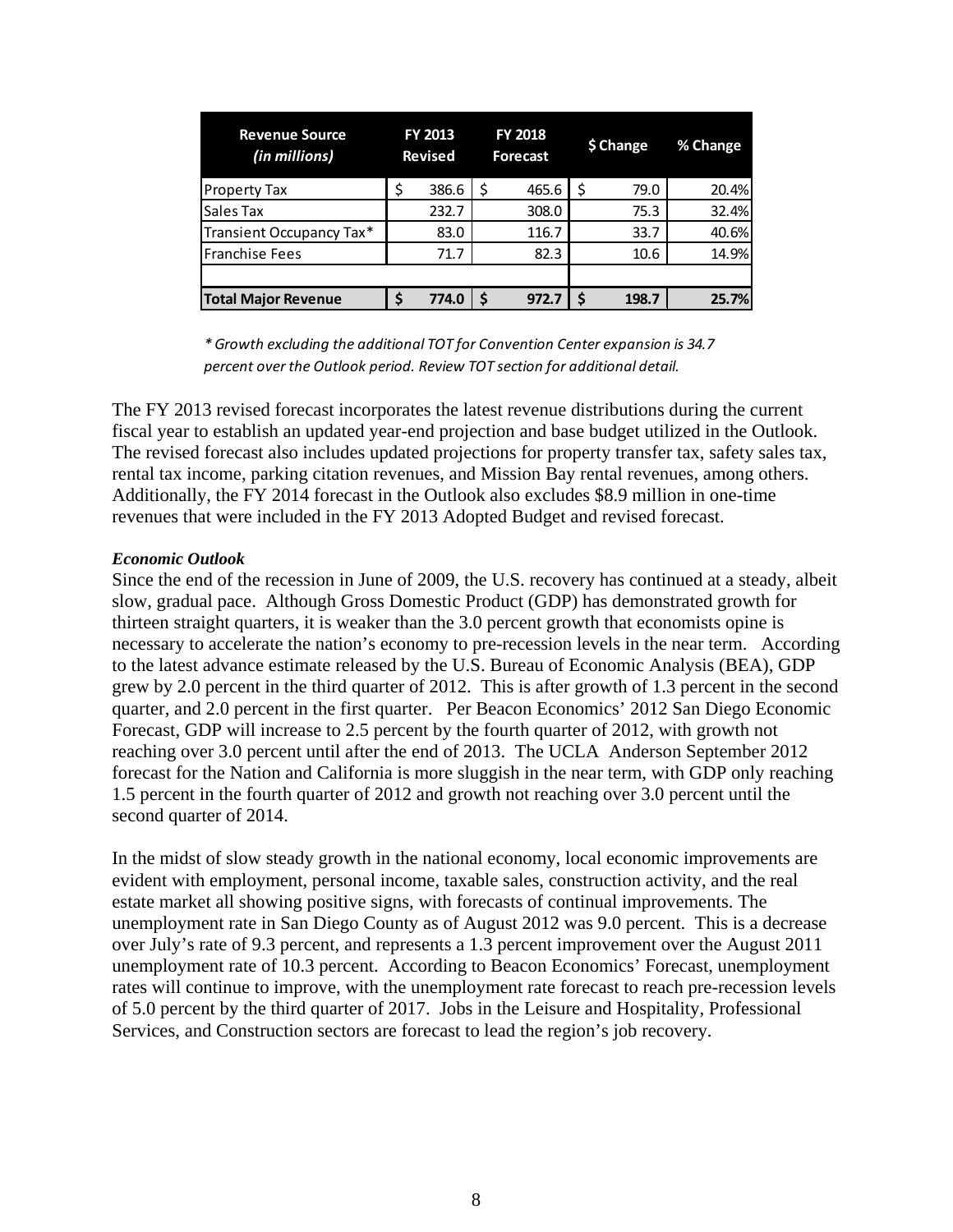| Revenue Source *(in millions)* | FY 2013 Revised | FY 2018 Forecast | $ Change | % Change |
|---|---|---|---|---|
| Property Tax | $ 386.6 | $ 465.6 | $ 79.0 | 20.4% |
| Sales Tax | 232.7 | 308.0 | 75.3 | 32.4% |
| Transient Occupancy Tax* | 83.0 | 116.7 | 33.7 | 40.6% |
| Franchise Fees | 71.7 | 82.3 | 10.6 | 14.9% |
| | | | | |
| **Total Major Revenue** | **$ 774.0** | **$ 972.7** | **$ 198.7** | **25.7%** |

*\* Growth excluding the additional TOT for Convention Center expansion is 34.7 percent over the Outlook period. Review TOT section for additional detail.*

The FY 2013 revised forecast incorporates the latest revenue distributions during the current fiscal year to establish an updated year-end projection and base budget utilized in the Outlook. The revised forecast also includes updated projections for property transfer tax, safety sales tax, rental tax income, parking citation revenues, and Mission Bay rental revenues, among others. Additionally, the FY 2014 forecast in the Outlook also excludes $8.9 million in one-time revenues that were included in the FY 2013 Adopted Budget and revised forecast.

***Economic Outlook***

Since the end of the recession in June of 2009, the U.S. recovery has continued at a steady, albeit slow, gradual pace. Although Gross Domestic Product (GDP) has demonstrated growth for thirteen straight quarters, it is weaker than the 3.0 percent growth that economists opine is necessary to accelerate the nation's economy to pre-recession levels in the near term. According to the latest advance estimate released by the U.S. Bureau of Economic Analysis (BEA), GDP grew by 2.0 percent in the third quarter of 2012. This is after growth of 1.3 percent in the second quarter, and 2.0 percent in the first quarter. Per Beacon Economics' 2012 San Diego Economic Forecast, GDP will increase to 2.5 percent by the fourth quarter of 2012, with growth not reaching over 3.0 percent until after the end of 2013. The UCLA Anderson September 2012 forecast for the Nation and California is more sluggish in the near term, with GDP only reaching 1.5 percent in the fourth quarter of 2012 and growth not reaching over 3.0 percent until the second quarter of 2014.

In the midst of slow steady growth in the national economy, local economic improvements are evident with employment, personal income, taxable sales, construction activity, and the real estate market all showing positive signs, with forecasts of continual improvements. The unemployment rate in San Diego County as of August 2012 was 9.0 percent. This is a decrease over July's rate of 9.3 percent, and represents a 1.3 percent improvement over the August 2011 unemployment rate of 10.3 percent. According to Beacon Economics' Forecast, unemployment rates will continue to improve, with the unemployment rate forecast to reach pre-recession levels of 5.0 percent by the third quarter of 2017. Jobs in the Leisure and Hospitality, Professional Services, and Construction sectors are forecast to lead the region's job recovery.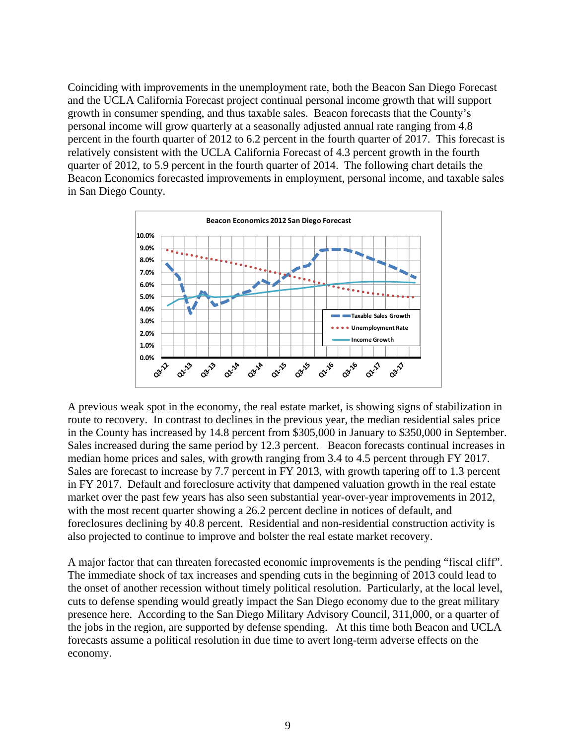Coinciding with improvements in the unemployment rate, both the Beacon San Diego Forecast and the UCLA California Forecast project continual personal income growth that will support growth in consumer spending, and thus taxable sales. Beacon forecasts that the County's personal income will grow quarterly at a seasonally adjusted annual rate ranging from 4.8 percent in the fourth quarter of 2012 to 6.2 percent in the fourth quarter of 2017. This forecast is relatively consistent with the UCLA California Forecast of 4.3 percent growth in the fourth quarter of 2012, to 5.9 percent in the fourth quarter of 2014. The following chart details the Beacon Economics forecasted improvements in employment, personal income, and taxable sales in San Diego County.

**Beacon Economics 2012 San Diego Forecast**

A previous weak spot in the economy, the real estate market, is showing signs of stabilization in route to recovery. In contrast to declines in the previous year, the median residential sales price in the County has increased by 14.8 percent from $305,000 in January to $350,000 in September. Sales increased during the same period by 12.3 percent. Beacon forecasts continual increases in median home prices and sales, with growth ranging from 3.4 to 4.5 percent through FY 2017. Sales are forecast to increase by 7.7 percent in FY 2013, with growth tapering off to 1.3 percent in FY 2017. Default and foreclosure activity that dampened valuation growth in the real estate market over the past few years has also seen substantial year-over-year improvements in 2012, with the most recent quarter showing a 26.2 percent decline in notices of default, and foreclosures declining by 40.8 percent. Residential and non-residential construction activity is also projected to continue to improve and bolster the real estate market recovery.

A major factor that can threaten forecasted economic improvements is the pending "fiscal cliff". The immediate shock of tax increases and spending cuts in the beginning of 2013 could lead to the onset of another recession without timely political resolution. Particularly, at the local level, cuts to defense spending would greatly impact the San Diego economy due to the great military presence here. According to the San Diego Military Advisory Council, 311,000, or a quarter of the jobs in the region, are supported by defense spending. At this time both Beacon and UCLA forecasts assume a political resolution in due time to avert long-term adverse effects on the economy.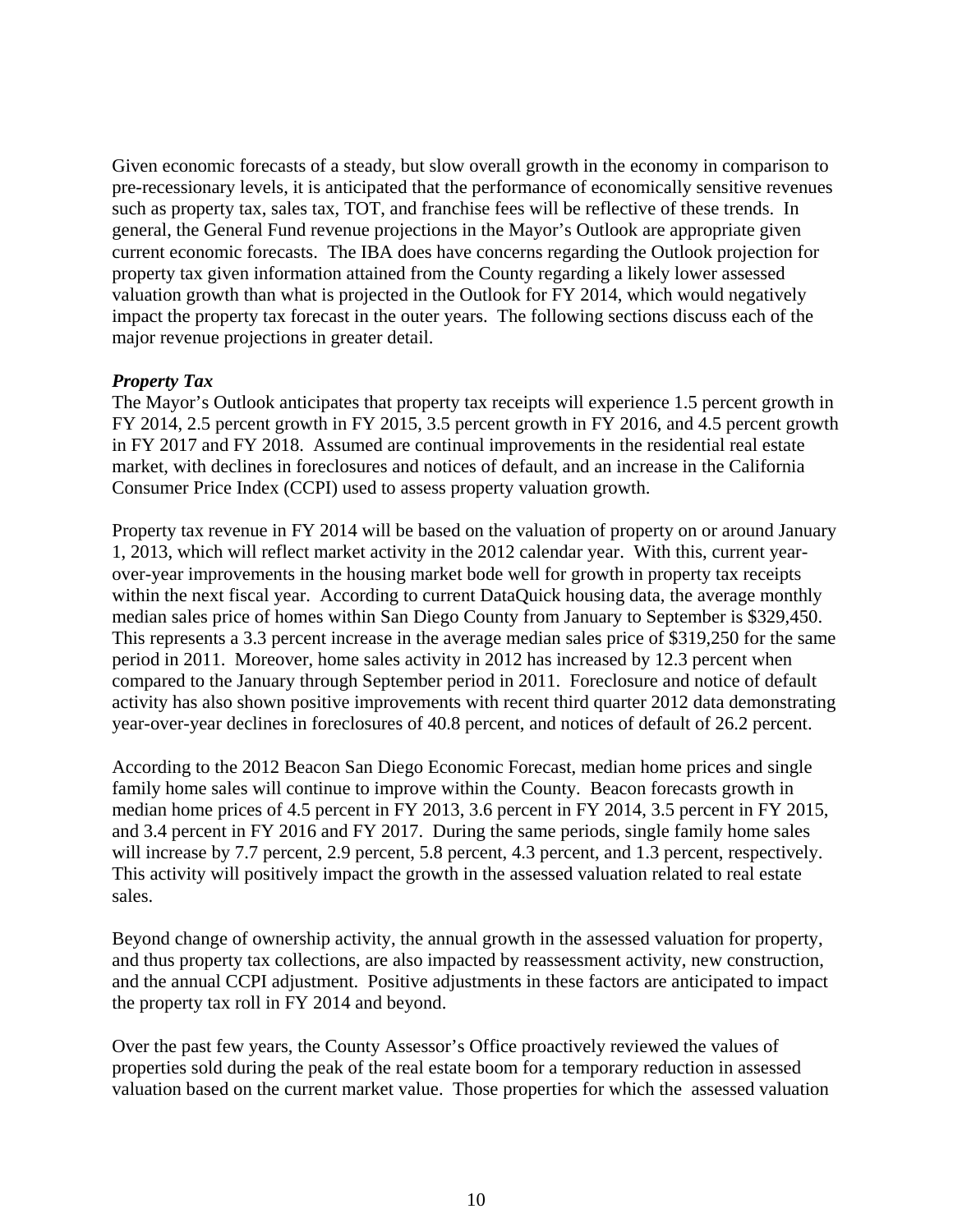Given economic forecasts of a steady, but slow overall growth in the economy in comparison to pre-recessionary levels, it is anticipated that the performance of economically sensitive revenues such as property tax, sales tax, TOT, and franchise fees will be reflective of these trends. In general, the General Fund revenue projections in the Mayor's Outlook are appropriate given current economic forecasts. The IBA does have concerns regarding the Outlook projection for property tax given information attained from the County regarding a likely lower assessed valuation growth than what is projected in the Outlook for FY 2014, which would negatively impact the property tax forecast in the outer years. The following sections discuss each of the major revenue projections in greater detail.

***Property Tax***

The Mayor's Outlook anticipates that property tax receipts will experience 1.5 percent growth in FY 2014, 2.5 percent growth in FY 2015, 3.5 percent growth in FY 2016, and 4.5 percent growth in FY 2017 and FY 2018. Assumed are continual improvements in the residential real estate market, with declines in foreclosures and notices of default, and an increase in the California Consumer Price Index (CCPI) used to assess property valuation growth.

Property tax revenue in FY 2014 will be based on the valuation of property on or around January 1, 2013, which will reflect market activity in the 2012 calendar year. With this, current year-over-year improvements in the housing market bode well for growth in property tax receipts within the next fiscal year. According to current DataQuick housing data, the average monthly median sales price of homes within San Diego County from January to September is $329,450. This represents a 3.3 percent increase in the average median sales price of $319,250 for the same period in 2011. Moreover, home sales activity in 2012 has increased by 12.3 percent when compared to the January through September period in 2011. Foreclosure and notice of default activity has also shown positive improvements with recent third quarter 2012 data demonstrating year-over-year declines in foreclosures of 40.8 percent, and notices of default of 26.2 percent.

According to the 2012 Beacon San Diego Economic Forecast, median home prices and single family home sales will continue to improve within the County. Beacon forecasts growth in median home prices of 4.5 percent in FY 2013, 3.6 percent in FY 2014, 3.5 percent in FY 2015, and 3.4 percent in FY 2016 and FY 2017. During the same periods, single family home sales will increase by 7.7 percent, 2.9 percent, 5.8 percent, 4.3 percent, and 1.3 percent, respectively. This activity will positively impact the growth in the assessed valuation related to real estate sales.

Beyond change of ownership activity, the annual growth in the assessed valuation for property, and thus property tax collections, are also impacted by reassessment activity, new construction, and the annual CCPI adjustment. Positive adjustments in these factors are anticipated to impact the property tax roll in FY 2014 and beyond.

Over the past few years, the County Assessor's Office proactively reviewed the values of properties sold during the peak of the real estate boom for a temporary reduction in assessed valuation based on the current market value. Those properties for which the assessed valuation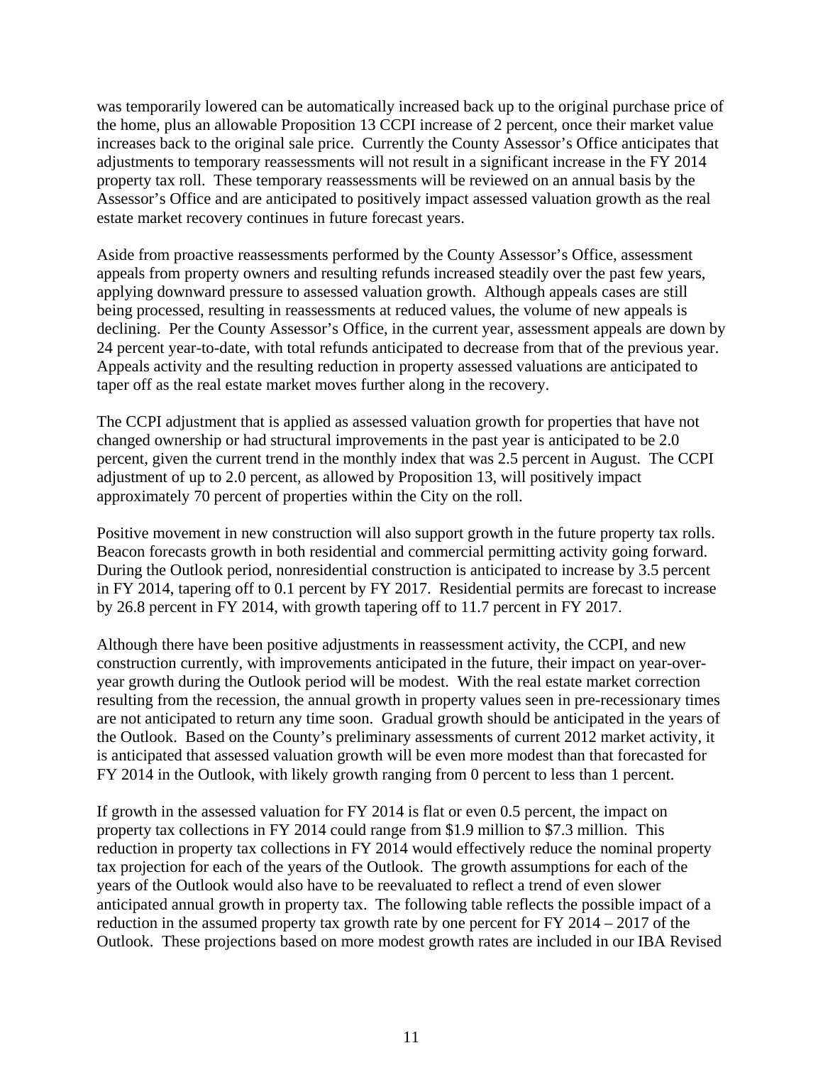was temporarily lowered can be automatically increased back up to the original purchase price of the home, plus an allowable Proposition 13 CCPI increase of 2 percent, once their market value increases back to the original sale price. Currently the County Assessor's Office anticipates that adjustments to temporary reassessments will not result in a significant increase in the FY 2014 property tax roll. These temporary reassessments will be reviewed on an annual basis by the Assessor's Office and are anticipated to positively impact assessed valuation growth as the real estate market recovery continues in future forecast years.

Aside from proactive reassessments performed by the County Assessor's Office, assessment appeals from property owners and resulting refunds increased steadily over the past few years, applying downward pressure to assessed valuation growth. Although appeals cases are still being processed, resulting in reassessments at reduced values, the volume of new appeals is declining. Per the County Assessor's Office, in the current year, assessment appeals are down by 24 percent year-to-date, with total refunds anticipated to decrease from that of the previous year. Appeals activity and the resulting reduction in property assessed valuations are anticipated to taper off as the real estate market moves further along in the recovery.

The CCPI adjustment that is applied as assessed valuation growth for properties that have not changed ownership or had structural improvements in the past year is anticipated to be 2.0 percent, given the current trend in the monthly index that was 2.5 percent in August. The CCPI adjustment of up to 2.0 percent, as allowed by Proposition 13, will positively impact approximately 70 percent of properties within the City on the roll.

Positive movement in new construction will also support growth in the future property tax rolls. Beacon forecasts growth in both residential and commercial permitting activity going forward. During the Outlook period, nonresidential construction is anticipated to increase by 3.5 percent in FY 2014, tapering off to 0.1 percent by FY 2017. Residential permits are forecast to increase by 26.8 percent in FY 2014, with growth tapering off to 11.7 percent in FY 2017.

Although there have been positive adjustments in reassessment activity, the CCPI, and new construction currently, with improvements anticipated in the future, their impact on year-over-year growth during the Outlook period will be modest. With the real estate market correction resulting from the recession, the annual growth in property values seen in pre-recessionary times are not anticipated to return any time soon. Gradual growth should be anticipated in the years of the Outlook. Based on the County's preliminary assessments of current 2012 market activity, it is anticipated that assessed valuation growth will be even more modest than that forecasted for FY 2014 in the Outlook, with likely growth ranging from 0 percent to less than 1 percent.

If growth in the assessed valuation for FY 2014 is flat or even 0.5 percent, the impact on property tax collections in FY 2014 could range from \$1.9 million to \$7.3 million. This reduction in property tax collections in FY 2014 would effectively reduce the nominal property tax projection for each of the years of the Outlook. The growth assumptions for each of the years of the Outlook would also have to be reevaluated to reflect a trend of even slower anticipated annual growth in property tax. The following table reflects the possible impact of a reduction in the assumed property tax growth rate by one percent for FY 2014 – 2017 of the Outlook. These projections based on more modest growth rates are included in our IBA Revised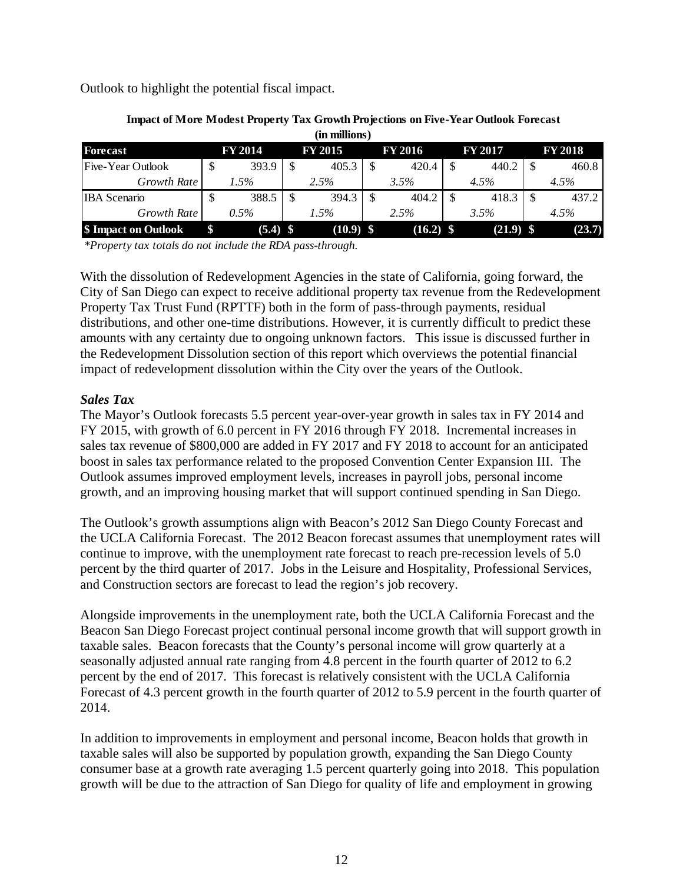Outlook to highlight the potential fiscal impact.

**Impact of More Modest Property Tax Growth Projections on Five-Year Outlook Forecast (in millions)**

| Forecast | FY 2014 | FY 2015 | FY 2016 | FY 2017 | FY 2018 |
|---|---|---|---|---|---|
| Five-Year Outlook | $ 393.9 | $ 405.3 | $ 420.4 | $ 440.2 | $ 460.8 |
| *Growth Rate* | *1.5%* | *2.5%* | *3.5%* | *4.5%* | *4.5%* |
| IBA Scenario | $ 388.5 | $ 394.3 | $ 404.2 | $ 418.3 | $ 437.2 |
| *Growth Rate* | *0.5%* | *1.5%* | *2.5%* | *3.5%* | *4.5%* |
| **$ Impact on Outlook** | **$ (5.4)** | **$ (10.9)** | **$ (16.2)** | **$ (21.9)** | **$ (23.7)** |

*\*Property tax totals do not include the RDA pass-through.*

With the dissolution of Redevelopment Agencies in the state of California, going forward, the City of San Diego can expect to receive additional property tax revenue from the Redevelopment Property Tax Trust Fund (RPTTF) both in the form of pass-through payments, residual distributions, and other one-time distributions. However, it is currently difficult to predict these amounts with any certainty due to ongoing unknown factors. This issue is discussed further in the Redevelopment Dissolution section of this report which overviews the potential financial impact of redevelopment dissolution within the City over the years of the Outlook.

### *Sales Tax*

The Mayor's Outlook forecasts 5.5 percent year-over-year growth in sales tax in FY 2014 and FY 2015, with growth of 6.0 percent in FY 2016 through FY 2018. Incremental increases in sales tax revenue of $800,000 are added in FY 2017 and FY 2018 to account for an anticipated boost in sales tax performance related to the proposed Convention Center Expansion III. The Outlook assumes improved employment levels, increases in payroll jobs, personal income growth, and an improving housing market that will support continued spending in San Diego.

The Outlook's growth assumptions align with Beacon's 2012 San Diego County Forecast and the UCLA California Forecast. The 2012 Beacon forecast assumes that unemployment rates will continue to improve, with the unemployment rate forecast to reach pre-recession levels of 5.0 percent by the third quarter of 2017. Jobs in the Leisure and Hospitality, Professional Services, and Construction sectors are forecast to lead the region's job recovery.

Alongside improvements in the unemployment rate, both the UCLA California Forecast and the Beacon San Diego Forecast project continual personal income growth that will support growth in taxable sales. Beacon forecasts that the County's personal income will grow quarterly at a seasonally adjusted annual rate ranging from 4.8 percent in the fourth quarter of 2012 to 6.2 percent by the end of 2017. This forecast is relatively consistent with the UCLA California Forecast of 4.3 percent growth in the fourth quarter of 2012 to 5.9 percent in the fourth quarter of 2014.

In addition to improvements in employment and personal income, Beacon holds that growth in taxable sales will also be supported by population growth, expanding the San Diego County consumer base at a growth rate averaging 1.5 percent quarterly going into 2018. This population growth will be due to the attraction of San Diego for quality of life and employment in growing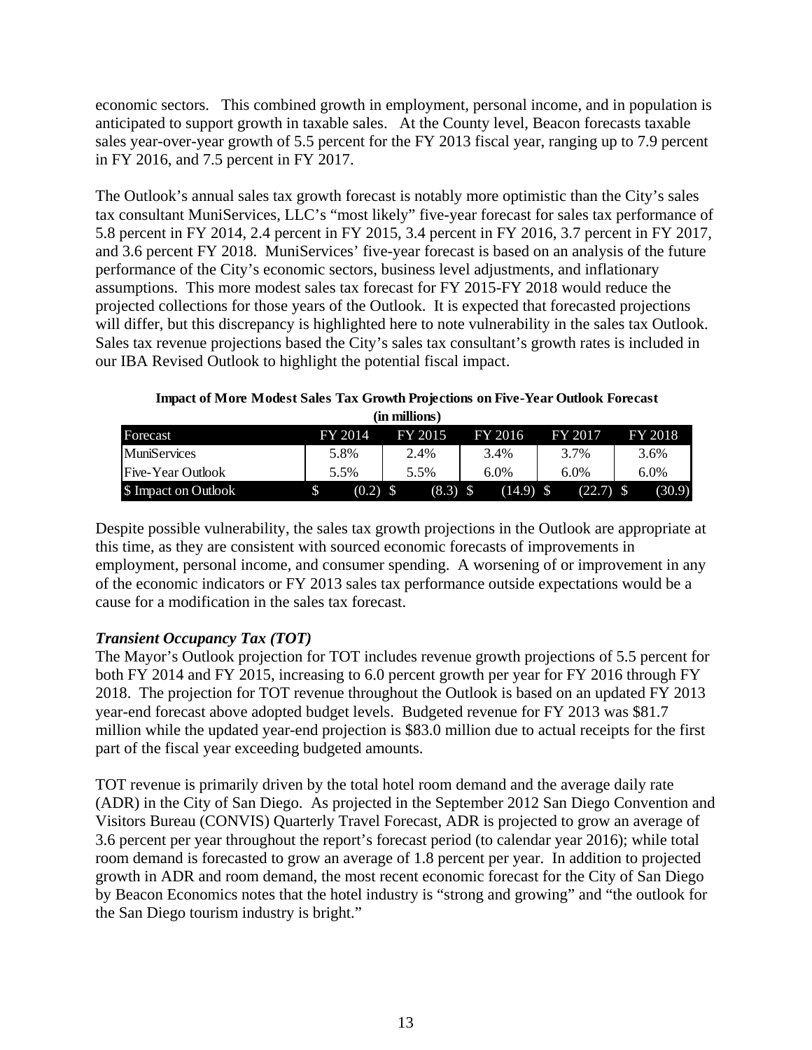economic sectors. This combined growth in employment, personal income, and in population is anticipated to support growth in taxable sales. At the County level, Beacon forecasts taxable sales year-over-year growth of 5.5 percent for the FY 2013 fiscal year, ranging up to 7.9 percent in FY 2016, and 7.5 percent in FY 2017.

The Outlook's annual sales tax growth forecast is notably more optimistic than the City's sales tax consultant MuniServices, LLC's "most likely" five-year forecast for sales tax performance of 5.8 percent in FY 2014, 2.4 percent in FY 2015, 3.4 percent in FY 2016, 3.7 percent in FY 2017, and 3.6 percent FY 2018. MuniServices' five-year forecast is based on an analysis of the future performance of the City's economic sectors, business level adjustments, and inflationary assumptions. This more modest sales tax forecast for FY 2015-FY 2018 would reduce the projected collections for those years of the Outlook. It is expected that forecasted projections will differ, but this discrepancy is highlighted here to note vulnerability in the sales tax Outlook. Sales tax revenue projections based the City's sales tax consultant's growth rates is included in our IBA Revised Outlook to highlight the potential fiscal impact.

**Impact of More Modest Sales Tax Growth Projections on Five-Year Outlook Forecast (in millions)**

| Forecast | FY 2014 | FY 2015 | FY 2016 | FY 2017 | FY 2018 |
|---|---|---|---|---|---|
| MuniServices | 5.8% | 2.4% | 3.4% | 3.7% | 3.6% |
| Five-Year Outlook | 5.5% | 5.5% | 6.0% | 6.0% | 6.0% |
| $ Impact on Outlook | $ (0.2) | $ (8.3) | $ (14.9) | $ (22.7) | $ (30.9) |

Despite possible vulnerability, the sales tax growth projections in the Outlook are appropriate at this time, as they are consistent with sourced economic forecasts of improvements in employment, personal income, and consumer spending. A worsening of or improvement in any of the economic indicators or FY 2013 sales tax performance outside expectations would be a cause for a modification in the sales tax forecast.

***Transient Occupancy Tax (TOT)***

The Mayor's Outlook projection for TOT includes revenue growth projections of 5.5 percent for both FY 2014 and FY 2015, increasing to 6.0 percent growth per year for FY 2016 through FY 2018. The projection for TOT revenue throughout the Outlook is based on an updated FY 2013 year-end forecast above adopted budget levels. Budgeted revenue for FY 2013 was $81.7 million while the updated year-end projection is $83.0 million due to actual receipts for the first part of the fiscal year exceeding budgeted amounts.

TOT revenue is primarily driven by the total hotel room demand and the average daily rate (ADR) in the City of San Diego. As projected in the September 2012 San Diego Convention and Visitors Bureau (CONVIS) Quarterly Travel Forecast, ADR is projected to grow an average of 3.6 percent per year throughout the report's forecast period (to calendar year 2016); while total room demand is forecasted to grow an average of 1.8 percent per year. In addition to projected growth in ADR and room demand, the most recent economic forecast for the City of San Diego by Beacon Economics notes that the hotel industry is "strong and growing" and "the outlook for the San Diego tourism industry is bright."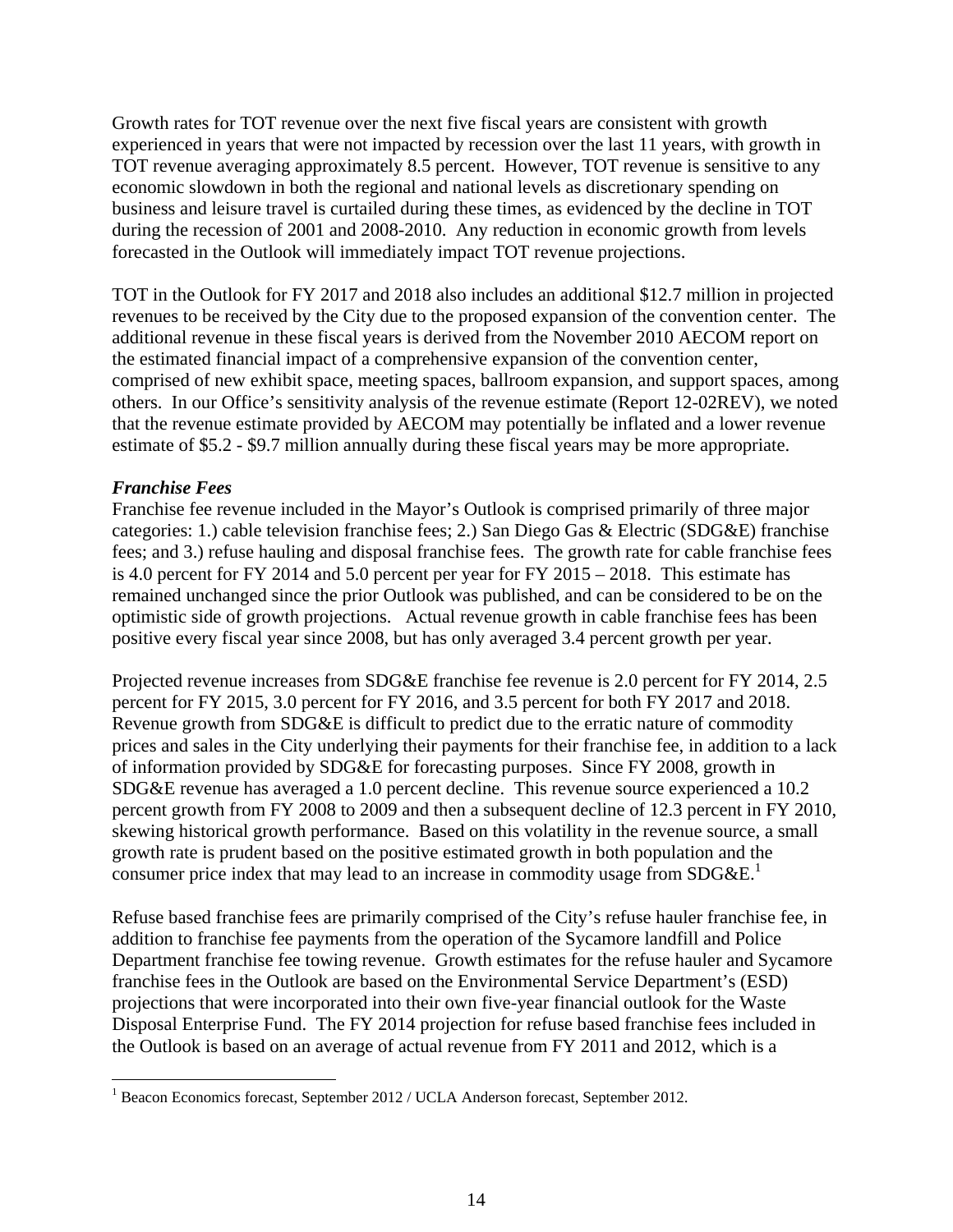Growth rates for TOT revenue over the next five fiscal years are consistent with growth experienced in years that were not impacted by recession over the last 11 years, with growth in TOT revenue averaging approximately 8.5 percent. However, TOT revenue is sensitive to any economic slowdown in both the regional and national levels as discretionary spending on business and leisure travel is curtailed during these times, as evidenced by the decline in TOT during the recession of 2001 and 2008-2010. Any reduction in economic growth from levels forecasted in the Outlook will immediately impact TOT revenue projections.

TOT in the Outlook for FY 2017 and 2018 also includes an additional $12.7 million in projected revenues to be received by the City due to the proposed expansion of the convention center. The additional revenue in these fiscal years is derived from the November 2010 AECOM report on the estimated financial impact of a comprehensive expansion of the convention center, comprised of new exhibit space, meeting spaces, ballroom expansion, and support spaces, among others. In our Office's sensitivity analysis of the revenue estimate (Report 12-02REV), we noted that the revenue estimate provided by AECOM may potentially be inflated and a lower revenue estimate of $5.2 - $9.7 million annually during these fiscal years may be more appropriate.

***Franchise Fees***

Franchise fee revenue included in the Mayor's Outlook is comprised primarily of three major categories: 1.) cable television franchise fees; 2.) San Diego Gas & Electric (SDG&E) franchise fees; and 3.) refuse hauling and disposal franchise fees. The growth rate for cable franchise fees is 4.0 percent for FY 2014 and 5.0 percent per year for FY 2015 – 2018. This estimate has remained unchanged since the prior Outlook was published, and can be considered to be on the optimistic side of growth projections. Actual revenue growth in cable franchise fees has been positive every fiscal year since 2008, but has only averaged 3.4 percent growth per year.

Projected revenue increases from SDG&E franchise fee revenue is 2.0 percent for FY 2014, 2.5 percent for FY 2015, 3.0 percent for FY 2016, and 3.5 percent for both FY 2017 and 2018. Revenue growth from SDG&E is difficult to predict due to the erratic nature of commodity prices and sales in the City underlying their payments for their franchise fee, in addition to a lack of information provided by SDG&E for forecasting purposes. Since FY 2008, growth in SDG&E revenue has averaged a 1.0 percent decline. This revenue source experienced a 10.2 percent growth from FY 2008 to 2009 and then a subsequent decline of 12.3 percent in FY 2010, skewing historical growth performance. Based on this volatility in the revenue source, a small growth rate is prudent based on the positive estimated growth in both population and the consumer price index that may lead to an increase in commodity usage from SDG&E.[1]

Refuse based franchise fees are primarily comprised of the City's refuse hauler franchise fee, in addition to franchise fee payments from the operation of the Sycamore landfill and Police Department franchise fee towing revenue. Growth estimates for the refuse hauler and Sycamore franchise fees in the Outlook are based on the Environmental Service Department's (ESD) projections that were incorporated into their own five-year financial outlook for the Waste Disposal Enterprise Fund. The FY 2014 projection for refuse based franchise fees included in the Outlook is based on an average of actual revenue from FY 2011 and 2012, which is a

[1] Beacon Economics forecast, September 2012 / UCLA Anderson forecast, September 2012.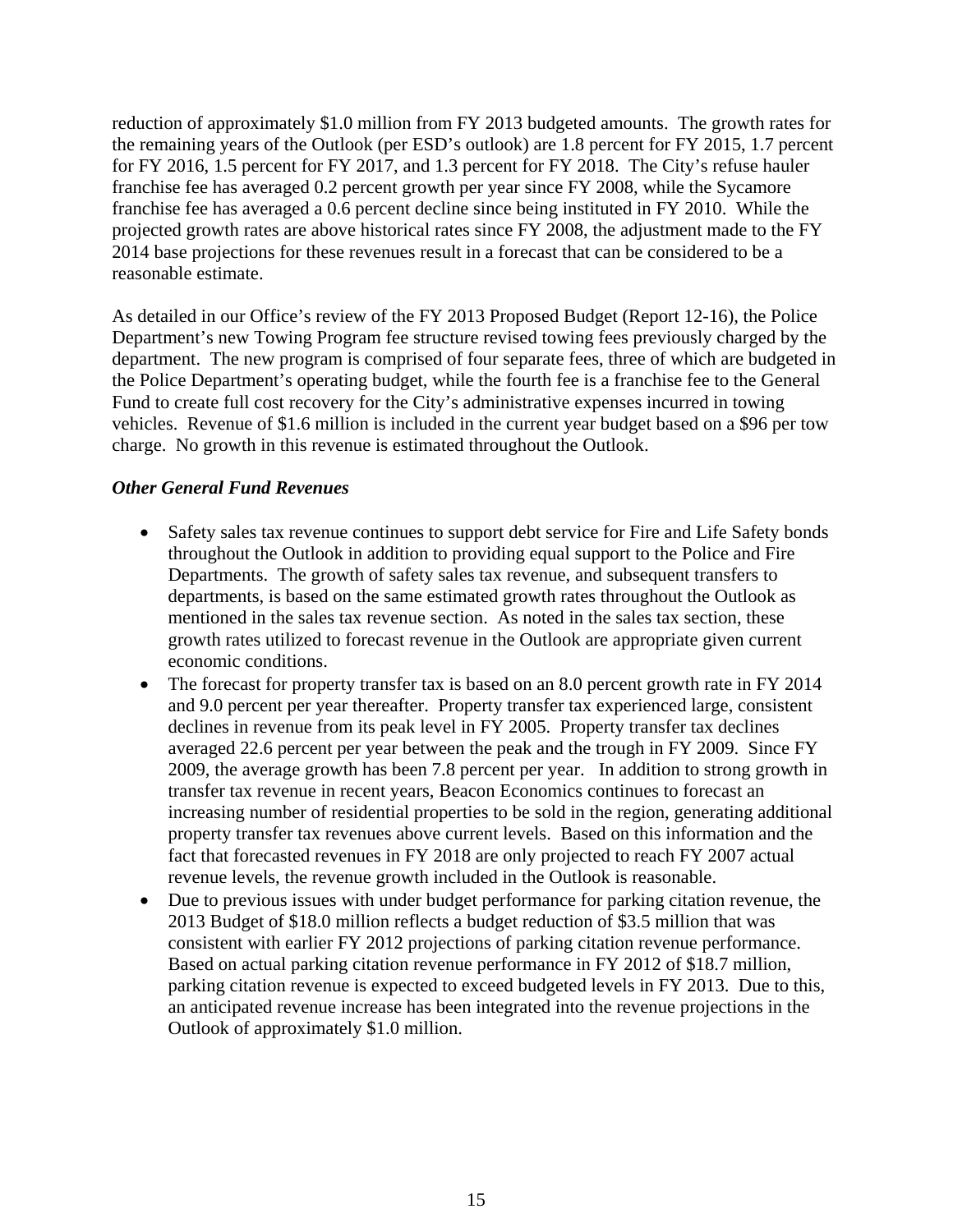reduction of approximately $1.0 million from FY 2013 budgeted amounts. The growth rates for the remaining years of the Outlook (per ESD's outlook) are 1.8 percent for FY 2015, 1.7 percent for FY 2016, 1.5 percent for FY 2017, and 1.3 percent for FY 2018. The City's refuse hauler franchise fee has averaged 0.2 percent growth per year since FY 2008, while the Sycamore franchise fee has averaged a 0.6 percent decline since being instituted in FY 2010. While the projected growth rates are above historical rates since FY 2008, the adjustment made to the FY 2014 base projections for these revenues result in a forecast that can be considered to be a reasonable estimate.

As detailed in our Office's review of the FY 2013 Proposed Budget (Report 12-16), the Police Department's new Towing Program fee structure revised towing fees previously charged by the department. The new program is comprised of four separate fees, three of which are budgeted in the Police Department's operating budget, while the fourth fee is a franchise fee to the General Fund to create full cost recovery for the City's administrative expenses incurred in towing vehicles. Revenue of $1.6 million is included in the current year budget based on a $96 per tow charge. No growth in this revenue is estimated throughout the Outlook.

### *Other General Fund Revenues*

- Safety sales tax revenue continues to support debt service for Fire and Life Safety bonds throughout the Outlook in addition to providing equal support to the Police and Fire Departments. The growth of safety sales tax revenue, and subsequent transfers to departments, is based on the same estimated growth rates throughout the Outlook as mentioned in the sales tax revenue section. As noted in the sales tax section, these growth rates utilized to forecast revenue in the Outlook are appropriate given current economic conditions.
- The forecast for property transfer tax is based on an 8.0 percent growth rate in FY 2014 and 9.0 percent per year thereafter. Property transfer tax experienced large, consistent declines in revenue from its peak level in FY 2005. Property transfer tax declines averaged 22.6 percent per year between the peak and the trough in FY 2009. Since FY 2009, the average growth has been 7.8 percent per year. In addition to strong growth in transfer tax revenue in recent years, Beacon Economics continues to forecast an increasing number of residential properties to be sold in the region, generating additional property transfer tax revenues above current levels. Based on this information and the fact that forecasted revenues in FY 2018 are only projected to reach FY 2007 actual revenue levels, the revenue growth included in the Outlook is reasonable.
- Due to previous issues with under budget performance for parking citation revenue, the 2013 Budget of $18.0 million reflects a budget reduction of $3.5 million that was consistent with earlier FY 2012 projections of parking citation revenue performance. Based on actual parking citation revenue performance in FY 2012 of $18.7 million, parking citation revenue is expected to exceed budgeted levels in FY 2013. Due to this, an anticipated revenue increase has been integrated into the revenue projections in the Outlook of approximately $1.0 million.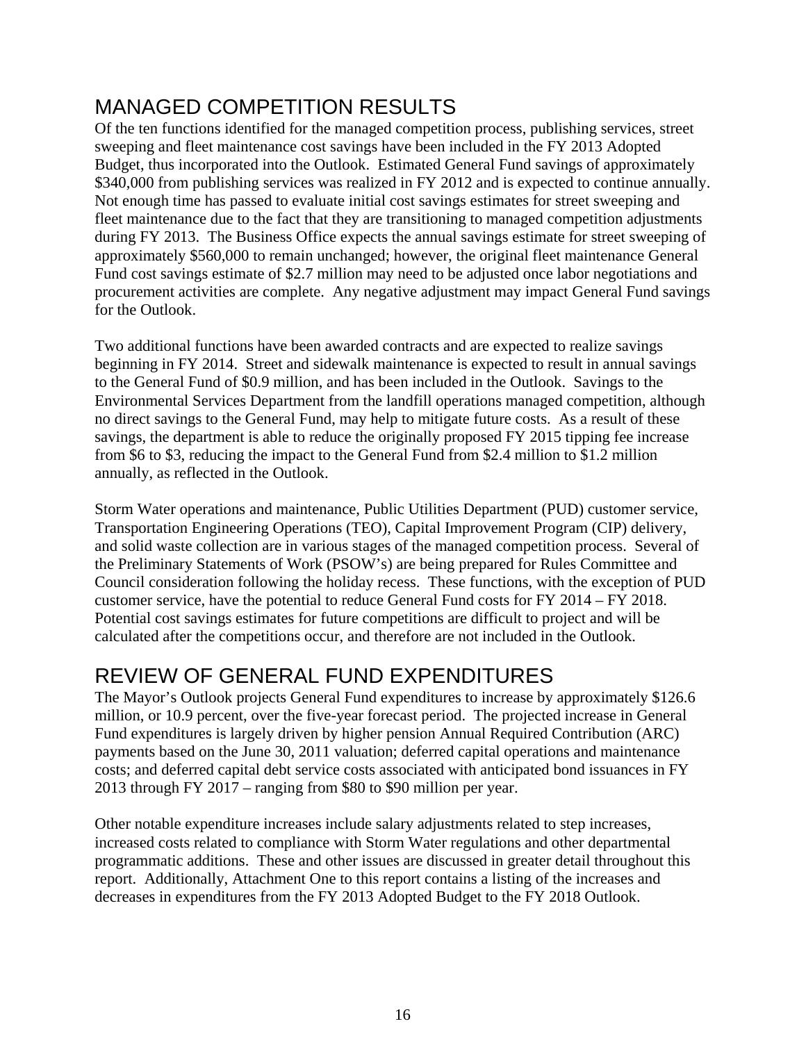## MANAGED COMPETITION RESULTS

Of the ten functions identified for the managed competition process, publishing services, street sweeping and fleet maintenance cost savings have been included in the FY 2013 Adopted Budget, thus incorporated into the Outlook. Estimated General Fund savings of approximately $340,000 from publishing services was realized in FY 2012 and is expected to continue annually. Not enough time has passed to evaluate initial cost savings estimates for street sweeping and fleet maintenance due to the fact that they are transitioning to managed competition adjustments during FY 2013. The Business Office expects the annual savings estimate for street sweeping of approximately $560,000 to remain unchanged; however, the original fleet maintenance General Fund cost savings estimate of $2.7 million may need to be adjusted once labor negotiations and procurement activities are complete. Any negative adjustment may impact General Fund savings for the Outlook.

Two additional functions have been awarded contracts and are expected to realize savings beginning in FY 2014. Street and sidewalk maintenance is expected to result in annual savings to the General Fund of $0.9 million, and has been included in the Outlook. Savings to the Environmental Services Department from the landfill operations managed competition, although no direct savings to the General Fund, may help to mitigate future costs. As a result of these savings, the department is able to reduce the originally proposed FY 2015 tipping fee increase from $6 to $3, reducing the impact to the General Fund from $2.4 million to $1.2 million annually, as reflected in the Outlook.

Storm Water operations and maintenance, Public Utilities Department (PUD) customer service, Transportation Engineering Operations (TEO), Capital Improvement Program (CIP) delivery, and solid waste collection are in various stages of the managed competition process. Several of the Preliminary Statements of Work (PSOW's) are being prepared for Rules Committee and Council consideration following the holiday recess. These functions, with the exception of PUD customer service, have the potential to reduce General Fund costs for FY 2014 – FY 2018. Potential cost savings estimates for future competitions are difficult to project and will be calculated after the competitions occur, and therefore are not included in the Outlook.

## REVIEW OF GENERAL FUND EXPENDITURES

The Mayor's Outlook projects General Fund expenditures to increase by approximately $126.6 million, or 10.9 percent, over the five-year forecast period. The projected increase in General Fund expenditures is largely driven by higher pension Annual Required Contribution (ARC) payments based on the June 30, 2011 valuation; deferred capital operations and maintenance costs; and deferred capital debt service costs associated with anticipated bond issuances in FY 2013 through FY 2017 – ranging from $80 to $90 million per year.

Other notable expenditure increases include salary adjustments related to step increases, increased costs related to compliance with Storm Water regulations and other departmental programmatic additions. These and other issues are discussed in greater detail throughout this report. Additionally, Attachment One to this report contains a listing of the increases and decreases in expenditures from the FY 2013 Adopted Budget to the FY 2018 Outlook.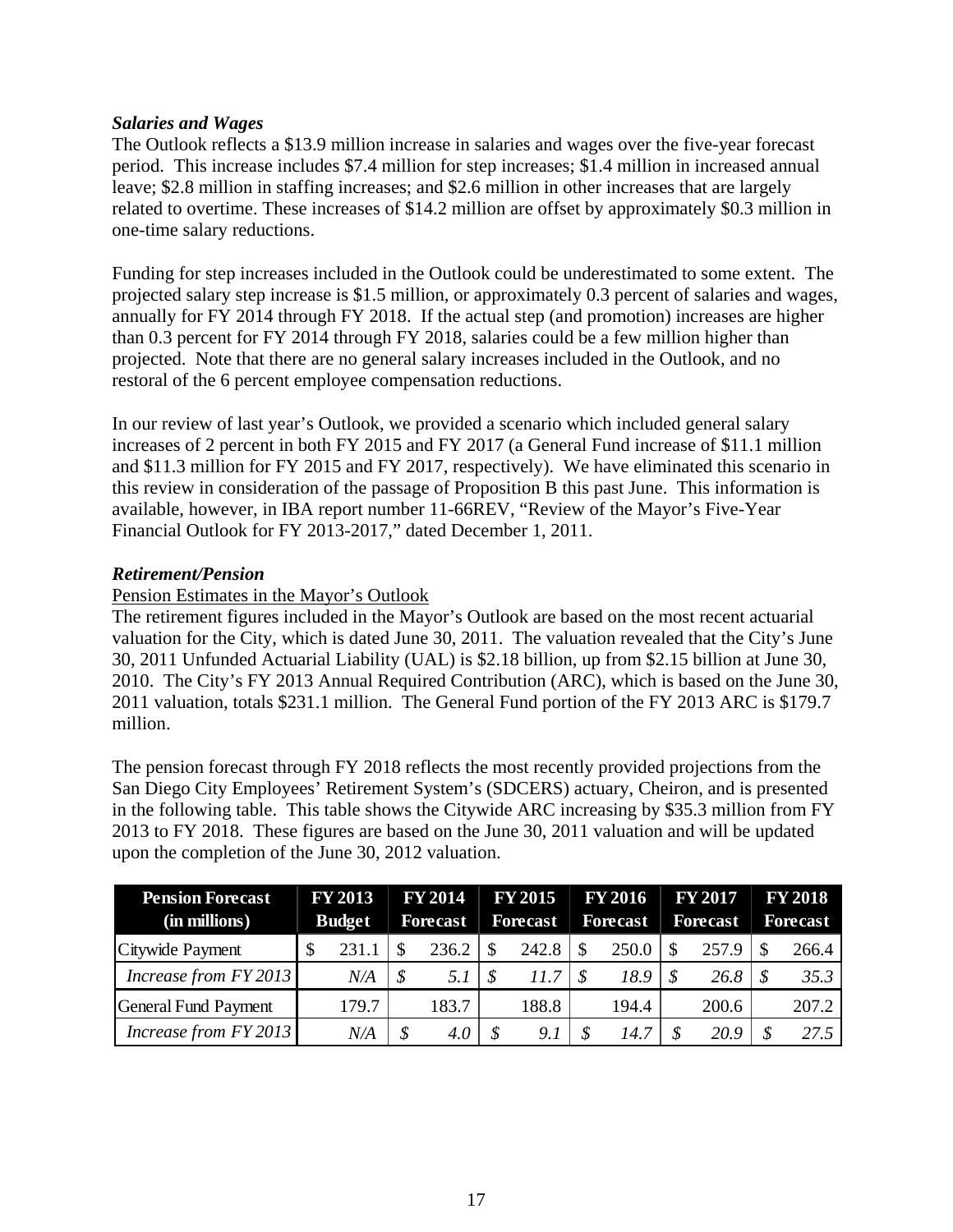### *Salaries and Wages*

The Outlook reflects a $13.9 million increase in salaries and wages over the five-year forecast period. This increase includes $7.4 million for step increases; $1.4 million in increased annual leave; $2.8 million in staffing increases; and $2.6 million in other increases that are largely related to overtime. These increases of $14.2 million are offset by approximately $0.3 million in one-time salary reductions.

Funding for step increases included in the Outlook could be underestimated to some extent. The projected salary step increase is $1.5 million, or approximately 0.3 percent of salaries and wages, annually for FY 2014 through FY 2018. If the actual step (and promotion) increases are higher than 0.3 percent for FY 2014 through FY 2018, salaries could be a few million higher than projected. Note that there are no general salary increases included in the Outlook, and no restoral of the 6 percent employee compensation reductions.

In our review of last year's Outlook, we provided a scenario which included general salary increases of 2 percent in both FY 2015 and FY 2017 (a General Fund increase of $11.1 million and $11.3 million for FY 2015 and FY 2017, respectively). We have eliminated this scenario in this review in consideration of the passage of Proposition B this past June. This information is available, however, in IBA report number 11-66REV, "Review of the Mayor's Five-Year Financial Outlook for FY 2013-2017," dated December 1, 2011.

### *Retirement/Pension*

Pension Estimates in the Mayor's Outlook

The retirement figures included in the Mayor's Outlook are based on the most recent actuarial valuation for the City, which is dated June 30, 2011. The valuation revealed that the City's June 30, 2011 Unfunded Actuarial Liability (UAL) is $2.18 billion, up from $2.15 billion at June 30, 2010. The City's FY 2013 Annual Required Contribution (ARC), which is based on the June 30, 2011 valuation, totals $231.1 million. The General Fund portion of the FY 2013 ARC is $179.7 million.

The pension forecast through FY 2018 reflects the most recently provided projections from the San Diego City Employees' Retirement System's (SDCERS) actuary, Cheiron, and is presented in the following table. This table shows the Citywide ARC increasing by $35.3 million from FY 2013 to FY 2018. These figures are based on the June 30, 2011 valuation and will be updated upon the completion of the June 30, 2012 valuation.

| Pension Forecast (in millions) | FY 2013 Budget | FY 2014 Forecast | FY 2015 Forecast | FY 2016 Forecast | FY 2017 Forecast | FY 2018 Forecast |
|---|---|---|---|---|---|---|
| Citywide Payment | $ 231.1 | $ 236.2 | $ 242.8 | $ 250.0 | $ 257.9 | $ 266.4 |
| *Increase from FY 2013* | *N/A* | *$ 5.1* | *$ 11.7* | *$ 18.9* | *$ 26.8* | *$ 35.3* |
| General Fund Payment | 179.7 | 183.7 | 188.8 | 194.4 | 200.6 | 207.2 |
| *Increase from FY 2013* | *N/A* | *$ 4.0* | *$ 9.1* | *$ 14.7* | *$ 20.9* | *$ 27.5* |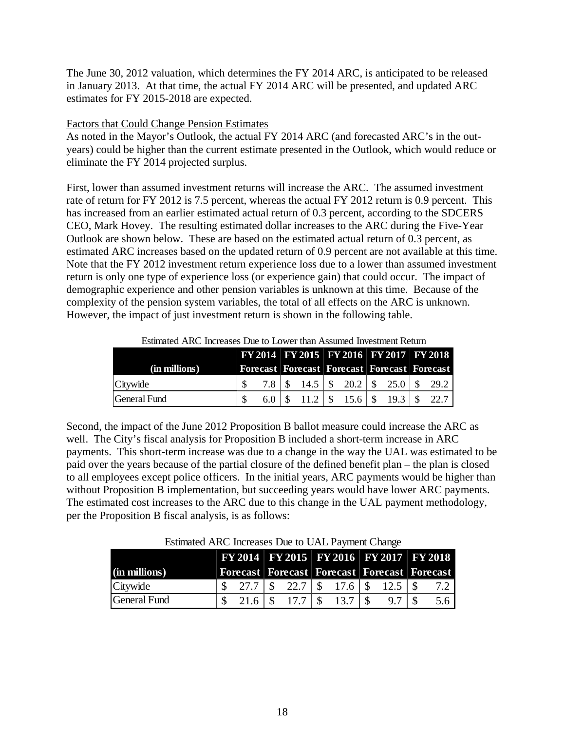The June 30, 2012 valuation, which determines the FY 2014 ARC, is anticipated to be released in January 2013. At that time, the actual FY 2014 ARC will be presented, and updated ARC estimates for FY 2015-2018 are expected.

Factors that Could Change Pension Estimates

As noted in the Mayor's Outlook, the actual FY 2014 ARC (and forecasted ARC's in the out-years) could be higher than the current estimate presented in the Outlook, which would reduce or eliminate the FY 2014 projected surplus.

First, lower than assumed investment returns will increase the ARC. The assumed investment rate of return for FY 2012 is 7.5 percent, whereas the actual FY 2012 return is 0.9 percent. This has increased from an earlier estimated actual return of 0.3 percent, according to the SDCERS CEO, Mark Hovey. The resulting estimated dollar increases to the ARC during the Five-Year Outlook are shown below. These are based on the estimated actual return of 0.3 percent, as estimated ARC increases based on the updated return of 0.9 percent are not available at this time. Note that the FY 2012 investment return experience loss due to a lower than assumed investment return is only one type of experience loss (or experience gain) that could occur. The impact of demographic experience and other pension variables is unknown at this time. Because of the complexity of the pension system variables, the total of all effects on the ARC is unknown. However, the impact of just investment return is shown in the following table.

Estimated ARC Increases Due to Lower than Assumed Investment Return

| (in millions) | FY 2014 Forecast | FY 2015 Forecast | FY 2016 Forecast | FY 2017 Forecast | FY 2018 Forecast |
|---|---|---|---|---|---|
| Citywide | $ 7.8 | $ 14.5 | $ 20.2 | $ 25.0 | $ 29.2 |
| General Fund | $ 6.0 | $ 11.2 | $ 15.6 | $ 19.3 | $ 22.7 |

Second, the impact of the June 2012 Proposition B ballot measure could increase the ARC as well. The City's fiscal analysis for Proposition B included a short-term increase in ARC payments. This short-term increase was due to a change in the way the UAL was estimated to be paid over the years because of the partial closure of the defined benefit plan – the plan is closed to all employees except police officers. In the initial years, ARC payments would be higher than without Proposition B implementation, but succeeding years would have lower ARC payments. The estimated cost increases to the ARC due to this change in the UAL payment methodology, per the Proposition B fiscal analysis, is as follows:

Estimated ARC Increases Due to UAL Payment Change

| (in millions) | FY 2014 Forecast | FY 2015 Forecast | FY 2016 Forecast | FY 2017 Forecast | FY 2018 Forecast |
|---|---|---|---|---|---|
| Citywide | $ 27.7 | $ 22.7 | $ 17.6 | $ 12.5 | $ 7.2 |
| General Fund | $ 21.6 | $ 17.7 | $ 13.7 | $ 9.7 | $ 5.6 |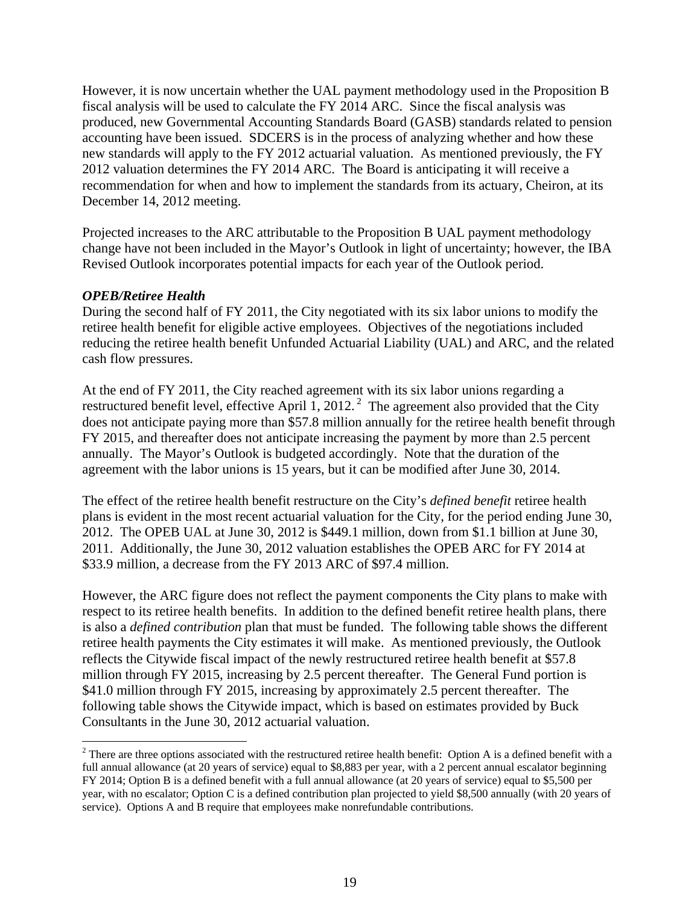However, it is now uncertain whether the UAL payment methodology used in the Proposition B fiscal analysis will be used to calculate the FY 2014 ARC. Since the fiscal analysis was produced, new Governmental Accounting Standards Board (GASB) standards related to pension accounting have been issued. SDCERS is in the process of analyzing whether and how these new standards will apply to the FY 2012 actuarial valuation. As mentioned previously, the FY 2012 valuation determines the FY 2014 ARC. The Board is anticipating it will receive a recommendation for when and how to implement the standards from its actuary, Cheiron, at its December 14, 2012 meeting.

Projected increases to the ARC attributable to the Proposition B UAL payment methodology change have not been included in the Mayor's Outlook in light of uncertainty; however, the IBA Revised Outlook incorporates potential impacts for each year of the Outlook period.

***OPEB/Retiree Health***

During the second half of FY 2011, the City negotiated with its six labor unions to modify the retiree health benefit for eligible active employees. Objectives of the negotiations included reducing the retiree health benefit Unfunded Actuarial Liability (UAL) and ARC, and the related cash flow pressures.

At the end of FY 2011, the City reached agreement with its six labor unions regarding a restructured benefit level, effective April 1, 2012.[2] The agreement also provided that the City does not anticipate paying more than \$57.8 million annually for the retiree health benefit through FY 2015, and thereafter does not anticipate increasing the payment by more than 2.5 percent annually. The Mayor's Outlook is budgeted accordingly. Note that the duration of the agreement with the labor unions is 15 years, but it can be modified after June 30, 2014.

The effect of the retiree health benefit restructure on the City's *defined benefit* retiree health plans is evident in the most recent actuarial valuation for the City, for the period ending June 30, 2012. The OPEB UAL at June 30, 2012 is \$449.1 million, down from \$1.1 billion at June 30, 2011. Additionally, the June 30, 2012 valuation establishes the OPEB ARC for FY 2014 at \$33.9 million, a decrease from the FY 2013 ARC of \$97.4 million.

However, the ARC figure does not reflect the payment components the City plans to make with respect to its retiree health benefits. In addition to the defined benefit retiree health plans, there is also a *defined contribution* plan that must be funded. The following table shows the different retiree health payments the City estimates it will make. As mentioned previously, the Outlook reflects the Citywide fiscal impact of the newly restructured retiree health benefit at \$57.8 million through FY 2015, increasing by 2.5 percent thereafter. The General Fund portion is \$41.0 million through FY 2015, increasing by approximately 2.5 percent thereafter. The following table shows the Citywide impact, which is based on estimates provided by Buck Consultants in the June 30, 2012 actuarial valuation.

---

[2] There are three options associated with the restructured retiree health benefit: Option A is a defined benefit with a full annual allowance (at 20 years of service) equal to \$8,883 per year, with a 2 percent annual escalator beginning FY 2014; Option B is a defined benefit with a full annual allowance (at 20 years of service) equal to \$5,500 per year, with no escalator; Option C is a defined contribution plan projected to yield \$8,500 annually (with 20 years of service). Options A and B require that employees make nonrefundable contributions.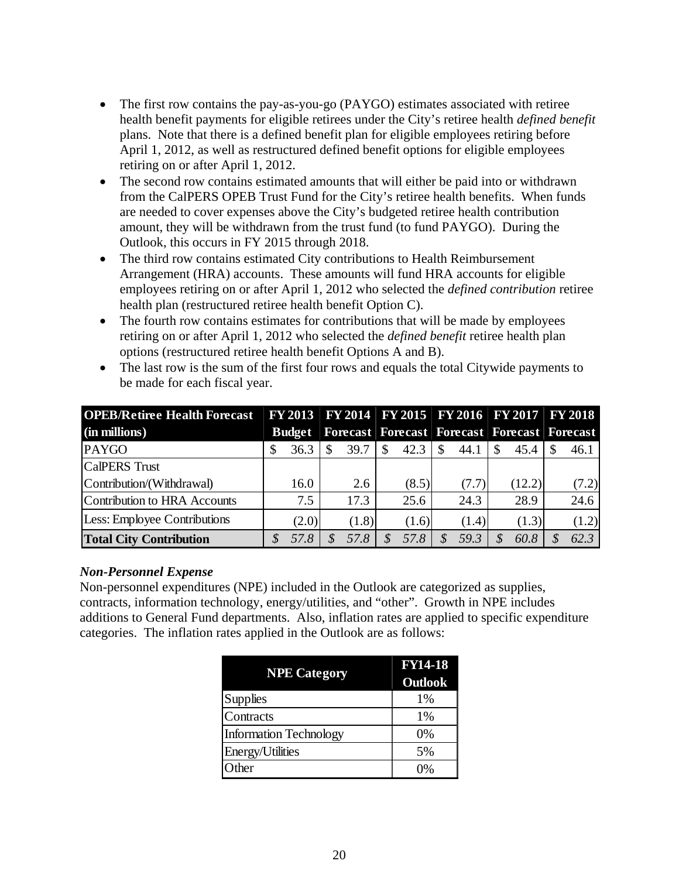- The first row contains the pay-as-you-go (PAYGO) estimates associated with retiree health benefit payments for eligible retirees under the City's retiree health *defined benefit* plans. Note that there is a defined benefit plan for eligible employees retiring before April 1, 2012, as well as restructured defined benefit options for eligible employees retiring on or after April 1, 2012.
- The second row contains estimated amounts that will either be paid into or withdrawn from the CalPERS OPEB Trust Fund for the City's retiree health benefits. When funds are needed to cover expenses above the City's budgeted retiree health contribution amount, they will be withdrawn from the trust fund (to fund PAYGO). During the Outlook, this occurs in FY 2015 through 2018.
- The third row contains estimated City contributions to Health Reimbursement Arrangement (HRA) accounts. These amounts will fund HRA accounts for eligible employees retiring on or after April 1, 2012 who selected the *defined contribution* retiree health plan (restructured retiree health benefit Option C).
- The fourth row contains estimates for contributions that will be made by employees retiring on or after April 1, 2012 who selected the *defined benefit* retiree health plan options (restructured retiree health benefit Options A and B).
- The last row is the sum of the first four rows and equals the total Citywide payments to be made for each fiscal year.

| OPEB/Retiree Health Forecast (in millions) | FY 2013 Budget | FY 2014 Forecast | FY 2015 Forecast | FY 2016 Forecast | FY 2017 Forecast | FY 2018 Forecast |
|---|---|---|---|---|---|---|
| PAYGO | $ 36.3 | $ 39.7 | $ 42.3 | $ 44.1 | $ 45.4 | $ 46.1 |
| CalPERS Trust Contribution/(Withdrawal) | 16.0 | 2.6 | (8.5) | (7.7) | (12.2) | (7.2) |
| Contribution to HRA Accounts | 7.5 | 17.3 | 25.6 | 24.3 | 28.9 | 24.6 |
| Less: Employee Contributions | (2.0) | (1.8) | (1.6) | (1.4) | (1.3) | (1.2) |
| **Total City Contribution** | *$ 57.8* | *$ 57.8* | *$ 57.8* | *$ 59.3* | *$ 60.8* | *$ 62.3* |

### *Non-Personnel Expense*

Non-personnel expenditures (NPE) included in the Outlook are categorized as supplies, contracts, information technology, energy/utilities, and "other". Growth in NPE includes additions to General Fund departments. Also, inflation rates are applied to specific expenditure categories. The inflation rates applied in the Outlook are as follows:

| NPE Category | FY14-18 Outlook |
|---|---|
| Supplies | 1% |
| Contracts | 1% |
| Information Technology | 0% |
| Energy/Utilities | 5% |
| Other | 0% |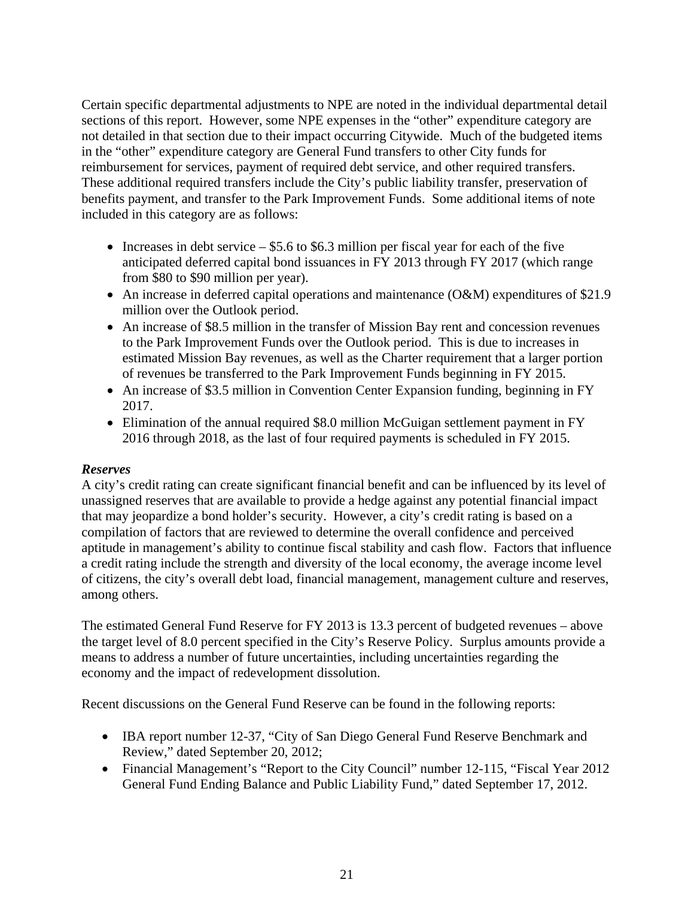Certain specific departmental adjustments to NPE are noted in the individual departmental detail sections of this report. However, some NPE expenses in the "other" expenditure category are not detailed in that section due to their impact occurring Citywide. Much of the budgeted items in the "other" expenditure category are General Fund transfers to other City funds for reimbursement for services, payment of required debt service, and other required transfers. These additional required transfers include the City's public liability transfer, preservation of benefits payment, and transfer to the Park Improvement Funds. Some additional items of note included in this category are as follows:

- Increases in debt service – $5.6 to $6.3 million per fiscal year for each of the five anticipated deferred capital bond issuances in FY 2013 through FY 2017 (which range from $80 to $90 million per year).
- An increase in deferred capital operations and maintenance (O&M) expenditures of $21.9 million over the Outlook period.
- An increase of $8.5 million in the transfer of Mission Bay rent and concession revenues to the Park Improvement Funds over the Outlook period. This is due to increases in estimated Mission Bay revenues, as well as the Charter requirement that a larger portion of revenues be transferred to the Park Improvement Funds beginning in FY 2015.
- An increase of $3.5 million in Convention Center Expansion funding, beginning in FY 2017.
- Elimination of the annual required $8.0 million McGuigan settlement payment in FY 2016 through 2018, as the last of four required payments is scheduled in FY 2015.

***Reserves***

A city's credit rating can create significant financial benefit and can be influenced by its level of unassigned reserves that are available to provide a hedge against any potential financial impact that may jeopardize a bond holder's security. However, a city's credit rating is based on a compilation of factors that are reviewed to determine the overall confidence and perceived aptitude in management's ability to continue fiscal stability and cash flow. Factors that influence a credit rating include the strength and diversity of the local economy, the average income level of citizens, the city's overall debt load, financial management, management culture and reserves, among others.

The estimated General Fund Reserve for FY 2013 is 13.3 percent of budgeted revenues – above the target level of 8.0 percent specified in the City's Reserve Policy. Surplus amounts provide a means to address a number of future uncertainties, including uncertainties regarding the economy and the impact of redevelopment dissolution.

Recent discussions on the General Fund Reserve can be found in the following reports:

- IBA report number 12-37, "City of San Diego General Fund Reserve Benchmark and Review," dated September 20, 2012;
- Financial Management's "Report to the City Council" number 12-115, "Fiscal Year 2012 General Fund Ending Balance and Public Liability Fund," dated September 17, 2012.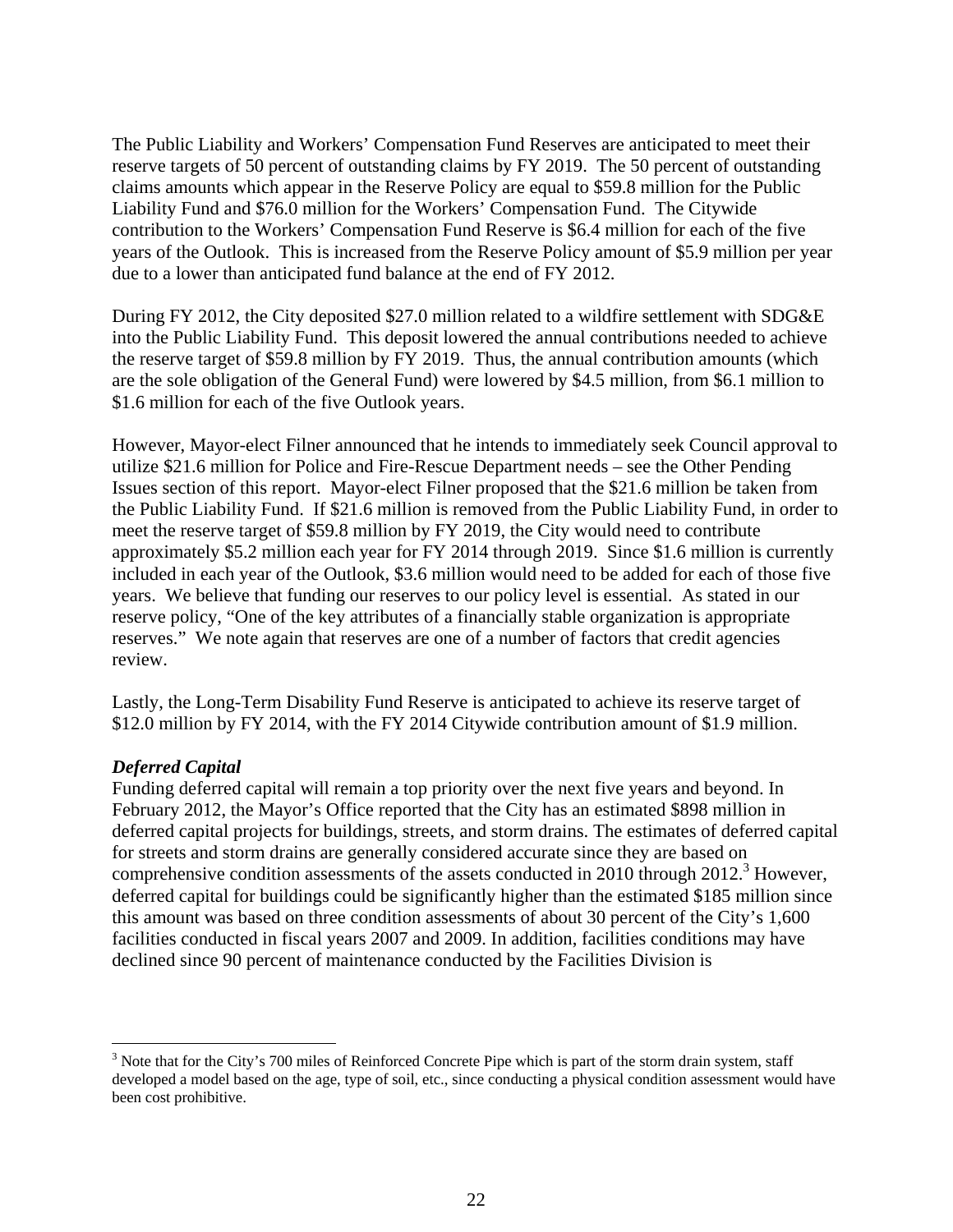The Public Liability and Workers' Compensation Fund Reserves are anticipated to meet their reserve targets of 50 percent of outstanding claims by FY 2019. The 50 percent of outstanding claims amounts which appear in the Reserve Policy are equal to $59.8 million for the Public Liability Fund and $76.0 million for the Workers' Compensation Fund. The Citywide contribution to the Workers' Compensation Fund Reserve is $6.4 million for each of the five years of the Outlook. This is increased from the Reserve Policy amount of $5.9 million per year due to a lower than anticipated fund balance at the end of FY 2012.

During FY 2012, the City deposited $27.0 million related to a wildfire settlement with SDG&E into the Public Liability Fund. This deposit lowered the annual contributions needed to achieve the reserve target of $59.8 million by FY 2019. Thus, the annual contribution amounts (which are the sole obligation of the General Fund) were lowered by $4.5 million, from $6.1 million to $1.6 million for each of the five Outlook years.

However, Mayor-elect Filner announced that he intends to immediately seek Council approval to utilize $21.6 million for Police and Fire-Rescue Department needs – see the Other Pending Issues section of this report. Mayor-elect Filner proposed that the $21.6 million be taken from the Public Liability Fund. If $21.6 million is removed from the Public Liability Fund, in order to meet the reserve target of $59.8 million by FY 2019, the City would need to contribute approximately $5.2 million each year for FY 2014 through 2019. Since $1.6 million is currently included in each year of the Outlook, $3.6 million would need to be added for each of those five years. We believe that funding our reserves to our policy level is essential. As stated in our reserve policy, "One of the key attributes of a financially stable organization is appropriate reserves." We note again that reserves are one of a number of factors that credit agencies review.

Lastly, the Long-Term Disability Fund Reserve is anticipated to achieve its reserve target of $12.0 million by FY 2014, with the FY 2014 Citywide contribution amount of $1.9 million.

***Deferred Capital***

Funding deferred capital will remain a top priority over the next five years and beyond. In February 2012, the Mayor's Office reported that the City has an estimated $898 million in deferred capital projects for buildings, streets, and storm drains. The estimates of deferred capital for streets and storm drains are generally considered accurate since they are based on comprehensive condition assessments of the assets conducted in 2010 through 2012.[3] However, deferred capital for buildings could be significantly higher than the estimated $185 million since this amount was based on three condition assessments of about 30 percent of the City's 1,600 facilities conducted in fiscal years 2007 and 2009. In addition, facilities conditions may have declined since 90 percent of maintenance conducted by the Facilities Division is

[3] Note that for the City's 700 miles of Reinforced Concrete Pipe which is part of the storm drain system, staff developed a model based on the age, type of soil, etc., since conducting a physical condition assessment would have been cost prohibitive.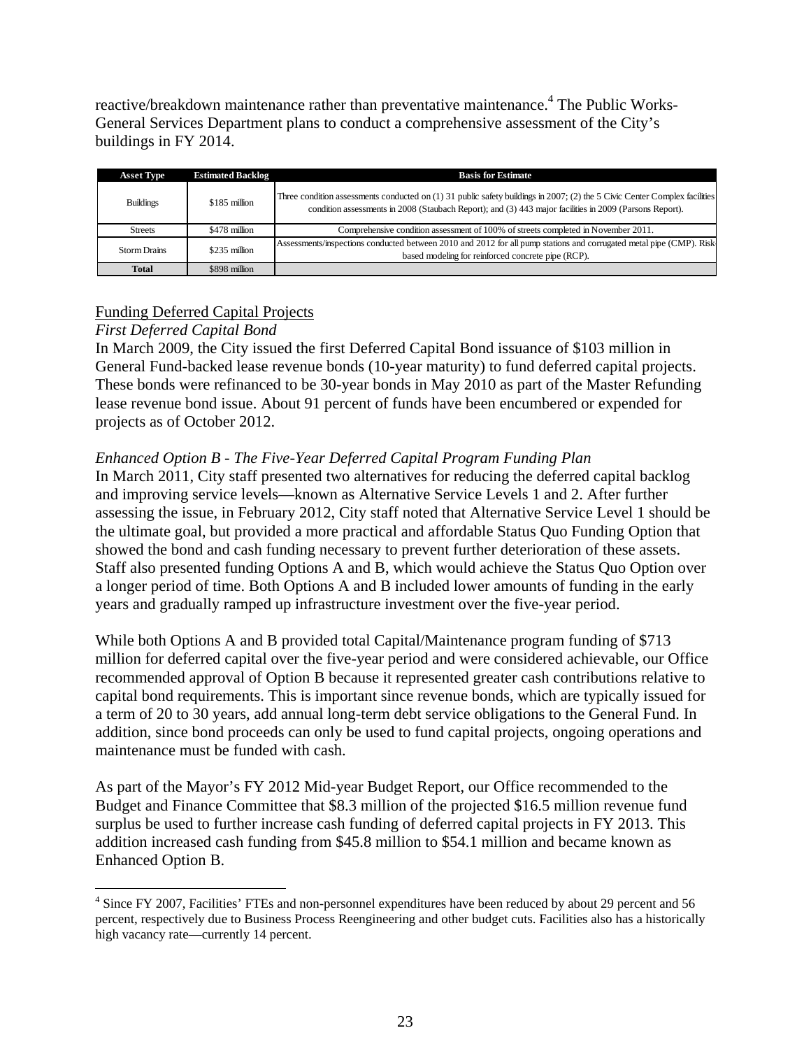reactive/breakdown maintenance rather than preventative maintenance.[4] The Public Works-General Services Department plans to conduct a comprehensive assessment of the City's buildings in FY 2014.

| Asset Type | Estimated Backlog | Basis for Estimate |
|---|---|---|
| Buildings | \$185 million | Three condition assessments conducted on (1) 31 public safety buildings in 2007; (2) the 5 Civic Center Complex facilities condition assessments in 2008 (Staubach Report); and (3) 443 major facilities in 2009 (Parsons Report). |
| Streets | \$478 million | Comprehensive condition assessment of 100% of streets completed in November 2011. |
| Storm Drains | \$235 million | Assessments/inspections conducted between 2010 and 2012 for all pump stations and corrugated metal pipe (CMP). Risk based modeling for reinforced concrete pipe (RCP). |
| **Total** | \$898 million | |

<u>Funding Deferred Capital Projects</u>

*First Deferred Capital Bond*

In March 2009, the City issued the first Deferred Capital Bond issuance of \$103 million in General Fund-backed lease revenue bonds (10-year maturity) to fund deferred capital projects. These bonds were refinanced to be 30-year bonds in May 2010 as part of the Master Refunding lease revenue bond issue. About 91 percent of funds have been encumbered or expended for projects as of October 2012.

*Enhanced Option B - The Five-Year Deferred Capital Program Funding Plan*

In March 2011, City staff presented two alternatives for reducing the deferred capital backlog and improving service levels—known as Alternative Service Levels 1 and 2. After further assessing the issue, in February 2012, City staff noted that Alternative Service Level 1 should be the ultimate goal, but provided a more practical and affordable Status Quo Funding Option that showed the bond and cash funding necessary to prevent further deterioration of these assets. Staff also presented funding Options A and B, which would achieve the Status Quo Option over a longer period of time. Both Options A and B included lower amounts of funding in the early years and gradually ramped up infrastructure investment over the five-year period.

While both Options A and B provided total Capital/Maintenance program funding of \$713 million for deferred capital over the five-year period and were considered achievable, our Office recommended approval of Option B because it represented greater cash contributions relative to capital bond requirements. This is important since revenue bonds, which are typically issued for a term of 20 to 30 years, add annual long-term debt service obligations to the General Fund. In addition, since bond proceeds can only be used to fund capital projects, ongoing operations and maintenance must be funded with cash.

As part of the Mayor's FY 2012 Mid-year Budget Report, our Office recommended to the Budget and Finance Committee that \$8.3 million of the projected \$16.5 million revenue fund surplus be used to further increase cash funding of deferred capital projects in FY 2013. This addition increased cash funding from \$45.8 million to \$54.1 million and became known as Enhanced Option B.

[4] Since FY 2007, Facilities' FTEs and non-personnel expenditures have been reduced by about 29 percent and 56 percent, respectively due to Business Process Reengineering and other budget cuts. Facilities also has a historically high vacancy rate—currently 14 percent.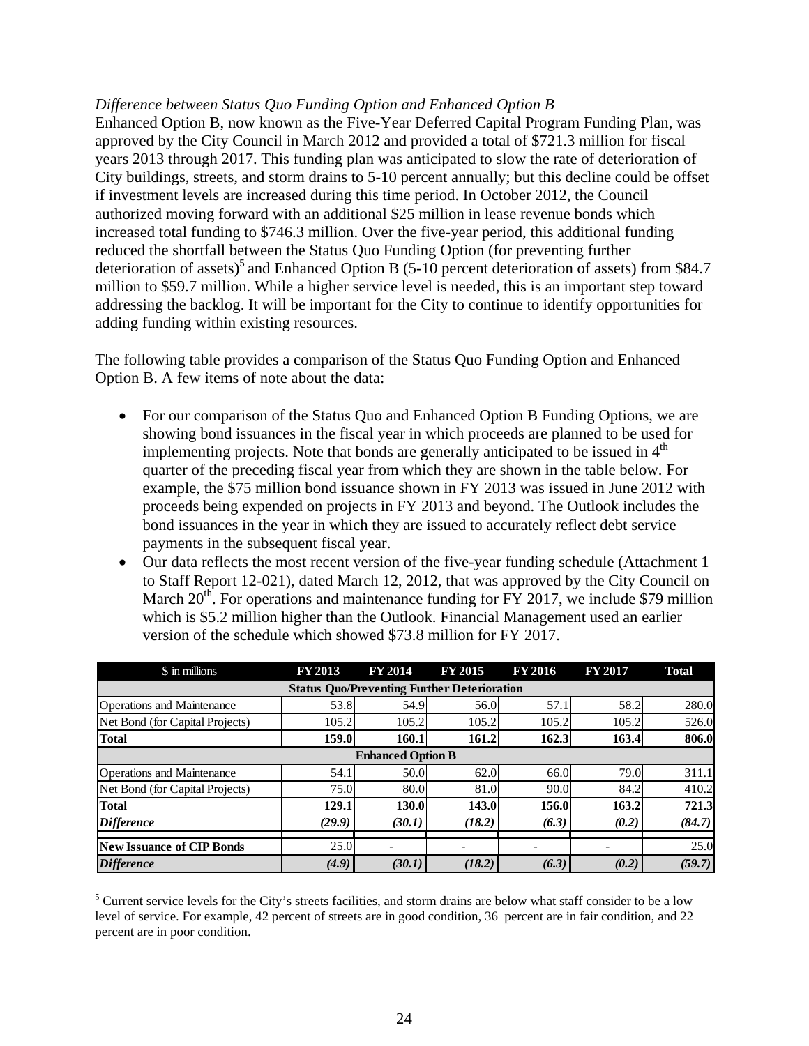*Difference between Status Quo Funding Option and Enhanced Option B*

Enhanced Option B, now known as the Five-Year Deferred Capital Program Funding Plan, was approved by the City Council in March 2012 and provided a total of $721.3 million for fiscal years 2013 through 2017. This funding plan was anticipated to slow the rate of deterioration of City buildings, streets, and storm drains to 5-10 percent annually; but this decline could be offset if investment levels are increased during this time period. In October 2012, the Council authorized moving forward with an additional $25 million in lease revenue bonds which increased total funding to $746.3 million. Over the five-year period, this additional funding reduced the shortfall between the Status Quo Funding Option (for preventing further deterioration of assets)[5] and Enhanced Option B (5-10 percent deterioration of assets) from $84.7 million to $59.7 million. While a higher service level is needed, this is an important step toward addressing the backlog. It will be important for the City to continue to identify opportunities for adding funding within existing resources.

The following table provides a comparison of the Status Quo Funding Option and Enhanced Option B. A few items of note about the data:

- For our comparison of the Status Quo and Enhanced Option B Funding Options, we are showing bond issuances in the fiscal year in which proceeds are planned to be used for implementing projects. Note that bonds are generally anticipated to be issued in 4th quarter of the preceding fiscal year from which they are shown in the table below. For example, the $75 million bond issuance shown in FY 2013 was issued in June 2012 with proceeds being expended on projects in FY 2013 and beyond. The Outlook includes the bond issuances in the year in which they are issued to accurately reflect debt service payments in the subsequent fiscal year.
- Our data reflects the most recent version of the five-year funding schedule (Attachment 1 to Staff Report 12-021), dated March 12, 2012, that was approved by the City Council on March 20th. For operations and maintenance funding for FY 2017, we include $79 million which is $5.2 million higher than the Outlook. Financial Management used an earlier version of the schedule which showed $73.8 million for FY 2017.

| $ in millions | FY 2013 | FY 2014 | FY 2015 | FY 2016 | FY 2017 | Total |
|---|---|---|---|---|---|---|
| **Status Quo/Preventing Further Deterioration** | | | | | | |
| Operations and Maintenance | 53.8 | 54.9 | 56.0 | 57.1 | 58.2 | 280.0 |
| Net Bond (for Capital Projects) | 105.2 | 105.2 | 105.2 | 105.2 | 105.2 | 526.0 |
| **Total** | **159.0** | **160.1** | **161.2** | **162.3** | **163.4** | **806.0** |
| **Enhanced Option B** | | | | | | |
| Operations and Maintenance | 54.1 | 50.0 | 62.0 | 66.0 | 79.0 | 311.1 |
| Net Bond (for Capital Projects) | 75.0 | 80.0 | 81.0 | 90.0 | 84.2 | 410.2 |
| **Total** | **129.1** | **130.0** | **143.0** | **156.0** | **163.2** | **721.3** |
| ***Difference*** | ***(29.9)*** | ***(30.1)*** | ***(18.2)*** | ***(6.3)*** | ***(0.2)*** | ***(84.7)*** |
| **New Issuance of CIP Bonds** | 25.0 | - | - | - | - | 25.0 |
| ***Difference*** | ***(4.9)*** | ***(30.1)*** | ***(18.2)*** | ***(6.3)*** | ***(0.2)*** | ***(59.7)*** |

[5] Current service levels for the City's streets facilities, and storm drains are below what staff consider to be a low level of service. For example, 42 percent of streets are in good condition, 36 percent are in fair condition, and 22 percent are in poor condition.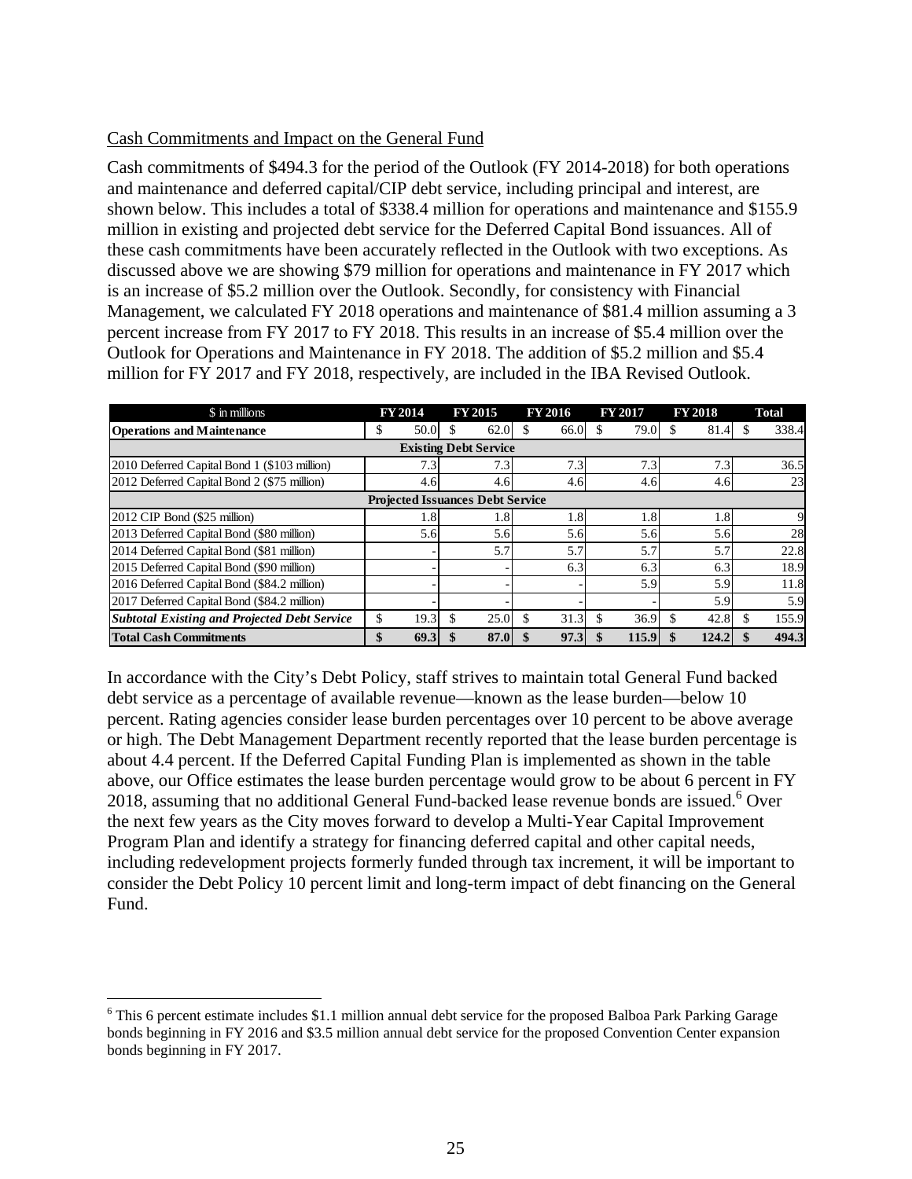Cash Commitments and Impact on the General Fund

Cash commitments of $494.3 for the period of the Outlook (FY 2014-2018) for both operations and maintenance and deferred capital/CIP debt service, including principal and interest, are shown below. This includes a total of $338.4 million for operations and maintenance and $155.9 million in existing and projected debt service for the Deferred Capital Bond issuances. All of these cash commitments have been accurately reflected in the Outlook with two exceptions. As discussed above we are showing $79 million for operations and maintenance in FY 2017 which is an increase of $5.2 million over the Outlook. Secondly, for consistency with Financial Management, we calculated FY 2018 operations and maintenance of $81.4 million assuming a 3 percent increase from FY 2017 to FY 2018. This results in an increase of $5.4 million over the Outlook for Operations and Maintenance in FY 2018. The addition of $5.2 million and $5.4 million for FY 2017 and FY 2018, respectively, are included in the IBA Revised Outlook.

| $ in millions | FY 2014 | FY 2015 | FY 2016 | FY 2017 | FY 2018 | Total |
|---|---|---|---|---|---|---|
| **Operations and Maintenance** | $ 50.0 | $ 62.0 | $ 66.0 | $ 79.0 | $ 81.4 | $ 338.4 |
| **Existing Debt Service** | | | | | | |
| 2010 Deferred Capital Bond 1 ($103 million) | 7.3 | 7.3 | 7.3 | 7.3 | 7.3 | 36.5 |
| 2012 Deferred Capital Bond 2 ($75 million) | 4.6 | 4.6 | 4.6 | 4.6 | 4.6 | 23 |
| **Projected Issuances Debt Service** | | | | | | |
| 2012 CIP Bond ($25 million) | 1.8 | 1.8 | 1.8 | 1.8 | 1.8 | 9 |
| 2013 Deferred Capital Bond ($80 million) | 5.6 | 5.6 | 5.6 | 5.6 | 5.6 | 28 |
| 2014 Deferred Capital Bond ($81 million) | - | 5.7 | 5.7 | 5.7 | 5.7 | 22.8 |
| 2015 Deferred Capital Bond ($90 million) | - | - | 6.3 | 6.3 | 6.3 | 18.9 |
| 2016 Deferred Capital Bond ($84.2 million) | - | - | - | 5.9 | 5.9 | 11.8 |
| 2017 Deferred Capital Bond ($84.2 million) | - | - | - | - | 5.9 | 5.9 |
| ***Subtotal Existing and Projected Debt Service*** | $ 19.3 | $ 25.0 | $ 31.3 | $ 36.9 | $ 42.8 | $ 155.9 |
| **Total Cash Commitments** | **$ 69.3** | **$ 87.0** | **$ 97.3** | **$ 115.9** | **$ 124.2** | **$ 494.3** |

In accordance with the City's Debt Policy, staff strives to maintain total General Fund backed debt service as a percentage of available revenue—known as the lease burden—below 10 percent. Rating agencies consider lease burden percentages over 10 percent to be above average or high. The Debt Management Department recently reported that the lease burden percentage is about 4.4 percent. If the Deferred Capital Funding Plan is implemented as shown in the table above, our Office estimates the lease burden percentage would grow to be about 6 percent in FY 2018, assuming that no additional General Fund-backed lease revenue bonds are issued.[6] Over the next few years as the City moves forward to develop a Multi-Year Capital Improvement Program Plan and identify a strategy for financing deferred capital and other capital needs, including redevelopment projects formerly funded through tax increment, it will be important to consider the Debt Policy 10 percent limit and long-term impact of debt financing on the General Fund.

[6] This 6 percent estimate includes $1.1 million annual debt service for the proposed Balboa Park Parking Garage bonds beginning in FY 2016 and $3.5 million annual debt service for the proposed Convention Center expansion bonds beginning in FY 2017.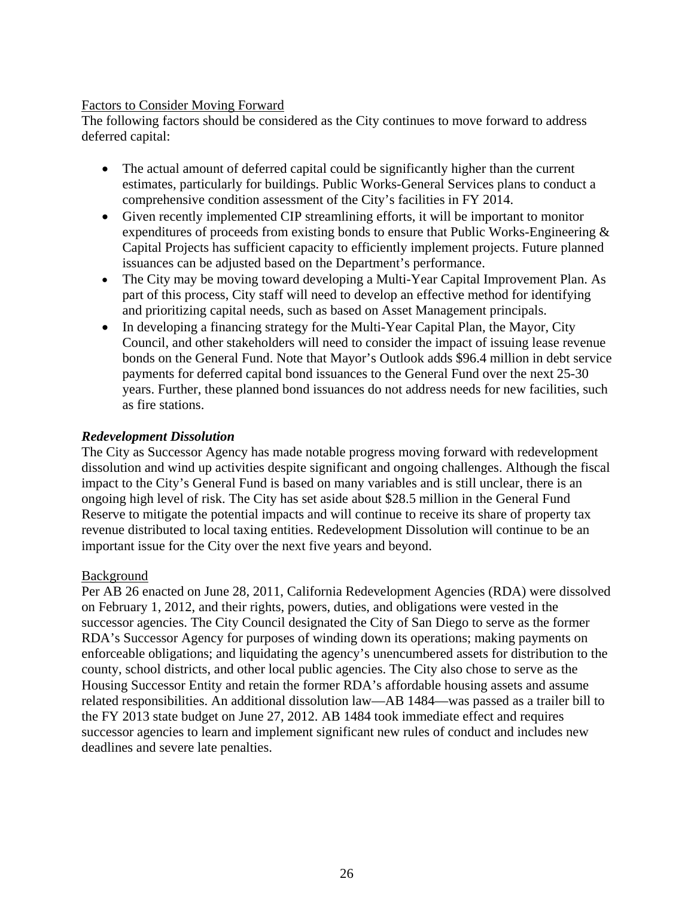Factors to Consider Moving Forward

The following factors should be considered as the City continues to move forward to address deferred capital:

- The actual amount of deferred capital could be significantly higher than the current estimates, particularly for buildings. Public Works-General Services plans to conduct a comprehensive condition assessment of the City's facilities in FY 2014.
- Given recently implemented CIP streamlining efforts, it will be important to monitor expenditures of proceeds from existing bonds to ensure that Public Works-Engineering & Capital Projects has sufficient capacity to efficiently implement projects. Future planned issuances can be adjusted based on the Department's performance.
- The City may be moving toward developing a Multi-Year Capital Improvement Plan. As part of this process, City staff will need to develop an effective method for identifying and prioritizing capital needs, such as based on Asset Management principals.
- In developing a financing strategy for the Multi-Year Capital Plan, the Mayor, City Council, and other stakeholders will need to consider the impact of issuing lease revenue bonds on the General Fund. Note that Mayor's Outlook adds $96.4 million in debt service payments for deferred capital bond issuances to the General Fund over the next 25-30 years. Further, these planned bond issuances do not address needs for new facilities, such as fire stations.

***Redevelopment Dissolution***

The City as Successor Agency has made notable progress moving forward with redevelopment dissolution and wind up activities despite significant and ongoing challenges. Although the fiscal impact to the City's General Fund is based on many variables and is still unclear, there is an ongoing high level of risk. The City has set aside about $28.5 million in the General Fund Reserve to mitigate the potential impacts and will continue to receive its share of property tax revenue distributed to local taxing entities. Redevelopment Dissolution will continue to be an important issue for the City over the next five years and beyond.

Background

Per AB 26 enacted on June 28, 2011, California Redevelopment Agencies (RDA) were dissolved on February 1, 2012, and their rights, powers, duties, and obligations were vested in the successor agencies. The City Council designated the City of San Diego to serve as the former RDA's Successor Agency for purposes of winding down its operations; making payments on enforceable obligations; and liquidating the agency's unencumbered assets for distribution to the county, school districts, and other local public agencies. The City also chose to serve as the Housing Successor Entity and retain the former RDA's affordable housing assets and assume related responsibilities. An additional dissolution law—AB 1484—was passed as a trailer bill to the FY 2013 state budget on June 27, 2012. AB 1484 took immediate effect and requires successor agencies to learn and implement significant new rules of conduct and includes new deadlines and severe late penalties.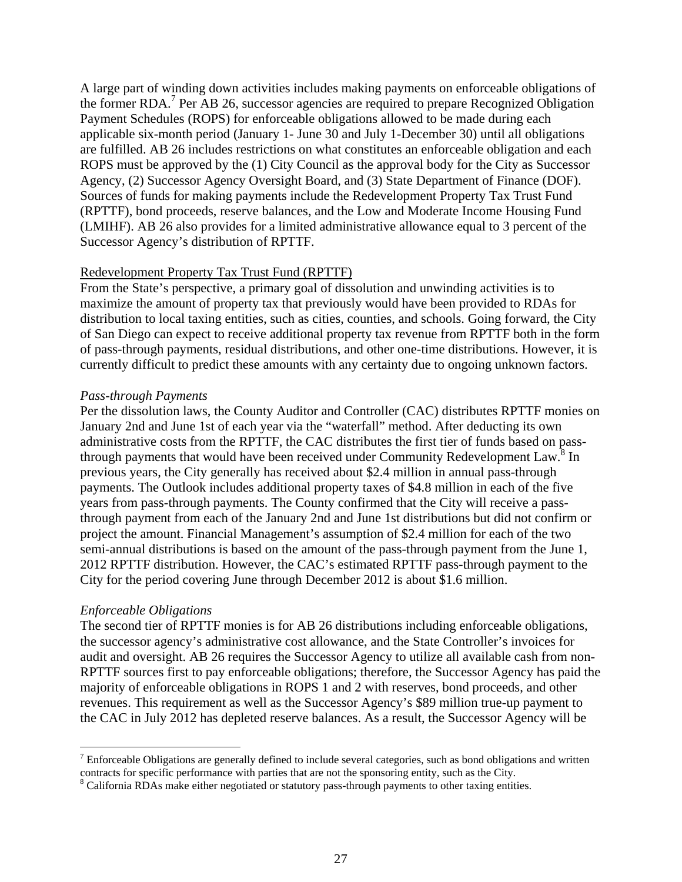A large part of winding down activities includes making payments on enforceable obligations of the former RDA.[7] Per AB 26, successor agencies are required to prepare Recognized Obligation Payment Schedules (ROPS) for enforceable obligations allowed to be made during each applicable six-month period (January 1- June 30 and July 1-December 30) until all obligations are fulfilled. AB 26 includes restrictions on what constitutes an enforceable obligation and each ROPS must be approved by the (1) City Council as the approval body for the City as Successor Agency, (2) Successor Agency Oversight Board, and (3) State Department of Finance (DOF). Sources of funds for making payments include the Redevelopment Property Tax Trust Fund (RPTTF), bond proceeds, reserve balances, and the Low and Moderate Income Housing Fund (LMIHF). AB 26 also provides for a limited administrative allowance equal to 3 percent of the Successor Agency's distribution of RPTTF.

Redevelopment Property Tax Trust Fund (RPTTF)

From the State's perspective, a primary goal of dissolution and unwinding activities is to maximize the amount of property tax that previously would have been provided to RDAs for distribution to local taxing entities, such as cities, counties, and schools. Going forward, the City of San Diego can expect to receive additional property tax revenue from RPTTF both in the form of pass-through payments, residual distributions, and other one-time distributions. However, it is currently difficult to predict these amounts with any certainty due to ongoing unknown factors.

*Pass-through Payments*

Per the dissolution laws, the County Auditor and Controller (CAC) distributes RPTTF monies on January 2nd and June 1st of each year via the "waterfall" method. After deducting its own administrative costs from the RPTTF, the CAC distributes the first tier of funds based on pass-through payments that would have been received under Community Redevelopment Law.[8] In previous years, the City generally has received about $2.4 million in annual pass-through payments. The Outlook includes additional property taxes of $4.8 million in each of the five years from pass-through payments. The County confirmed that the City will receive a pass-through payment from each of the January 2nd and June 1st distributions but did not confirm or project the amount. Financial Management's assumption of $2.4 million for each of the two semi-annual distributions is based on the amount of the pass-through payment from the June 1, 2012 RPTTF distribution. However, the CAC's estimated RPTTF pass-through payment to the City for the period covering June through December 2012 is about $1.6 million.

*Enforceable Obligations*

The second tier of RPTTF monies is for AB 26 distributions including enforceable obligations, the successor agency's administrative cost allowance, and the State Controller's invoices for audit and oversight. AB 26 requires the Successor Agency to utilize all available cash from non-RPTTF sources first to pay enforceable obligations; therefore, the Successor Agency has paid the majority of enforceable obligations in ROPS 1 and 2 with reserves, bond proceeds, and other revenues. This requirement as well as the Successor Agency's $89 million true-up payment to the CAC in July 2012 has depleted reserve balances. As a result, the Successor Agency will be

[7] Enforceable Obligations are generally defined to include several categories, such as bond obligations and written contracts for specific performance with parties that are not the sponsoring entity, such as the City.

[8] California RDAs make either negotiated or statutory pass-through payments to other taxing entities.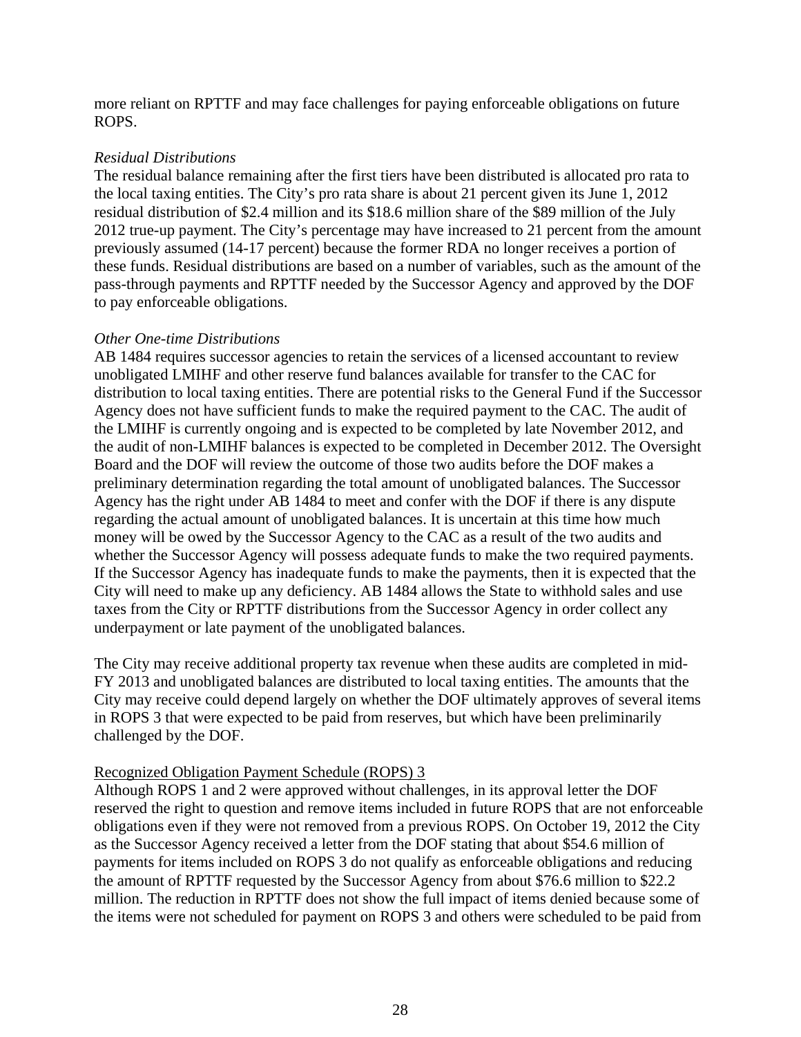more reliant on RPTTF and may face challenges for paying enforceable obligations on future ROPS.

*Residual Distributions*

The residual balance remaining after the first tiers have been distributed is allocated pro rata to the local taxing entities. The City's pro rata share is about 21 percent given its June 1, 2012 residual distribution of $2.4 million and its $18.6 million share of the $89 million of the July 2012 true-up payment. The City's percentage may have increased to 21 percent from the amount previously assumed (14-17 percent) because the former RDA no longer receives a portion of these funds. Residual distributions are based on a number of variables, such as the amount of the pass-through payments and RPTTF needed by the Successor Agency and approved by the DOF to pay enforceable obligations.

*Other One-time Distributions*

AB 1484 requires successor agencies to retain the services of a licensed accountant to review unobligated LMIHF and other reserve fund balances available for transfer to the CAC for distribution to local taxing entities. There are potential risks to the General Fund if the Successor Agency does not have sufficient funds to make the required payment to the CAC. The audit of the LMIHF is currently ongoing and is expected to be completed by late November 2012, and the audit of non-LMIHF balances is expected to be completed in December 2012. The Oversight Board and the DOF will review the outcome of those two audits before the DOF makes a preliminary determination regarding the total amount of unobligated balances. The Successor Agency has the right under AB 1484 to meet and confer with the DOF if there is any dispute regarding the actual amount of unobligated balances. It is uncertain at this time how much money will be owed by the Successor Agency to the CAC as a result of the two audits and whether the Successor Agency will possess adequate funds to make the two required payments. If the Successor Agency has inadequate funds to make the payments, then it is expected that the City will need to make up any deficiency. AB 1484 allows the State to withhold sales and use taxes from the City or RPTTF distributions from the Successor Agency in order collect any underpayment or late payment of the unobligated balances.

The City may receive additional property tax revenue when these audits are completed in mid-FY 2013 and unobligated balances are distributed to local taxing entities. The amounts that the City may receive could depend largely on whether the DOF ultimately approves of several items in ROPS 3 that were expected to be paid from reserves, but which have been preliminarily challenged by the DOF.

<u>Recognized Obligation Payment Schedule (ROPS) 3</u>

Although ROPS 1 and 2 were approved without challenges, in its approval letter the DOF reserved the right to question and remove items included in future ROPS that are not enforceable obligations even if they were not removed from a previous ROPS. On October 19, 2012 the City as the Successor Agency received a letter from the DOF stating that about $54.6 million of payments for items included on ROPS 3 do not qualify as enforceable obligations and reducing the amount of RPTTF requested by the Successor Agency from about $76.6 million to $22.2 million. The reduction in RPTTF does not show the full impact of items denied because some of the items were not scheduled for payment on ROPS 3 and others were scheduled to be paid from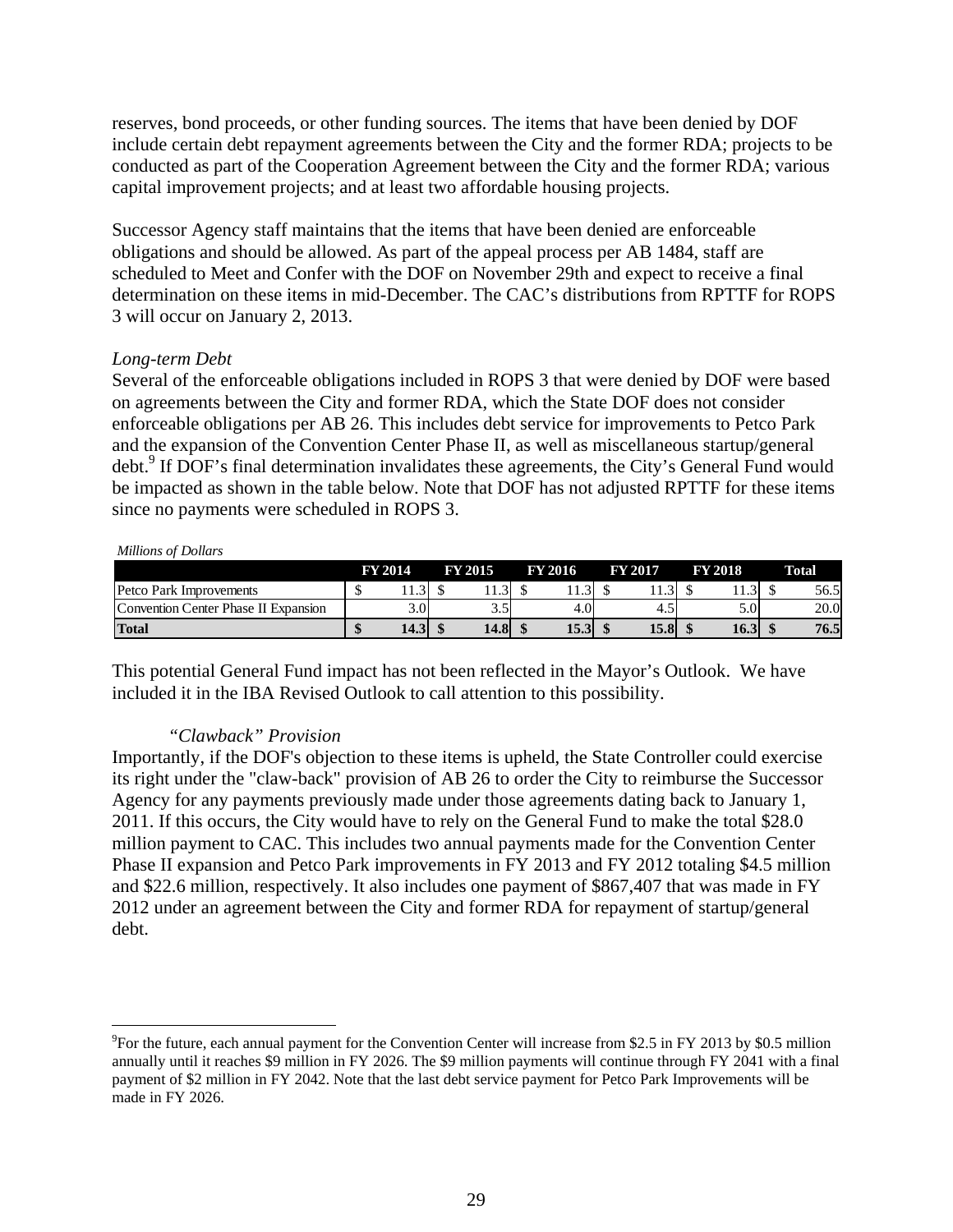reserves, bond proceeds, or other funding sources. The items that have been denied by DOF include certain debt repayment agreements between the City and the former RDA; projects to be conducted as part of the Cooperation Agreement between the City and the former RDA; various capital improvement projects; and at least two affordable housing projects.

Successor Agency staff maintains that the items that have been denied are enforceable obligations and should be allowed. As part of the appeal process per AB 1484, staff are scheduled to Meet and Confer with the DOF on November 29th and expect to receive a final determination on these items in mid-December. The CAC's distributions from RPTTF for ROPS 3 will occur on January 2, 2013.

*Long-term Debt*

Several of the enforceable obligations included in ROPS 3 that were denied by DOF were based on agreements between the City and former RDA, which the State DOF does not consider enforceable obligations per AB 26. This includes debt service for improvements to Petco Park and the expansion of the Convention Center Phase II, as well as miscellaneous startup/general debt.[9] If DOF's final determination invalidates these agreements, the City's General Fund would be impacted as shown in the table below. Note that DOF has not adjusted RPTTF for these items since no payments were scheduled in ROPS 3.

*Millions of Dollars*

| | FY 2014 | FY 2015 | FY 2016 | FY 2017 | FY 2018 | Total |
|---|---|---|---|---|---|---|
| Petco Park Improvements | $ 11.3 | $ 11.3 | $ 11.3 | $ 11.3 | $ 11.3 | $ 56.5 |
| Convention Center Phase II Expansion | 3.0 | 3.5 | 4.0 | 4.5 | 5.0 | 20.0 |
| **Total** | **$ 14.3** | **$ 14.8** | **$ 15.3** | **$ 15.8** | **$ 16.3** | **$ 76.5** |

This potential General Fund impact has not been reflected in the Mayor's Outlook. We have included it in the IBA Revised Outlook to call attention to this possibility.

*"Clawback" Provision*

Importantly, if the DOF's objection to these items is upheld, the State Controller could exercise its right under the "claw-back" provision of AB 26 to order the City to reimburse the Successor Agency for any payments previously made under those agreements dating back to January 1, 2011. If this occurs, the City would have to rely on the General Fund to make the total $28.0 million payment to CAC. This includes two annual payments made for the Convention Center Phase II expansion and Petco Park improvements in FY 2013 and FY 2012 totaling $4.5 million and $22.6 million, respectively. It also includes one payment of $867,407 that was made in FY 2012 under an agreement between the City and former RDA for repayment of startup/general debt.

---

[9]For the future, each annual payment for the Convention Center will increase from $2.5 in FY 2013 by $0.5 million annually until it reaches $9 million in FY 2026. The $9 million payments will continue through FY 2041 with a final payment of $2 million in FY 2042. Note that the last debt service payment for Petco Park Improvements will be made in FY 2026.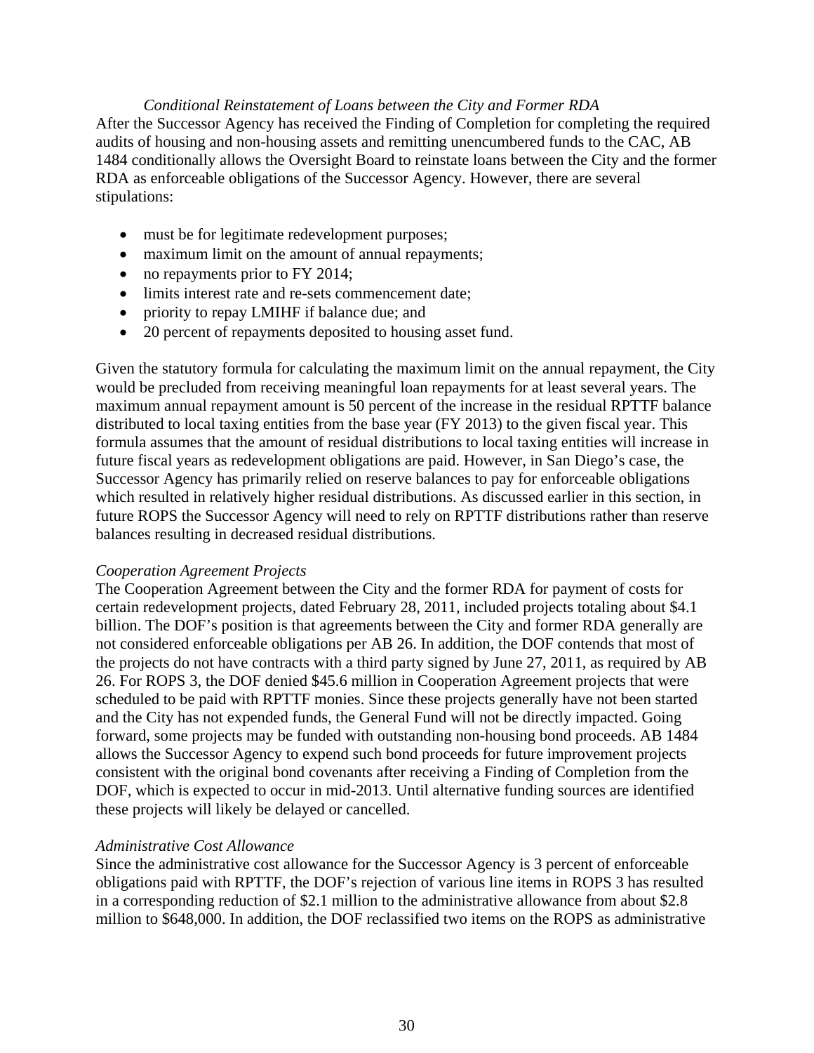*Conditional Reinstatement of Loans between the City and Former RDA*

After the Successor Agency has received the Finding of Completion for completing the required audits of housing and non-housing assets and remitting unencumbered funds to the CAC, AB 1484 conditionally allows the Oversight Board to reinstate loans between the City and the former RDA as enforceable obligations of the Successor Agency. However, there are several stipulations:

- must be for legitimate redevelopment purposes;
- maximum limit on the amount of annual repayments;
- no repayments prior to FY 2014;
- limits interest rate and re-sets commencement date;
- priority to repay LMIHF if balance due; and
- 20 percent of repayments deposited to housing asset fund.

Given the statutory formula for calculating the maximum limit on the annual repayment, the City would be precluded from receiving meaningful loan repayments for at least several years. The maximum annual repayment amount is 50 percent of the increase in the residual RPTTF balance distributed to local taxing entities from the base year (FY 2013) to the given fiscal year. This formula assumes that the amount of residual distributions to local taxing entities will increase in future fiscal years as redevelopment obligations are paid. However, in San Diego's case, the Successor Agency has primarily relied on reserve balances to pay for enforceable obligations which resulted in relatively higher residual distributions. As discussed earlier in this section, in future ROPS the Successor Agency will need to rely on RPTTF distributions rather than reserve balances resulting in decreased residual distributions.

*Cooperation Agreement Projects*

The Cooperation Agreement between the City and the former RDA for payment of costs for certain redevelopment projects, dated February 28, 2011, included projects totaling about $4.1 billion. The DOF's position is that agreements between the City and former RDA generally are not considered enforceable obligations per AB 26. In addition, the DOF contends that most of the projects do not have contracts with a third party signed by June 27, 2011, as required by AB 26. For ROPS 3, the DOF denied $45.6 million in Cooperation Agreement projects that were scheduled to be paid with RPTTF monies. Since these projects generally have not been started and the City has not expended funds, the General Fund will not be directly impacted. Going forward, some projects may be funded with outstanding non-housing bond proceeds. AB 1484 allows the Successor Agency to expend such bond proceeds for future improvement projects consistent with the original bond covenants after receiving a Finding of Completion from the DOF, which is expected to occur in mid-2013. Until alternative funding sources are identified these projects will likely be delayed or cancelled.

*Administrative Cost Allowance*

Since the administrative cost allowance for the Successor Agency is 3 percent of enforceable obligations paid with RPTTF, the DOF's rejection of various line items in ROPS 3 has resulted in a corresponding reduction of $2.1 million to the administrative allowance from about $2.8 million to $648,000. In addition, the DOF reclassified two items on the ROPS as administrative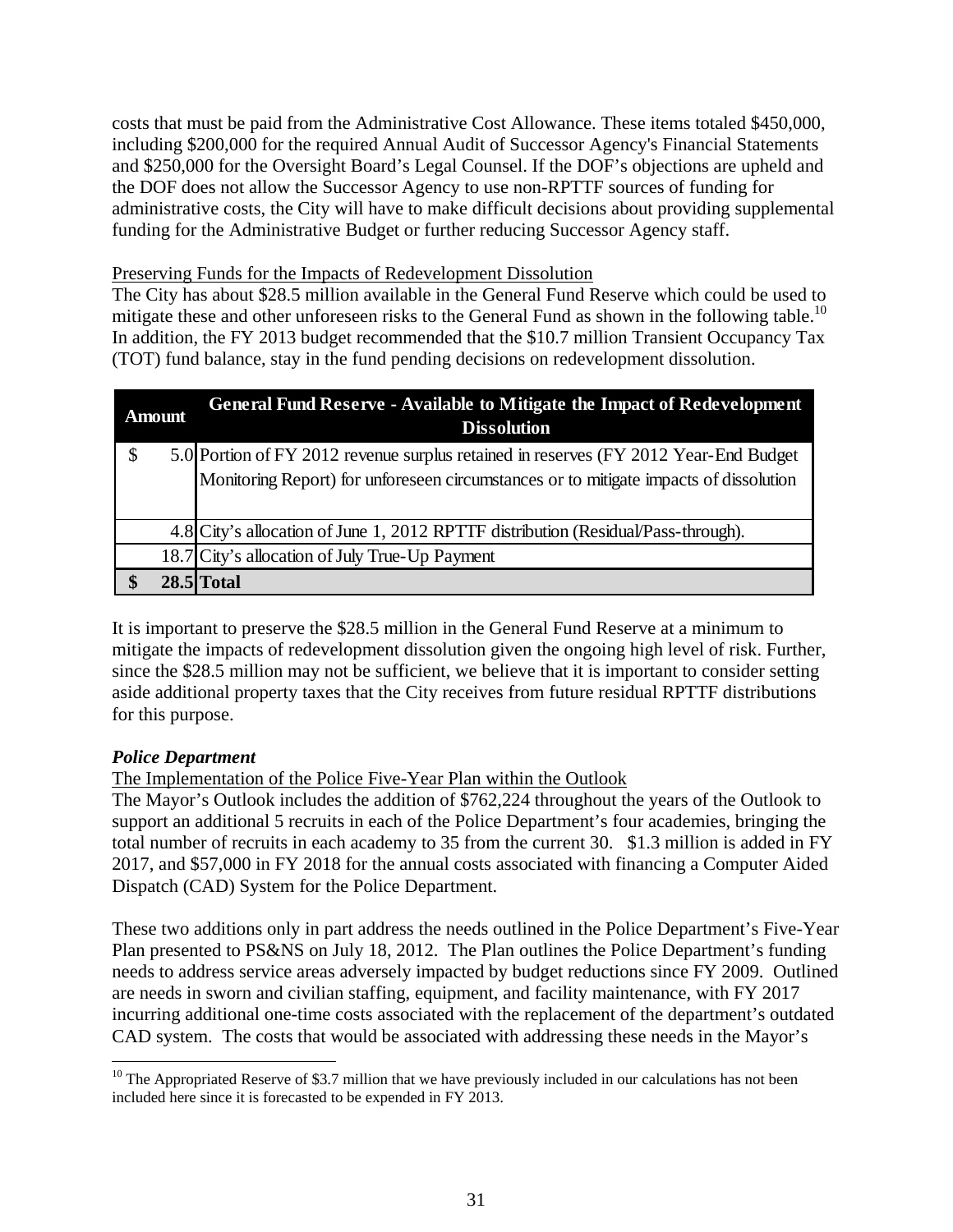costs that must be paid from the Administrative Cost Allowance. These items totaled $450,000, including $200,000 for the required Annual Audit of Successor Agency's Financial Statements and $250,000 for the Oversight Board's Legal Counsel. If the DOF's objections are upheld and the DOF does not allow the Successor Agency to use non-RPTTF sources of funding for administrative costs, the City will have to make difficult decisions about providing supplemental funding for the Administrative Budget or further reducing Successor Agency staff.

Preserving Funds for the Impacts of Redevelopment Dissolution

The City has about $28.5 million available in the General Fund Reserve which could be used to mitigate these and other unforeseen risks to the General Fund as shown in the following table.[10] In addition, the FY 2013 budget recommended that the $10.7 million Transient Occupancy Tax (TOT) fund balance, stay in the fund pending decisions on redevelopment dissolution.

| Amount | General Fund Reserve - Available to Mitigate the Impact of Redevelopment Dissolution |
|---|---|
| $ 5.0 | Portion of FY 2012 revenue surplus retained in reserves (FY 2012 Year-End Budget Monitoring Report) for unforeseen circumstances or to mitigate impacts of dissolution |
| 4.8 | City's allocation of June 1, 2012 RPTTF distribution (Residual/Pass-through). |
| 18.7 | City's allocation of July True-Up Payment |
| **$ 28.5** | **Total** |

It is important to preserve the $28.5 million in the General Fund Reserve at a minimum to mitigate the impacts of redevelopment dissolution given the ongoing high level of risk. Further, since the $28.5 million may not be sufficient, we believe that it is important to consider setting aside additional property taxes that the City receives from future residual RPTTF distributions for this purpose.

***Police Department***

The Implementation of the Police Five-Year Plan within the Outlook

The Mayor's Outlook includes the addition of $762,224 throughout the years of the Outlook to support an additional 5 recruits in each of the Police Department's four academies, bringing the total number of recruits in each academy to 35 from the current 30. $1.3 million is added in FY 2017, and $57,000 in FY 2018 for the annual costs associated with financing a Computer Aided Dispatch (CAD) System for the Police Department.

These two additions only in part address the needs outlined in the Police Department's Five-Year Plan presented to PS&NS on July 18, 2012. The Plan outlines the Police Department's funding needs to address service areas adversely impacted by budget reductions since FY 2009. Outlined are needs in sworn and civilian staffing, equipment, and facility maintenance, with FY 2017 incurring additional one-time costs associated with the replacement of the department's outdated CAD system. The costs that would be associated with addressing these needs in the Mayor's

[10] The Appropriated Reserve of $3.7 million that we have previously included in our calculations has not been included here since it is forecasted to be expended in FY 2013.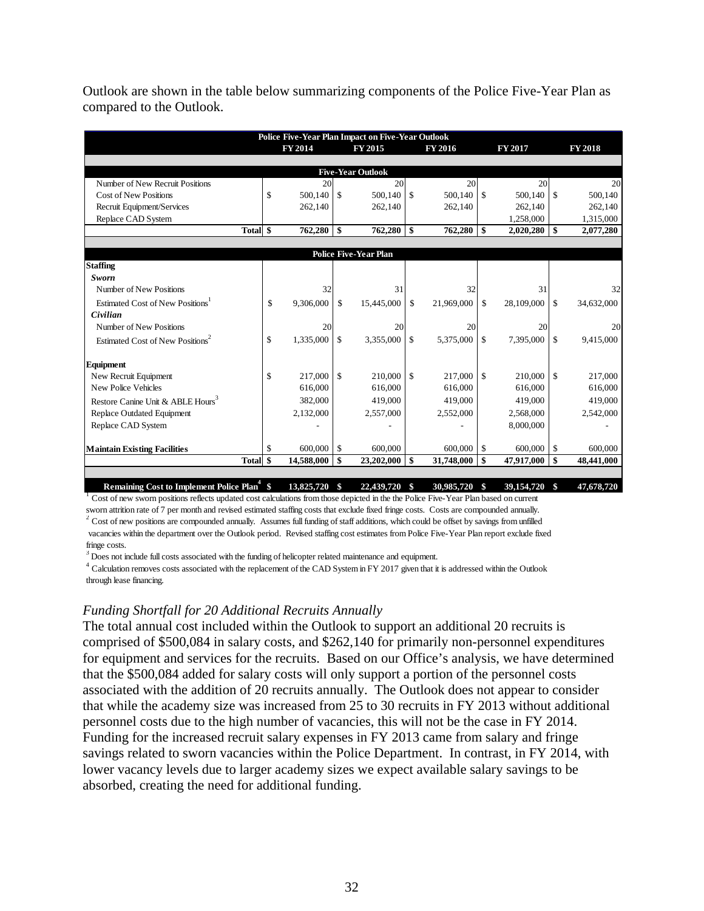Outlook are shown in the table below summarizing components of the Police Five-Year Plan as compared to the Outlook.

| Police Five-Year Plan Impact on Five-Year Outlook | FY 2014 | FY 2015 | FY 2016 | FY 2017 | FY 2018 |
|---|---|---|---|---|---|
| **Five-Year Outlook** | | | | | |
| Number of New Recruit Positions | 20 | 20 | 20 | 20 | 20 |
| Cost of New Positions | $ 500,140 | $ 500,140 | $ 500,140 | $ 500,140 | $ 500,140 |
| Recruit Equipment/Services | 262,140 | 262,140 | 262,140 | 262,140 | 262,140 |
| Replace CAD System | | | | 1,258,000 | 1,315,000 |
| **Total** | **$ 762,280** | **$ 762,280** | **$ 762,280** | **$ 2,020,280** | **$ 2,077,280** |
| **Police Five-Year Plan** | | | | | |
| **Staffing** | | | | | |
| ***Sworn*** | | | | | |
| Number of New Positions | 32 | 31 | 32 | 31 | 32 |
| Estimated Cost of New Positions[1] | $ 9,306,000 | $ 15,445,000 | $ 21,969,000 | $ 28,109,000 | $ 34,632,000 |
| ***Civilian*** | | | | | |
| Number of New Positions | 20 | 20 | 20 | 20 | 20 |
| Estimated Cost of New Positions[2] | $ 1,335,000 | $ 3,355,000 | $ 5,375,000 | $ 7,395,000 | $ 9,415,000 |
| **Equipment** | | | | | |
| New Recruit Equipment | $ 217,000 | $ 210,000 | $ 217,000 | $ 210,000 | $ 217,000 |
| New Police Vehicles | 616,000 | 616,000 | 616,000 | 616,000 | 616,000 |
| Restore Canine Unit & ABLE Hours[3] | 382,000 | 419,000 | 419,000 | 419,000 | 419,000 |
| Replace Outdated Equipment | 2,132,000 | 2,557,000 | 2,552,000 | 2,568,000 | 2,542,000 |
| Replace CAD System | - | - | - | 8,000,000 | - |
| **Maintain Existing Facilities** | $ 600,000 | $ 600,000 | 600,000 | $ 600,000 | $ 600,000 |
| **Total** | **$ 14,588,000** | **$ 23,202,000** | **$ 31,748,000** | **$ 47,917,000** | **$ 48,441,000** |
| **Remaining Cost to Implement Police Plan[4]** | **$ 13,825,720** | **$ 22,439,720** | **$ 30,985,720** | **$ 39,154,720** | **$ 47,678,720** |

[1] Cost of new sworn positions reflects updated cost calculations from those depicted in the the Police Five-Year Plan based on current sworn attrition rate of 7 per month and revised estimated staffing costs that exclude fixed fringe costs. Costs are compounded annually.
[2] Cost of new positions are compounded annually. Assumes full funding of staff additions, which could be offset by savings from unfilled vacancies within the department over the Outlook period. Revised staffing cost estimates from Police Five-Year Plan report exclude fixed fringe costs.
[3] Does not include full costs associated with the funding of helicopter related maintenance and equipment.
[4] Calculation removes costs associated with the replacement of the CAD System in FY 2017 given that it is addressed within the Outlook through lease financing.

*Funding Shortfall for 20 Additional Recruits Annually*

The total annual cost included within the Outlook to support an additional 20 recruits is comprised of $500,084 in salary costs, and $262,140 for primarily non-personnel expenditures for equipment and services for the recruits. Based on our Office's analysis, we have determined that the $500,084 added for salary costs will only support a portion of the personnel costs associated with the addition of 20 recruits annually. The Outlook does not appear to consider that while the academy size was increased from 25 to 30 recruits in FY 2013 without additional personnel costs due to the high number of vacancies, this will not be the case in FY 2014. Funding for the increased recruit salary expenses in FY 2013 came from salary and fringe savings related to sworn vacancies within the Police Department. In contrast, in FY 2014, with lower vacancy levels due to larger academy sizes we expect available salary savings to be absorbed, creating the need for additional funding.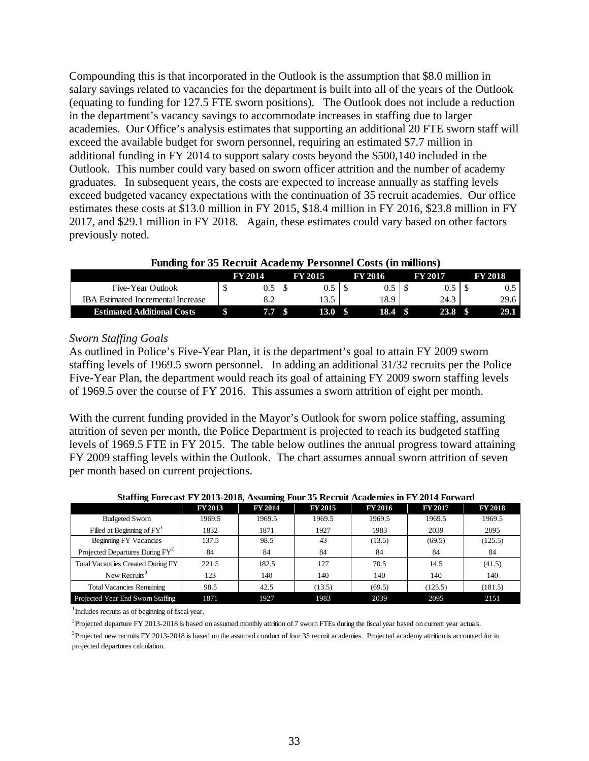Compounding this is that incorporated in the Outlook is the assumption that $8.0 million in salary savings related to vacancies for the department is built into all of the years of the Outlook (equating to funding for 127.5 FTE sworn positions). The Outlook does not include a reduction in the department's vacancy savings to accommodate increases in staffing due to larger academies. Our Office's analysis estimates that supporting an additional 20 FTE sworn staff will exceed the available budget for sworn personnel, requiring an estimated $7.7 million in additional funding in FY 2014 to support salary costs beyond the $500,140 included in the Outlook. This number could vary based on sworn officer attrition and the number of academy graduates. In subsequent years, the costs are expected to increase annually as staffing levels exceed budgeted vacancy expectations with the continuation of 35 recruit academies. Our office estimates these costs at $13.0 million in FY 2015, $18.4 million in FY 2016, $23.8 million in FY 2017, and $29.1 million in FY 2018. Again, these estimates could vary based on other factors previously noted.

**Funding for 35 Recruit Academy Personnel Costs (in millions)**

| | FY 2014 | FY 2015 | FY 2016 | FY 2017 | FY 2018 |
|---|---|---|---|---|---|
| Five-Year Outlook | $ 0.5 | $ 0.5 | $ 0.5 | $ 0.5 | $ 0.5 |
| IBA Estimated Incremental Increase | 8.2 | 13.5 | 18.9 | 24.3 | 29.6 |
| **Estimated Additional Costs** | **$ 7.7** | **$ 13.0** | **$ 18.4** | **$ 23.8** | **$ 29.1** |

*Sworn Staffing Goals*

As outlined in Police's Five-Year Plan, it is the department's goal to attain FY 2009 sworn staffing levels of 1969.5 sworn personnel. In adding an additional 31/32 recruits per the Police Five-Year Plan, the department would reach its goal of attaining FY 2009 sworn staffing levels of 1969.5 over the course of FY 2016. This assumes a sworn attrition of eight per month.

With the current funding provided in the Mayor's Outlook for sworn police staffing, assuming attrition of seven per month, the Police Department is projected to reach its budgeted staffing levels of 1969.5 FTE in FY 2015. The table below outlines the annual progress toward attaining FY 2009 staffing levels within the Outlook. The chart assumes annual sworn attrition of seven per month based on current projections.

**Staffing Forecast FY 2013-2018, Assuming Four 35 Recruit Academies in FY 2014 Forward**

| | FY 2013 | FY 2014 | FY 2015 | FY 2016 | FY 2017 | FY 2018 |
|---|---|---|---|---|---|---|
| Budgeted Sworn | 1969.5 | 1969.5 | 1969.5 | 1969.5 | 1969.5 | 1969.5 |
| Filled at Beginning of FY[1] | 1832 | 1871 | 1927 | 1983 | 2039 | 2095 |
| Beginning FY Vacancies | 137.5 | 98.5 | 43 | (13.5) | (69.5) | (125.5) |
| Projected Departures During FY[2] | 84 | 84 | 84 | 84 | 84 | 84 |
| Total Vacancies Created During FY | 221.5 | 182.5 | 127 | 70.5 | 14.5 | (41.5) |
| New Recruits[3] | 123 | 140 | 140 | 140 | 140 | 140 |
| Total Vacancies Remaining | 98.5 | 42.5 | (13.5) | (69.5) | (125.5) | (181.5) |
| Projected Year End Sworn Staffing | 1871 | 1927 | 1983 | 2039 | 2095 | 2151 |

[1]Includes recruits as of beginning of fiscal year.

[2]Projected departure FY 2013-2018 is based on assumed monthly attrition of 7 sworn FTEs during the fiscal year based on current year actuals.

[3]Projected new recruits FY 2013-2018 is based on the assumed conduct of four 35 recruit academies. Projected academy attrition is accounted for in projected departures calculation.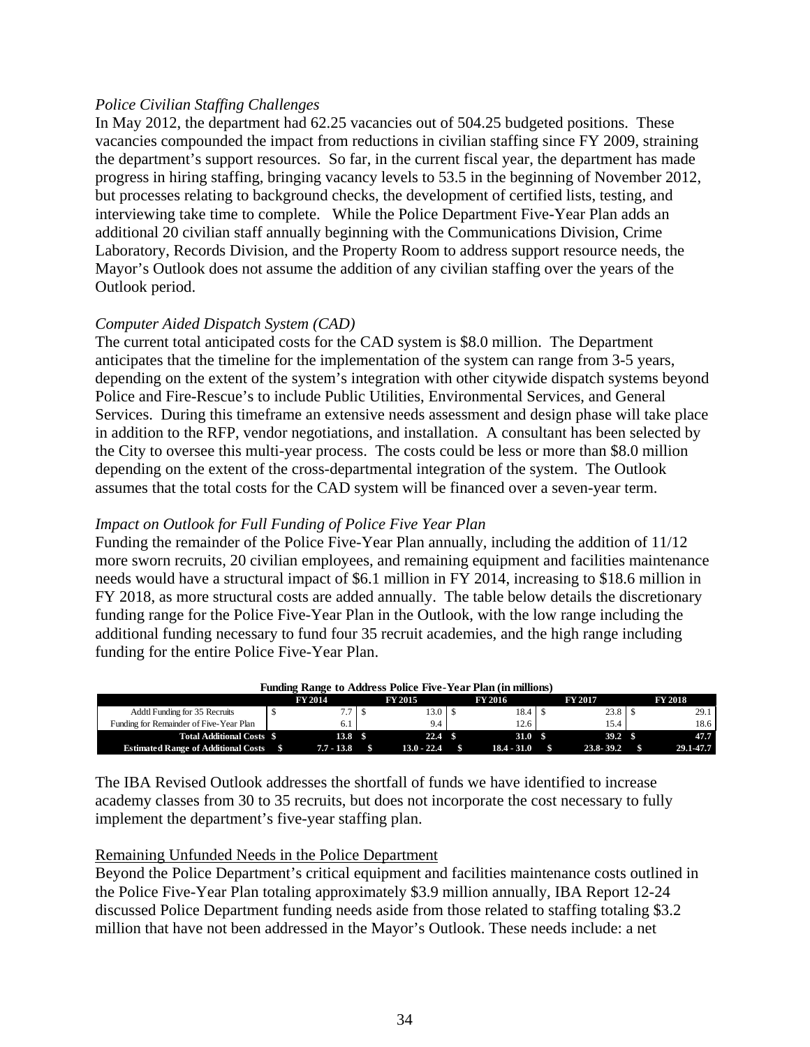*Police Civilian Staffing Challenges*

In May 2012, the department had 62.25 vacancies out of 504.25 budgeted positions. These vacancies compounded the impact from reductions in civilian staffing since FY 2009, straining the department's support resources. So far, in the current fiscal year, the department has made progress in hiring staffing, bringing vacancy levels to 53.5 in the beginning of November 2012, but processes relating to background checks, the development of certified lists, testing, and interviewing take time to complete. While the Police Department Five-Year Plan adds an additional 20 civilian staff annually beginning with the Communications Division, Crime Laboratory, Records Division, and the Property Room to address support resource needs, the Mayor's Outlook does not assume the addition of any civilian staffing over the years of the Outlook period.

*Computer Aided Dispatch System (CAD)*

The current total anticipated costs for the CAD system is $8.0 million. The Department anticipates that the timeline for the implementation of the system can range from 3-5 years, depending on the extent of the system's integration with other citywide dispatch systems beyond Police and Fire-Rescue's to include Public Utilities, Environmental Services, and General Services. During this timeframe an extensive needs assessment and design phase will take place in addition to the RFP, vendor negotiations, and installation. A consultant has been selected by the City to oversee this multi-year process. The costs could be less or more than $8.0 million depending on the extent of the cross-departmental integration of the system. The Outlook assumes that the total costs for the CAD system will be financed over a seven-year term.

*Impact on Outlook for Full Funding of Police Five Year Plan*

Funding the remainder of the Police Five-Year Plan annually, including the addition of 11/12 more sworn recruits, 20 civilian employees, and remaining equipment and facilities maintenance needs would have a structural impact of $6.1 million in FY 2014, increasing to $18.6 million in FY 2018, as more structural costs are added annually. The table below details the discretionary funding range for the Police Five-Year Plan in the Outlook, with the low range including the additional funding necessary to fund four 35 recruit academies, and the high range including funding for the entire Police Five-Year Plan.

**Funding Range to Address Police Five-Year Plan (in millions)**

| | FY 2014 | FY 2015 | FY 2016 | FY 2017 | FY 2018 |
|---|---|---|---|---|---|
| Addtl Funding for 35 Recruits | $ 7.7 | $ 13.0 | $ 18.4 | $ 23.8 | $ 29.1 |
| Funding for Remainder of Five-Year Plan | 6.1 | 9.4 | 12.6 | 15.4 | 18.6 |
| **Total Additional Costs** | **$ 13.8** | **$ 22.4** | **$ 31.0** | **$ 39.2** | **$ 47.7** |
| **Estimated Range of Additional Costs** | **$ 7.7 - 13.8** | **$ 13.0 - 22.4** | **$ 18.4 - 31.0** | **$ 23.8- 39.2** | **$ 29.1-47.7** |

The IBA Revised Outlook addresses the shortfall of funds we have identified to increase academy classes from 30 to 35 recruits, but does not incorporate the cost necessary to fully implement the department's five-year staffing plan.

<u>Remaining Unfunded Needs in the Police Department</u>

Beyond the Police Department's critical equipment and facilities maintenance costs outlined in the Police Five-Year Plan totaling approximately $3.9 million annually, IBA Report 12-24 discussed Police Department funding needs aside from those related to staffing totaling $3.2 million that have not been addressed in the Mayor's Outlook. These needs include: a net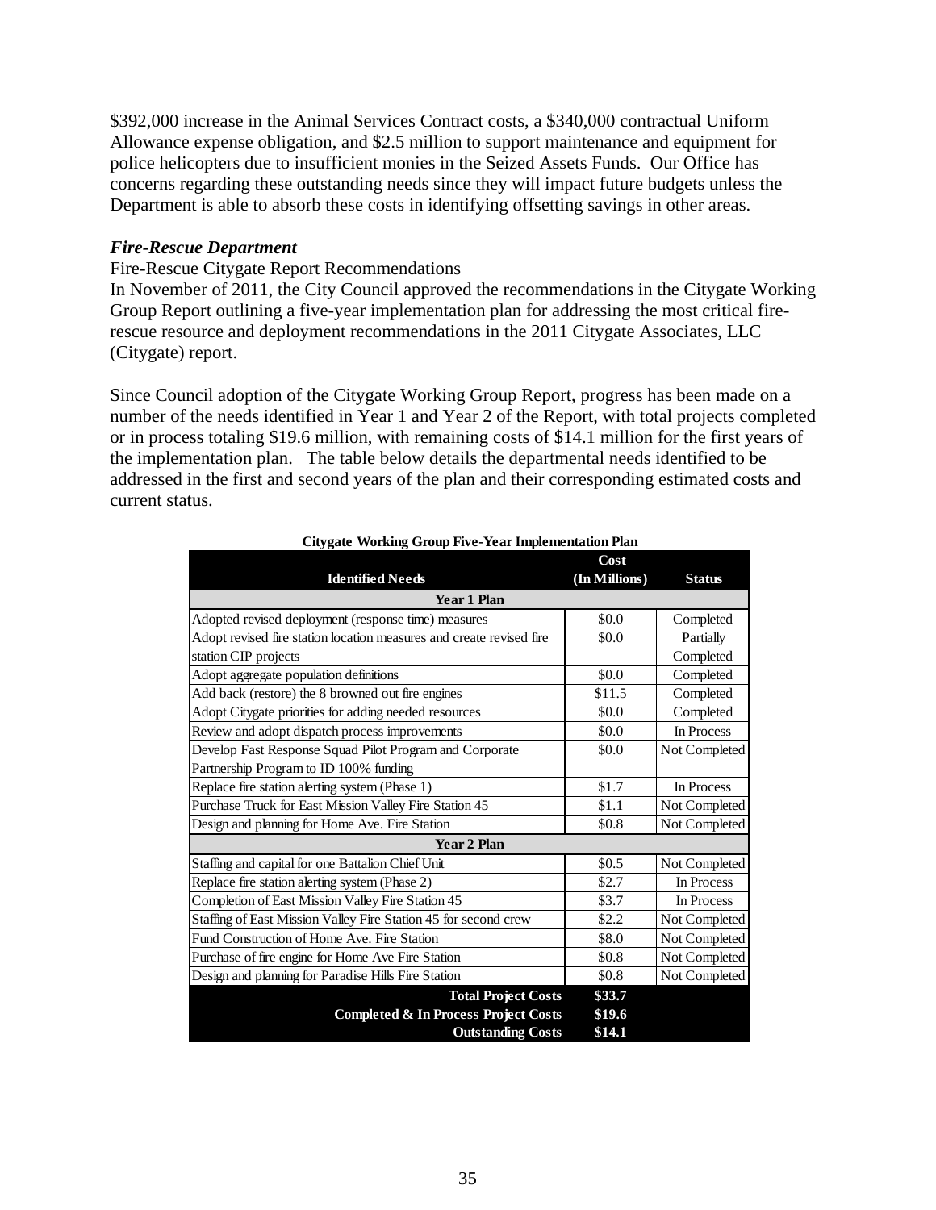$392,000 increase in the Animal Services Contract costs, a $340,000 contractual Uniform Allowance expense obligation, and $2.5 million to support maintenance and equipment for police helicopters due to insufficient monies in the Seized Assets Funds. Our Office has concerns regarding these outstanding needs since they will impact future budgets unless the Department is able to absorb these costs in identifying offsetting savings in other areas.

### *Fire-Rescue Department*

Fire-Rescue Citygate Report Recommendations

In November of 2011, the City Council approved the recommendations in the Citygate Working Group Report outlining a five-year implementation plan for addressing the most critical fire-rescue resource and deployment recommendations in the 2011 Citygate Associates, LLC (Citygate) report.

Since Council adoption of the Citygate Working Group Report, progress has been made on a number of the needs identified in Year 1 and Year 2 of the Report, with total projects completed or in process totaling $19.6 million, with remaining costs of $14.1 million for the first years of the implementation plan. The table below details the departmental needs identified to be addressed in the first and second years of the plan and their corresponding estimated costs and current status.

**Citygate Working Group Five-Year Implementation Plan**

| Identified Needs | Cost (In Millions) | Status |
|---|---|---|
| **Year 1 Plan** | | |
| Adopted revised deployment (response time) measures | $0.0 | Completed |
| Adopt revised fire station location measures and create revised fire station CIP projects | $0.0 | Partially Completed |
| Adopt aggregate population definitions | $0.0 | Completed |
| Add back (restore) the 8 browned out fire engines | $11.5 | Completed |
| Adopt Citygate priorities for adding needed resources | $0.0 | Completed |
| Review and adopt dispatch process improvements | $0.0 | In Process |
| Develop Fast Response Squad Pilot Program and Corporate Partnership Program to ID 100% funding | $0.0 | Not Completed |
| Replace fire station alerting system (Phase 1) | $1.7 | In Process |
| Purchase Truck for East Mission Valley Fire Station 45 | $1.1 | Not Completed |
| Design and planning for Home Ave. Fire Station | $0.8 | Not Completed |
| **Year 2 Plan** | | |
| Staffing and capital for one Battalion Chief Unit | $0.5 | Not Completed |
| Replace fire station alerting system (Phase 2) | $2.7 | In Process |
| Completion of East Mission Valley Fire Station 45 | $3.7 | In Process |
| Staffing of East Mission Valley Fire Station 45 for second crew | $2.2 | Not Completed |
| Fund Construction of Home Ave. Fire Station | $8.0 | Not Completed |
| Purchase of fire engine for Home Ave Fire Station | $0.8 | Not Completed |
| Design and planning for Paradise Hills Fire Station | $0.8 | Not Completed |
| **Total Project Costs** | **$33.7** | |
| **Completed & In Process Project Costs** | **$19.6** | |
| **Outstanding Costs** | **$14.1** | |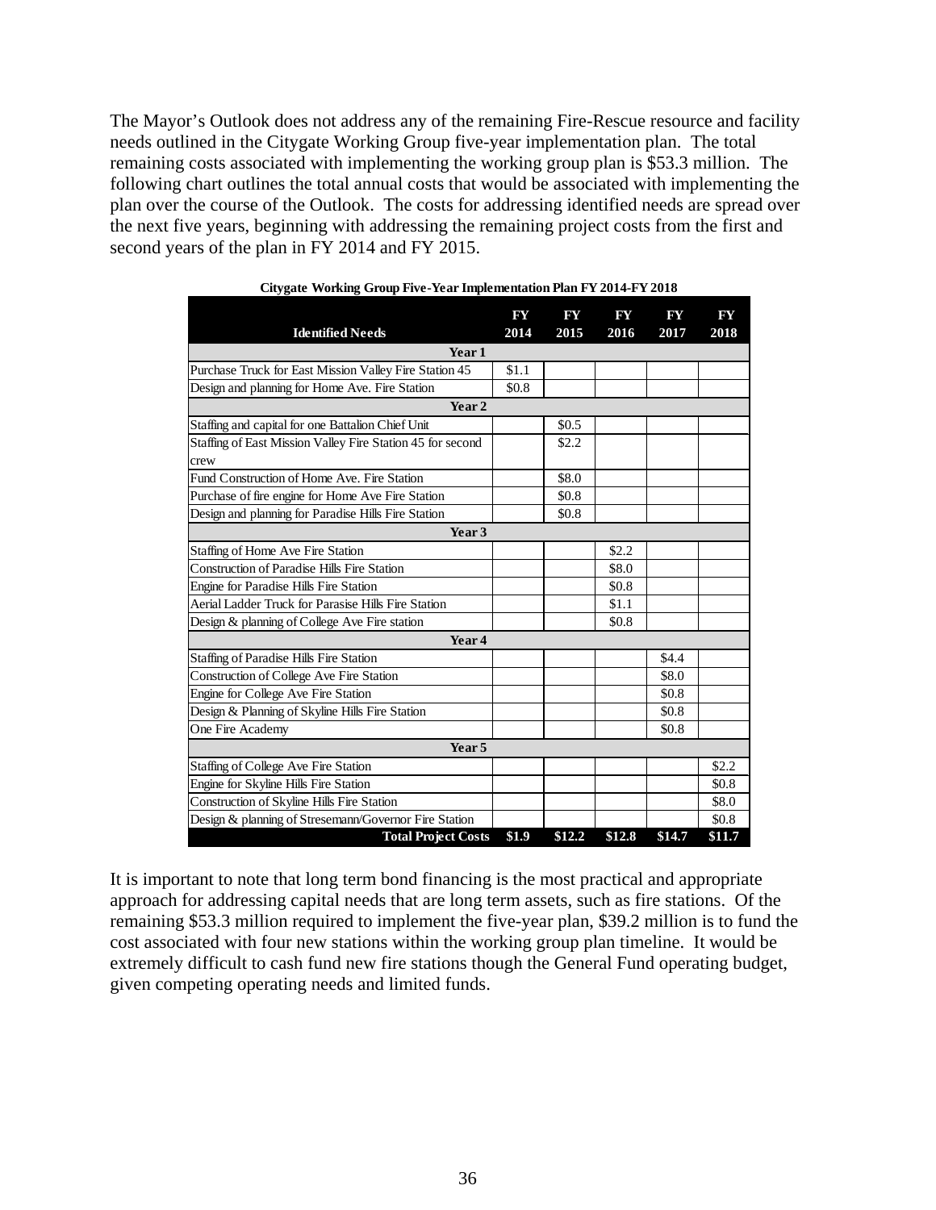The Mayor's Outlook does not address any of the remaining Fire-Rescue resource and facility needs outlined in the Citygate Working Group five-year implementation plan. The total remaining costs associated with implementing the working group plan is $53.3 million. The following chart outlines the total annual costs that would be associated with implementing the plan over the course of the Outlook. The costs for addressing identified needs are spread over the next five years, beginning with addressing the remaining project costs from the first and second years of the plan in FY 2014 and FY 2015.

**Citygate Working Group Five-Year Implementation Plan FY 2014-FY 2018**

| Identified Needs | FY 2014 | FY 2015 | FY 2016 | FY 2017 | FY 2018 |
|---|---|---|---|---|---|
| **Year 1** | | | | | |
| Purchase Truck for East Mission Valley Fire Station 45 | $1.1 | | | | |
| Design and planning for Home Ave. Fire Station | $0.8 | | | | |
| **Year 2** | | | | | |
| Staffing and capital for one Battalion Chief Unit | | $0.5 | | | |
| Staffing of East Mission Valley Fire Station 45 for second crew | | $2.2 | | | |
| Fund Construction of Home Ave. Fire Station | | $8.0 | | | |
| Purchase of fire engine for Home Ave Fire Station | | $0.8 | | | |
| Design and planning for Paradise Hills Fire Station | | $0.8 | | | |
| **Year 3** | | | | | |
| Staffing of Home Ave Fire Station | | | $2.2 | | |
| Construction of Paradise Hills Fire Station | | | $8.0 | | |
| Engine for Paradise Hills Fire Station | | | $0.8 | | |
| Aerial Ladder Truck for Parasise Hills Fire Station | | | $1.1 | | |
| Design & planning of College Ave Fire station | | | $0.8 | | |
| **Year 4** | | | | | |
| Staffing of Paradise Hills Fire Station | | | | $4.4 | |
| Construction of College Ave Fire Station | | | | $8.0 | |
| Engine for College Ave Fire Station | | | | $0.8 | |
| Design & Planning of Skyline Hills Fire Station | | | | $0.8 | |
| One Fire Academy | | | | $0.8 | |
| **Year 5** | | | | | |
| Staffing of College Ave Fire Station | | | | | $2.2 |
| Engine for Skyline Hills Fire Station | | | | | $0.8 |
| Construction of Skyline Hills Fire Station | | | | | $8.0 |
| Design & planning of Stresemann/Governor Fire Station | | | | | $0.8 |
| **Total Project Costs** | **$1.9** | **$12.2** | **$12.8** | **$14.7** | **$11.7** |

It is important to note that long term bond financing is the most practical and appropriate approach for addressing capital needs that are long term assets, such as fire stations. Of the remaining $53.3 million required to implement the five-year plan, $39.2 million is to fund the cost associated with four new stations within the working group plan timeline. It would be extremely difficult to cash fund new fire stations though the General Fund operating budget, given competing operating needs and limited funds.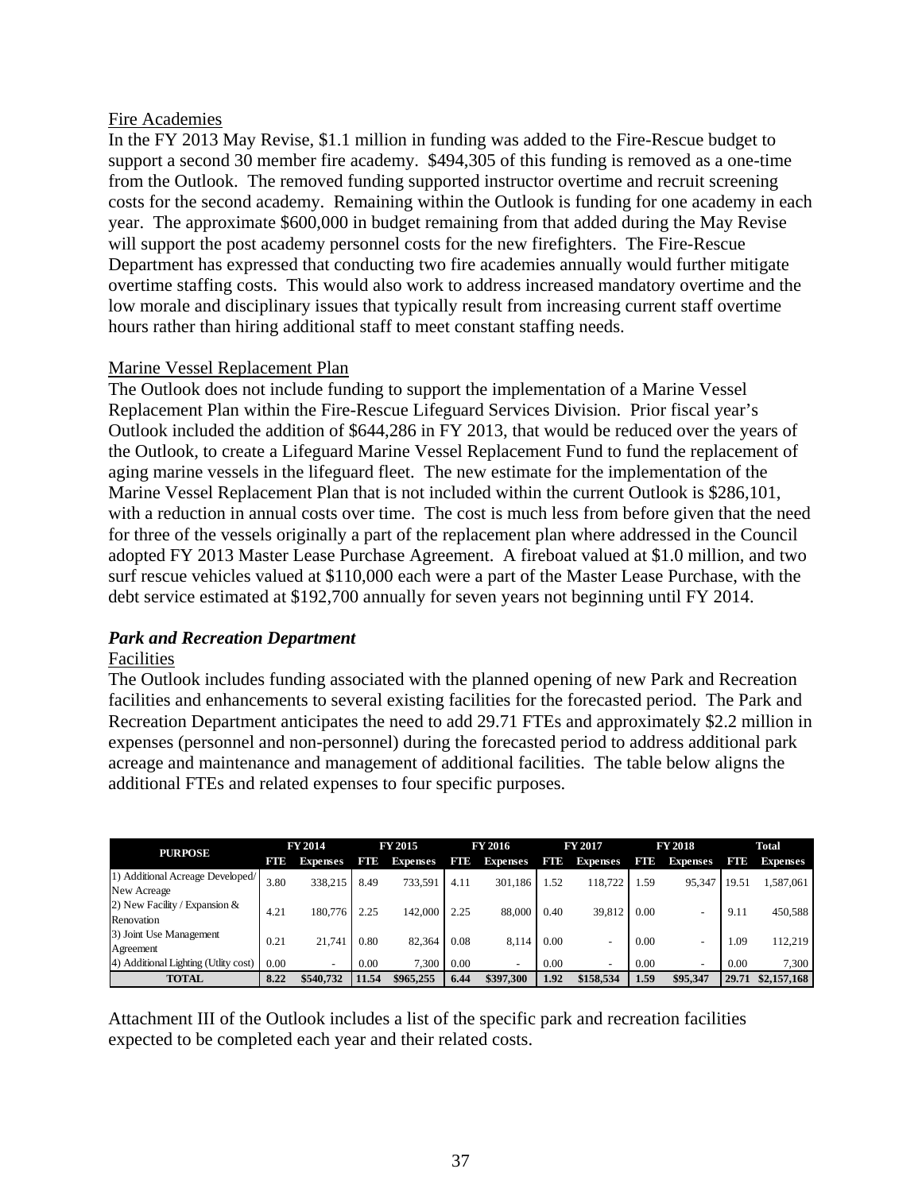Fire Academies

In the FY 2013 May Revise, $1.1 million in funding was added to the Fire-Rescue budget to support a second 30 member fire academy. $494,305 of this funding is removed as a one-time from the Outlook. The removed funding supported instructor overtime and recruit screening costs for the second academy. Remaining within the Outlook is funding for one academy in each year. The approximate $600,000 in budget remaining from that added during the May Revise will support the post academy personnel costs for the new firefighters. The Fire-Rescue Department has expressed that conducting two fire academies annually would further mitigate overtime staffing costs. This would also work to address increased mandatory overtime and the low morale and disciplinary issues that typically result from increasing current staff overtime hours rather than hiring additional staff to meet constant staffing needs.

Marine Vessel Replacement Plan

The Outlook does not include funding to support the implementation of a Marine Vessel Replacement Plan within the Fire-Rescue Lifeguard Services Division. Prior fiscal year's Outlook included the addition of $644,286 in FY 2013, that would be reduced over the years of the Outlook, to create a Lifeguard Marine Vessel Replacement Fund to fund the replacement of aging marine vessels in the lifeguard fleet. The new estimate for the implementation of the Marine Vessel Replacement Plan that is not included within the current Outlook is $286,101, with a reduction in annual costs over time. The cost is much less from before given that the need for three of the vessels originally a part of the replacement plan where addressed in the Council adopted FY 2013 Master Lease Purchase Agreement. A fireboat valued at $1.0 million, and two surf rescue vehicles valued at $110,000 each were a part of the Master Lease Purchase, with the debt service estimated at $192,700 annually for seven years not beginning until FY 2014.

***Park and Recreation Department***

Facilities

The Outlook includes funding associated with the planned opening of new Park and Recreation facilities and enhancements to several existing facilities for the forecasted period. The Park and Recreation Department anticipates the need to add 29.71 FTEs and approximately $2.2 million in expenses (personnel and non-personnel) during the forecasted period to address additional park acreage and maintenance and management of additional facilities. The table below aligns the additional FTEs and related expenses to four specific purposes.

| PURPOSE | FY 2014 | | FY 2015 | | FY 2016 | | FY 2017 | | FY 2018 | | Total | |
|---|---|---|---|---|---|---|---|---|---|---|---|---|
| | FTE | Expenses | FTE | Expenses | FTE | Expenses | FTE | Expenses | FTE | Expenses | FTE | Expenses |
| 1) Additional Acreage Developed/ New Acreage | 3.80 | 338,215 | 8.49 | 733,591 | 4.11 | 301,186 | 1.52 | 118,722 | 1.59 | 95,347 | 19.51 | 1,587,061 |
| 2) New Facility / Expansion & Renovation | 4.21 | 180,776 | 2.25 | 142,000 | 2.25 | 88,000 | 0.40 | 39,812 | 0.00 | - | 9.11 | 450,588 |
| 3) Joint Use Management Agreement | 0.21 | 21,741 | 0.80 | 82,364 | 0.08 | 8,114 | 0.00 | - | 0.00 | - | 1.09 | 112,219 |
| 4) Additional Lighting (Utlity cost) | 0.00 | - | 0.00 | 7,300 | 0.00 | - | 0.00 | - | 0.00 | - | 0.00 | 7,300 |
| **TOTAL** | **8.22** | **$540,732** | **11.54** | **$965,255** | **6.44** | **$397,300** | **1.92** | **$158,534** | **1.59** | **$95,347** | **29.71** | **$2,157,168** |

Attachment III of the Outlook includes a list of the specific park and recreation facilities expected to be completed each year and their related costs.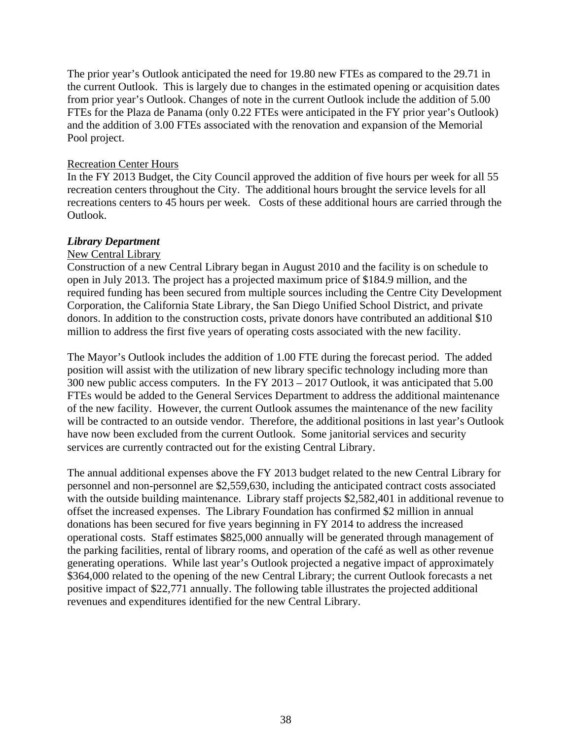The prior year's Outlook anticipated the need for 19.80 new FTEs as compared to the 29.71 in the current Outlook. This is largely due to changes in the estimated opening or acquisition dates from prior year's Outlook. Changes of note in the current Outlook include the addition of 5.00 FTEs for the Plaza de Panama (only 0.22 FTEs were anticipated in the FY prior year's Outlook) and the addition of 3.00 FTEs associated with the renovation and expansion of the Memorial Pool project.

<u>Recreation Center Hours</u>
In the FY 2013 Budget, the City Council approved the addition of five hours per week for all 55 recreation centers throughout the City. The additional hours brought the service levels for all recreations centers to 45 hours per week. Costs of these additional hours are carried through the Outlook.

***Library Department***

<u>New Central Library</u>
Construction of a new Central Library began in August 2010 and the facility is on schedule to open in July 2013. The project has a projected maximum price of $184.9 million, and the required funding has been secured from multiple sources including the Centre City Development Corporation, the California State Library, the San Diego Unified School District, and private donors. In addition to the construction costs, private donors have contributed an additional $10 million to address the first five years of operating costs associated with the new facility.

The Mayor's Outlook includes the addition of 1.00 FTE during the forecast period. The added position will assist with the utilization of new library specific technology including more than 300 new public access computers. In the FY 2013 – 2017 Outlook, it was anticipated that 5.00 FTEs would be added to the General Services Department to address the additional maintenance of the new facility. However, the current Outlook assumes the maintenance of the new facility will be contracted to an outside vendor. Therefore, the additional positions in last year's Outlook have now been excluded from the current Outlook. Some janitorial services and security services are currently contracted out for the existing Central Library.

The annual additional expenses above the FY 2013 budget related to the new Central Library for personnel and non-personnel are $2,559,630, including the anticipated contract costs associated with the outside building maintenance. Library staff projects $2,582,401 in additional revenue to offset the increased expenses. The Library Foundation has confirmed $2 million in annual donations has been secured for five years beginning in FY 2014 to address the increased operational costs. Staff estimates $825,000 annually will be generated through management of the parking facilities, rental of library rooms, and operation of the café as well as other revenue generating operations. While last year's Outlook projected a negative impact of approximately $364,000 related to the opening of the new Central Library; the current Outlook forecasts a net positive impact of $22,771 annually. The following table illustrates the projected additional revenues and expenditures identified for the new Central Library.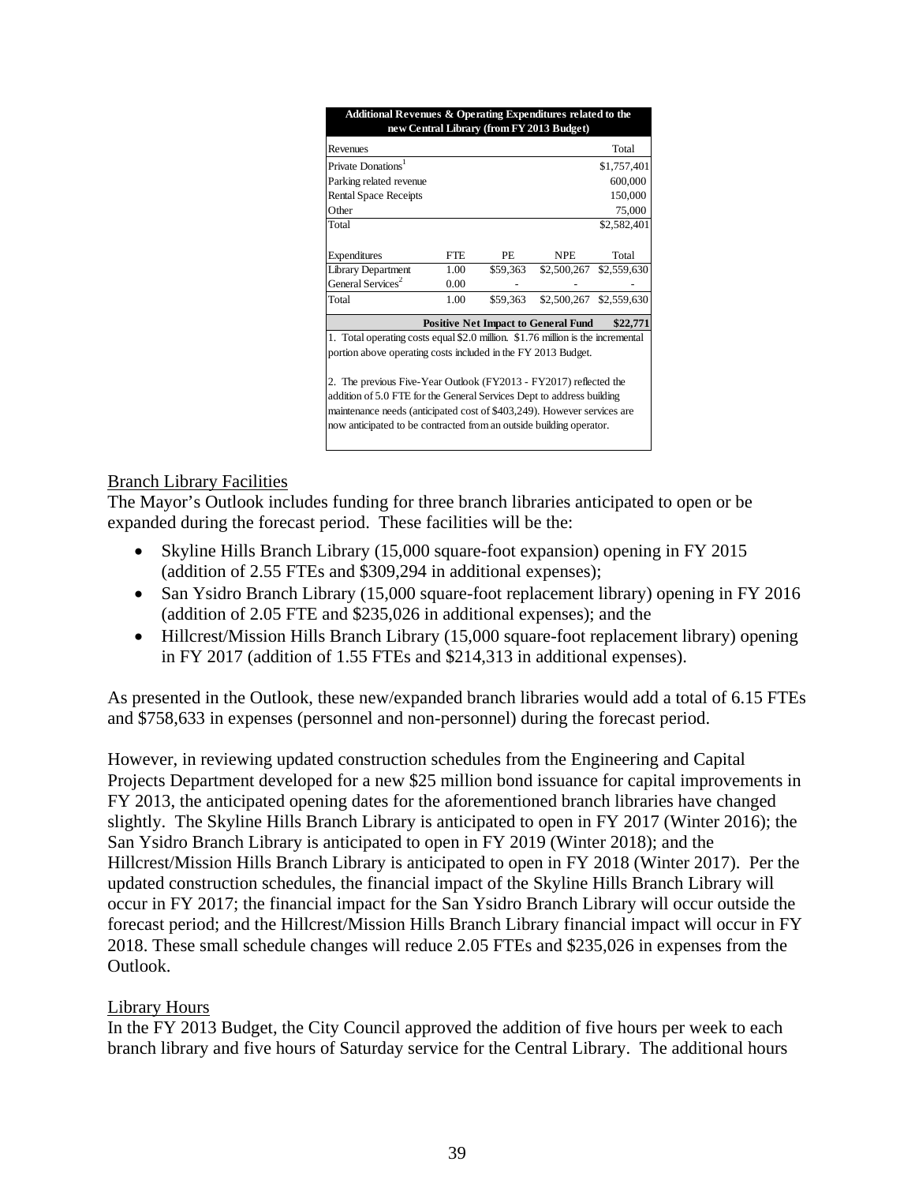| Additional Revenues & Operating Expenditures related to the new Central Library (from FY 2013 Budget) | | | | |
|---|---|---|---|---|
| Revenues | | | | Total |
| Private Donations[1] | | | | $1,757,401 |
| Parking related revenue | | | | 600,000 |
| Rental Space Receipts | | | | 150,000 |
| Other | | | | 75,000 |
| Total | | | | $2,582,401 |
| | | | | |
| Expenditures | FTE | PE | NPE | Total |
| Library Department | 1.00 | $59,363 | $2,500,267 | $2,559,630 |
| General Services[2] | 0.00 | - | - | - |
| Total | 1.00 | $59,363 | $2,500,267 | $2,559,630 |
| | | **Positive Net Impact to General Fund** | | **$22,771** |

1. Total operating costs equal $2.0 million. $1.76 million is the incremental portion above operating costs included in the FY 2013 Budget.

2. The previous Five-Year Outlook (FY2013 - FY2017) reflected the addition of 5.0 FTE for the General Services Dept to address building maintenance needs (anticipated cost of $403,249). However services are now anticipated to be contracted from an outside building operator.

Branch Library Facilities

The Mayor's Outlook includes funding for three branch libraries anticipated to open or be expanded during the forecast period. These facilities will be the:

- Skyline Hills Branch Library (15,000 square-foot expansion) opening in FY 2015 (addition of 2.55 FTEs and $309,294 in additional expenses);
- San Ysidro Branch Library (15,000 square-foot replacement library) opening in FY 2016 (addition of 2.05 FTE and $235,026 in additional expenses); and the
- Hillcrest/Mission Hills Branch Library (15,000 square-foot replacement library) opening in FY 2017 (addition of 1.55 FTEs and $214,313 in additional expenses).

As presented in the Outlook, these new/expanded branch libraries would add a total of 6.15 FTEs and $758,633 in expenses (personnel and non-personnel) during the forecast period.

However, in reviewing updated construction schedules from the Engineering and Capital Projects Department developed for a new $25 million bond issuance for capital improvements in FY 2013, the anticipated opening dates for the aforementioned branch libraries have changed slightly. The Skyline Hills Branch Library is anticipated to open in FY 2017 (Winter 2016); the San Ysidro Branch Library is anticipated to open in FY 2019 (Winter 2018); and the Hillcrest/Mission Hills Branch Library is anticipated to open in FY 2018 (Winter 2017). Per the updated construction schedules, the financial impact of the Skyline Hills Branch Library will occur in FY 2017; the financial impact for the San Ysidro Branch Library will occur outside the forecast period; and the Hillcrest/Mission Hills Branch Library financial impact will occur in FY 2018. These small schedule changes will reduce 2.05 FTEs and $235,026 in expenses from the Outlook.

Library Hours

In the FY 2013 Budget, the City Council approved the addition of five hours per week to each branch library and five hours of Saturday service for the Central Library. The additional hours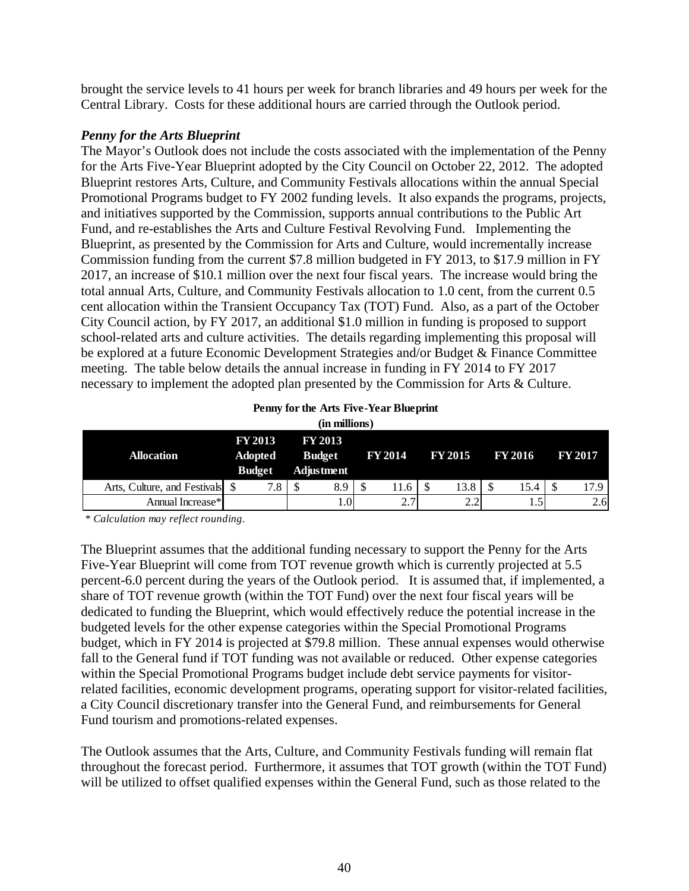brought the service levels to 41 hours per week for branch libraries and 49 hours per week for the Central Library. Costs for these additional hours are carried through the Outlook period.

***Penny for the Arts Blueprint***

The Mayor's Outlook does not include the costs associated with the implementation of the Penny for the Arts Five-Year Blueprint adopted by the City Council on October 22, 2012. The adopted Blueprint restores Arts, Culture, and Community Festivals allocations within the annual Special Promotional Programs budget to FY 2002 funding levels. It also expands the programs, projects, and initiatives supported by the Commission, supports annual contributions to the Public Art Fund, and re-establishes the Arts and Culture Festival Revolving Fund. Implementing the Blueprint, as presented by the Commission for Arts and Culture, would incrementally increase Commission funding from the current $7.8 million budgeted in FY 2013, to $17.9 million in FY 2017, an increase of $10.1 million over the next four fiscal years. The increase would bring the total annual Arts, Culture, and Community Festivals allocation to 1.0 cent, from the current 0.5 cent allocation within the Transient Occupancy Tax (TOT) Fund. Also, as a part of the October City Council action, by FY 2017, an additional $1.0 million in funding is proposed to support school-related arts and culture activities. The details regarding implementing this proposal will be explored at a future Economic Development Strategies and/or Budget & Finance Committee meeting. The table below details the annual increase in funding in FY 2014 to FY 2017 necessary to implement the adopted plan presented by the Commission for Arts & Culture.

**Penny for the Arts Five-Year Blueprint**
**(in millions)**

| Allocation | FY 2013 Adopted Budget | FY 2013 Budget Adjustment | FY 2014 | FY 2015 | FY 2016 | FY 2017 |
|---|---|---|---|---|---|---|
| Arts, Culture, and Festivals | $ 7.8 | $ 8.9 | $ 11.6 | $ 13.8 | $ 15.4 | $ 17.9 |
| Annual Increase* | | 1.0 | 2.7 | 2.2 | 1.5 | 2.6 |

*\* Calculation may reflect rounding.*

The Blueprint assumes that the additional funding necessary to support the Penny for the Arts Five-Year Blueprint will come from TOT revenue growth which is currently projected at 5.5 percent-6.0 percent during the years of the Outlook period. It is assumed that, if implemented, a share of TOT revenue growth (within the TOT Fund) over the next four fiscal years will be dedicated to funding the Blueprint, which would effectively reduce the potential increase in the budgeted levels for the other expense categories within the Special Promotional Programs budget, which in FY 2014 is projected at $79.8 million. These annual expenses would otherwise fall to the General fund if TOT funding was not available or reduced. Other expense categories within the Special Promotional Programs budget include debt service payments for visitor-related facilities, economic development programs, operating support for visitor-related facilities, a City Council discretionary transfer into the General Fund, and reimbursements for General Fund tourism and promotions-related expenses.

The Outlook assumes that the Arts, Culture, and Community Festivals funding will remain flat throughout the forecast period. Furthermore, it assumes that TOT growth (within the TOT Fund) will be utilized to offset qualified expenses within the General Fund, such as those related to the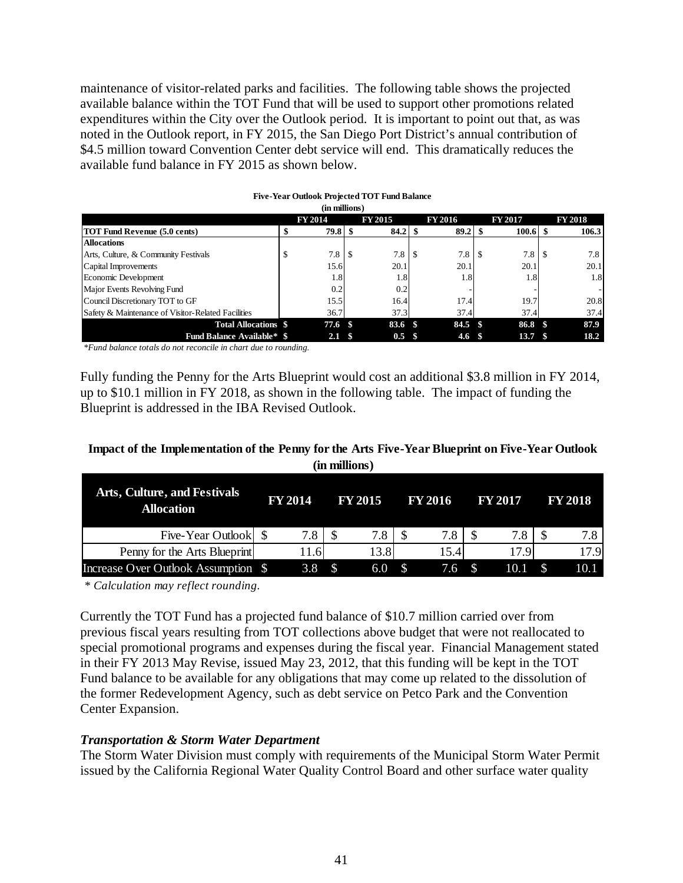maintenance of visitor-related parks and facilities. The following table shows the projected available balance within the TOT Fund that will be used to support other promotions related expenditures within the City over the Outlook period. It is important to point out that, as was noted in the Outlook report, in FY 2015, the San Diego Port District's annual contribution of $4.5 million toward Convention Center debt service will end. This dramatically reduces the available fund balance in FY 2015 as shown below.

**Five-Year Outlook Projected TOT Fund Balance**
**(in millions)**

| | FY 2014 | FY 2015 | FY 2016 | FY 2017 | FY 2018 |
|---|---|---|---|---|---|
| **TOT Fund Revenue (5.0 cents)** | $ 79.8 | $ 84.2 | $ 89.2 | $ 100.6 | $ 106.3 |
| **Allocations** | | | | | |
| Arts, Culture, & Community Festivals | $ 7.8 | $ 7.8 | $ 7.8 | $ 7.8 | $ 7.8 |
| Capital Improvements | 15.6 | 20.1 | 20.1 | 20.1 | 20.1 |
| Economic Development | 1.8 | 1.8 | 1.8 | 1.8 | 1.8 |
| Major Events Revolving Fund | 0.2 | 0.2 | - | - | - |
| Council Discretionary TOT to GF | 15.5 | 16.4 | 17.4 | 19.7 | 20.8 |
| Safety & Maintenance of Visitor-Related Facilities | 36.7 | 37.3 | 37.4 | 37.4 | 37.4 |
| **Total Allocations** | **$ 77.6** | **$ 83.6** | **$ 84.5** | **$ 86.8** | **$ 87.9** |
| **Fund Balance Available*** | **$ 2.1** | **$ 0.5** | **$ 4.6** | **$ 13.7** | **$ 18.2** |

*\*Fund balance totals do not reconcile in chart due to rounding.*

Fully funding the Penny for the Arts Blueprint would cost an additional $3.8 million in FY 2014, up to $10.1 million in FY 2018, as shown in the following table. The impact of funding the Blueprint is addressed in the IBA Revised Outlook.

**Impact of the Implementation of the Penny for the Arts Five-Year Blueprint on Five-Year Outlook (in millions)**

| Arts, Culture, and Festivals Allocation | FY 2014 | FY 2015 | FY 2016 | FY 2017 | FY 2018 |
|---|---|---|---|---|---|
| Five-Year Outlook | $ 7.8 | $ 7.8 | $ 7.8 | $ 7.8 | $ 7.8 |
| Penny for the Arts Blueprint | 11.6 | 13.8 | 15.4 | 17.9 | 17.9 |
| Increase Over Outlook Assumption | $ 3.8 | $ 6.0 | $ 7.6 | $ 10.1 | $ 10.1 |

*\* Calculation may reflect rounding.*

Currently the TOT Fund has a projected fund balance of $10.7 million carried over from previous fiscal years resulting from TOT collections above budget that were not reallocated to special promotional programs and expenses during the fiscal year. Financial Management stated in their FY 2013 May Revise, issued May 23, 2012, that this funding will be kept in the TOT Fund balance to be available for any obligations that may come up related to the dissolution of the former Redevelopment Agency, such as debt service on Petco Park and the Convention Center Expansion.

***Transportation & Storm Water Department***

The Storm Water Division must comply with requirements of the Municipal Storm Water Permit issued by the California Regional Water Quality Control Board and other surface water quality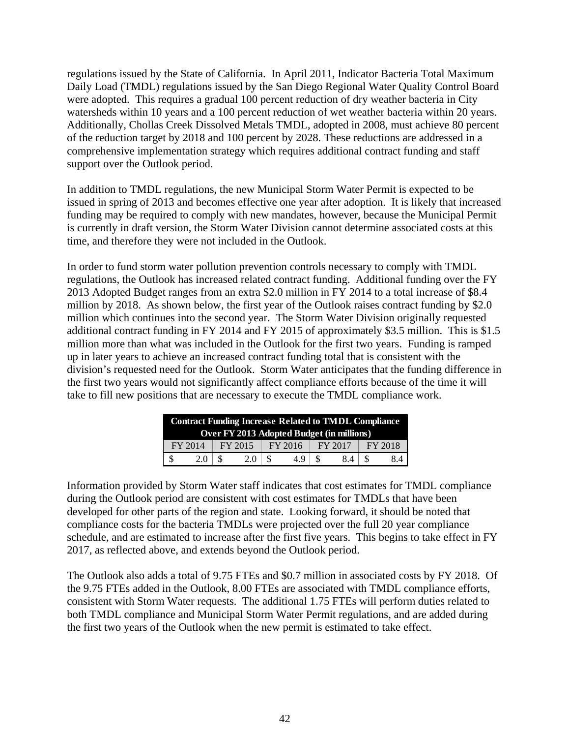regulations issued by the State of California. In April 2011, Indicator Bacteria Total Maximum Daily Load (TMDL) regulations issued by the San Diego Regional Water Quality Control Board were adopted. This requires a gradual 100 percent reduction of dry weather bacteria in City watersheds within 10 years and a 100 percent reduction of wet weather bacteria within 20 years. Additionally, Chollas Creek Dissolved Metals TMDL, adopted in 2008, must achieve 80 percent of the reduction target by 2018 and 100 percent by 2028. These reductions are addressed in a comprehensive implementation strategy which requires additional contract funding and staff support over the Outlook period.

In addition to TMDL regulations, the new Municipal Storm Water Permit is expected to be issued in spring of 2013 and becomes effective one year after adoption. It is likely that increased funding may be required to comply with new mandates, however, because the Municipal Permit is currently in draft version, the Storm Water Division cannot determine associated costs at this time, and therefore they were not included in the Outlook.

In order to fund storm water pollution prevention controls necessary to comply with TMDL regulations, the Outlook has increased related contract funding. Additional funding over the FY 2013 Adopted Budget ranges from an extra $2.0 million in FY 2014 to a total increase of $8.4 million by 2018. As shown below, the first year of the Outlook raises contract funding by $2.0 million which continues into the second year. The Storm Water Division originally requested additional contract funding in FY 2014 and FY 2015 of approximately $3.5 million. This is $1.5 million more than what was included in the Outlook for the first two years. Funding is ramped up in later years to achieve an increased contract funding total that is consistent with the division's requested need for the Outlook. Storm Water anticipates that the funding difference in the first two years would not significantly affect compliance efforts because of the time it will take to fill new positions that are necessary to execute the TMDL compliance work.

| Contract Funding Increase Related to TMDL Compliance Over FY 2013 Adopted Budget (in millions) | | | | |
|---|---|---|---|---|
| FY 2014 | FY 2015 | FY 2016 | FY 2017 | FY 2018 |
| $ 2.0 | $ 2.0 | $ 4.9 | $ 8.4 | $ 8.4 |

Information provided by Storm Water staff indicates that cost estimates for TMDL compliance during the Outlook period are consistent with cost estimates for TMDLs that have been developed for other parts of the region and state. Looking forward, it should be noted that compliance costs for the bacteria TMDLs were projected over the full 20 year compliance schedule, and are estimated to increase after the first five years. This begins to take effect in FY 2017, as reflected above, and extends beyond the Outlook period.

The Outlook also adds a total of 9.75 FTEs and $0.7 million in associated costs by FY 2018. Of the 9.75 FTEs added in the Outlook, 8.00 FTEs are associated with TMDL compliance efforts, consistent with Storm Water requests. The additional 1.75 FTEs will perform duties related to both TMDL compliance and Municipal Storm Water Permit regulations, and are added during the first two years of the Outlook when the new permit is estimated to take effect.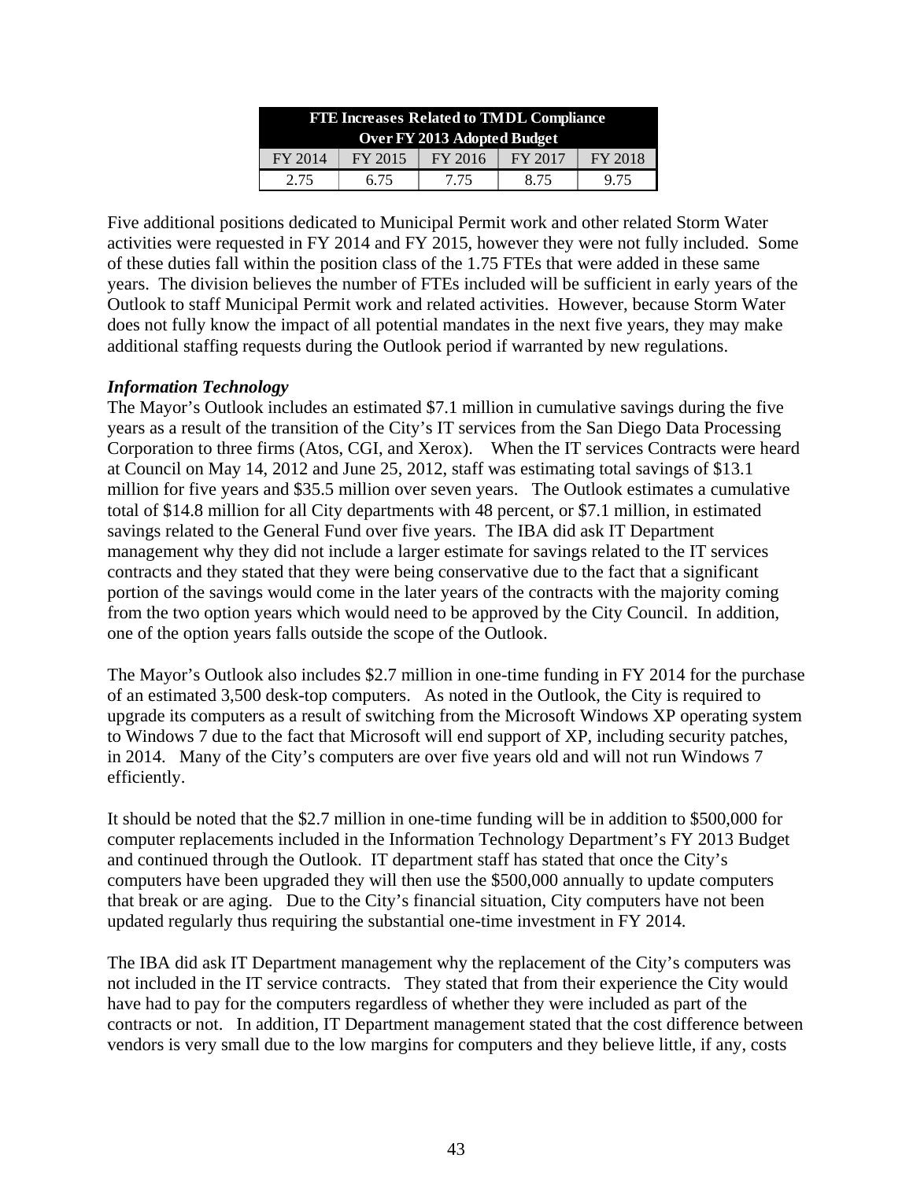| FTE Increases Related to TMDL Compliance Over FY 2013 Adopted Budget | | | | |
|---|---|---|---|---|
| FY 2014 | FY 2015 | FY 2016 | FY 2017 | FY 2018 |
| 2.75 | 6.75 | 7.75 | 8.75 | 9.75 |

Five additional positions dedicated to Municipal Permit work and other related Storm Water activities were requested in FY 2014 and FY 2015, however they were not fully included. Some of these duties fall within the position class of the 1.75 FTEs that were added in these same years. The division believes the number of FTEs included will be sufficient in early years of the Outlook to staff Municipal Permit work and related activities. However, because Storm Water does not fully know the impact of all potential mandates in the next five years, they may make additional staffing requests during the Outlook period if warranted by new regulations.

***Information Technology***

The Mayor's Outlook includes an estimated $7.1 million in cumulative savings during the five years as a result of the transition of the City's IT services from the San Diego Data Processing Corporation to three firms (Atos, CGI, and Xerox). When the IT services Contracts were heard at Council on May 14, 2012 and June 25, 2012, staff was estimating total savings of $13.1 million for five years and $35.5 million over seven years. The Outlook estimates a cumulative total of $14.8 million for all City departments with 48 percent, or $7.1 million, in estimated savings related to the General Fund over five years. The IBA did ask IT Department management why they did not include a larger estimate for savings related to the IT services contracts and they stated that they were being conservative due to the fact that a significant portion of the savings would come in the later years of the contracts with the majority coming from the two option years which would need to be approved by the City Council. In addition, one of the option years falls outside the scope of the Outlook.

The Mayor's Outlook also includes $2.7 million in one-time funding in FY 2014 for the purchase of an estimated 3,500 desk-top computers. As noted in the Outlook, the City is required to upgrade its computers as a result of switching from the Microsoft Windows XP operating system to Windows 7 due to the fact that Microsoft will end support of XP, including security patches, in 2014. Many of the City's computers are over five years old and will not run Windows 7 efficiently.

It should be noted that the $2.7 million in one-time funding will be in addition to $500,000 for computer replacements included in the Information Technology Department's FY 2013 Budget and continued through the Outlook. IT department staff has stated that once the City's computers have been upgraded they will then use the $500,000 annually to update computers that break or are aging. Due to the City's financial situation, City computers have not been updated regularly thus requiring the substantial one-time investment in FY 2014.

The IBA did ask IT Department management why the replacement of the City's computers was not included in the IT service contracts. They stated that from their experience the City would have had to pay for the computers regardless of whether they were included as part of the contracts or not. In addition, IT Department management stated that the cost difference between vendors is very small due to the low margins for computers and they believe little, if any, costs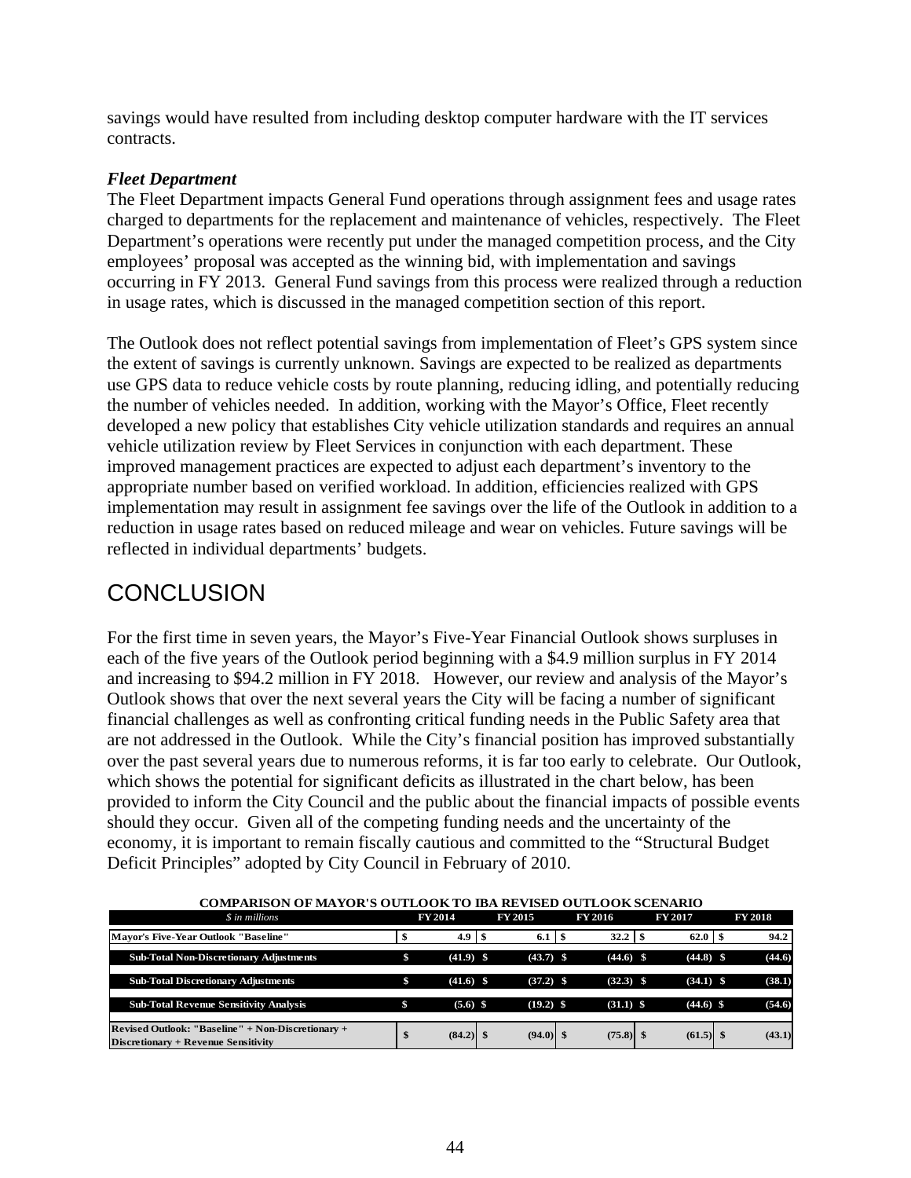savings would have resulted from including desktop computer hardware with the IT services contracts.

***Fleet Department***

The Fleet Department impacts General Fund operations through assignment fees and usage rates charged to departments for the replacement and maintenance of vehicles, respectively. The Fleet Department's operations were recently put under the managed competition process, and the City employees' proposal was accepted as the winning bid, with implementation and savings occurring in FY 2013. General Fund savings from this process were realized through a reduction in usage rates, which is discussed in the managed competition section of this report.

The Outlook does not reflect potential savings from implementation of Fleet's GPS system since the extent of savings is currently unknown. Savings are expected to be realized as departments use GPS data to reduce vehicle costs by route planning, reducing idling, and potentially reducing the number of vehicles needed. In addition, working with the Mayor's Office, Fleet recently developed a new policy that establishes City vehicle utilization standards and requires an annual vehicle utilization review by Fleet Services in conjunction with each department. These improved management practices are expected to adjust each department's inventory to the appropriate number based on verified workload. In addition, efficiencies realized with GPS implementation may result in assignment fee savings over the life of the Outlook in addition to a reduction in usage rates based on reduced mileage and wear on vehicles. Future savings will be reflected in individual departments' budgets.

# CONCLUSION

For the first time in seven years, the Mayor's Five-Year Financial Outlook shows surpluses in each of the five years of the Outlook period beginning with a $4.9 million surplus in FY 2014 and increasing to $94.2 million in FY 2018. However, our review and analysis of the Mayor's Outlook shows that over the next several years the City will be facing a number of significant financial challenges as well as confronting critical funding needs in the Public Safety area that are not addressed in the Outlook. While the City's financial position has improved substantially over the past several years due to numerous reforms, it is far too early to celebrate. Our Outlook, which shows the potential for significant deficits as illustrated in the chart below, has been provided to inform the City Council and the public about the financial impacts of possible events should they occur. Given all of the competing funding needs and the uncertainty of the economy, it is important to remain fiscally cautious and committed to the "Structural Budget Deficit Principles" adopted by City Council in February of 2010.

**COMPARISON OF MAYOR'S OUTLOOK TO IBA REVISED OUTLOOK SCENARIO**

| *$ in millions* | FY 2014 | FY 2015 | FY 2016 | FY 2017 | FY 2018 |
|---|---|---|---|---|---|
| **Mayor's Five-Year Outlook "Baseline"** | $ 4.9 | $ 6.1 | $ 32.2 | $ 62.0 | $ 94.2 |
| **Sub-Total Non-Discretionary Adjustments** | $ (41.9) | $ (43.7) | $ (44.6) | $ (44.8) | $ (44.6) |
| **Sub-Total Discretionary Adjustments** | $ (41.6) | $ (37.2) | $ (32.3) | $ (34.1) | $ (38.1) |
| **Sub-Total Revenue Sensitivity Analysis** | $ (5.6) | $ (19.2) | $ (31.1) | $ (44.6) | $ (54.6) |
| **Revised Outlook: "Baseline" + Non-Discretionary + Discretionary + Revenue Sensitivity** | $ (84.2) | $ (94.0) | $ (75.8) | $ (61.5) | $ (43.1) |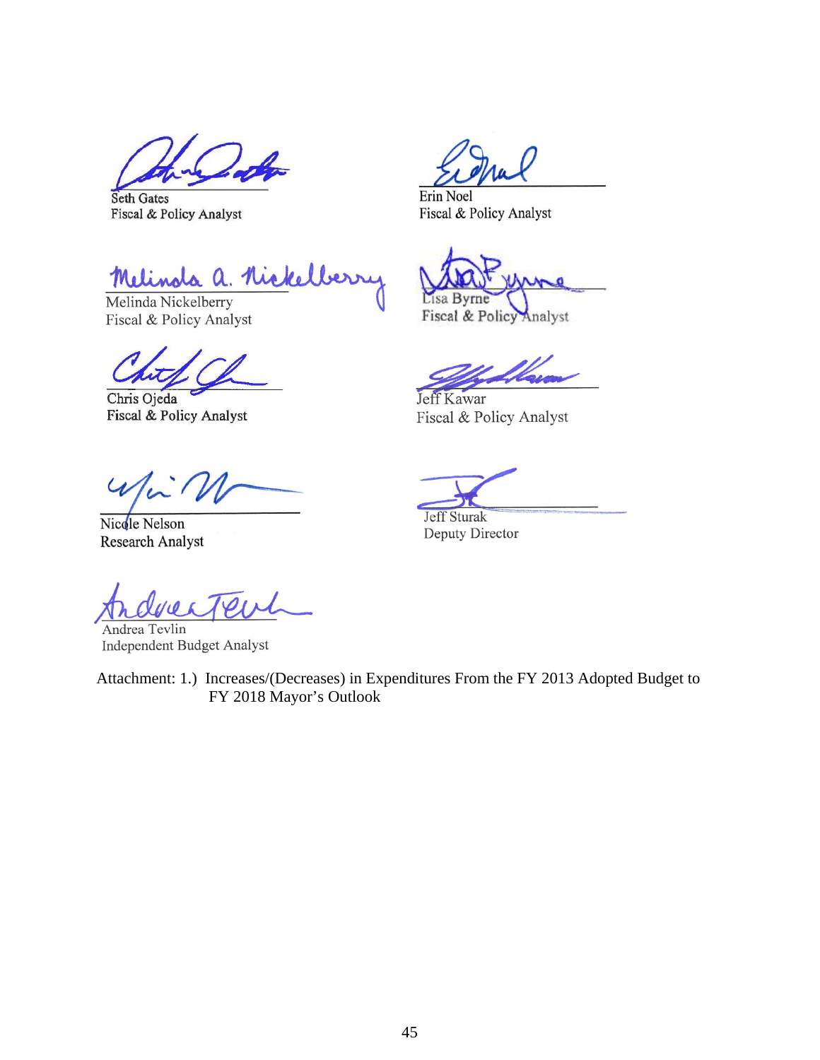Seth Gates
Fiscal & Policy Analyst

Erin Noel
Fiscal & Policy Analyst

Melinda Nickelberry
Fiscal & Policy Analyst

Lisa Byrne
Fiscal & Policy Analyst

Chris Ojeda
Fiscal & Policy Analyst

Jeff Kawar
Fiscal & Policy Analyst

Nicole Nelson
Research Analyst

Jeff Sturak
Deputy Director

Andrea Tevlin
Independent Budget Analyst

Attachment: 1.) Increases/(Decreases) in Expenditures From the FY 2013 Adopted Budget to FY 2018 Mayor's Outlook